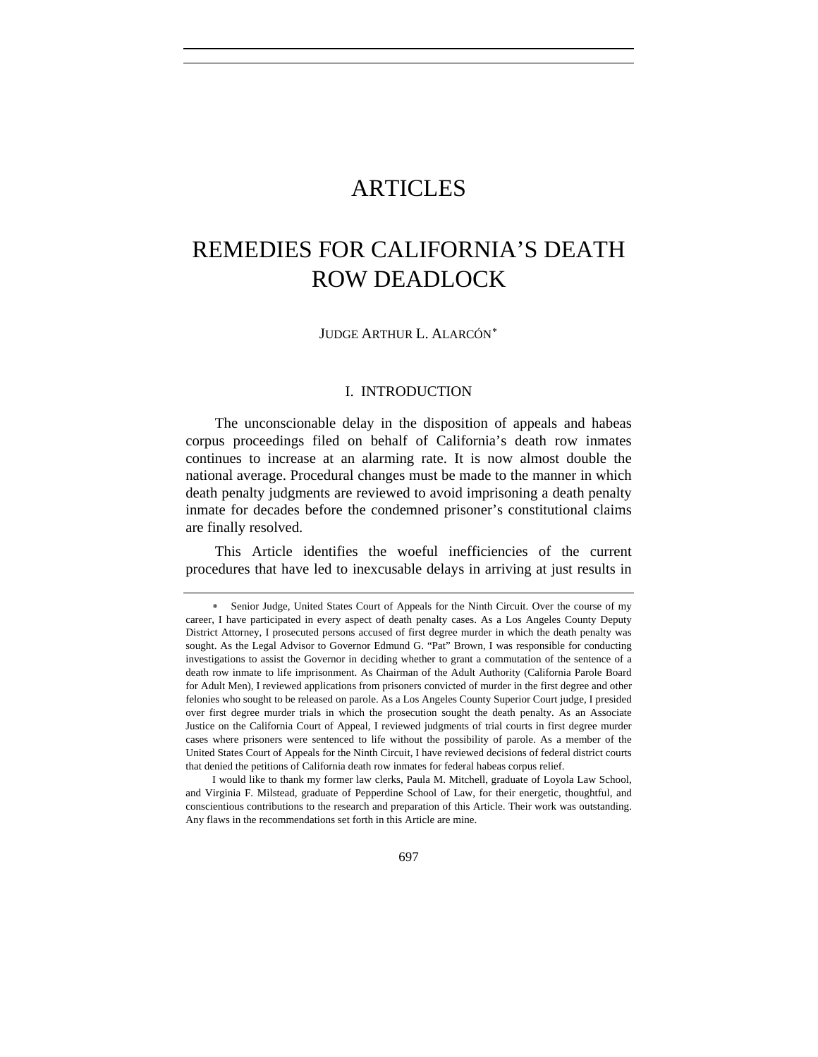# ARTICLES

# REMEDIES FOR CALIFORNIA'S DEATH ROW DEADLOCK

JUDGE ARTHUR L. ALARCÓN[*]

## I. INTRODUCTION

The unconscionable delay in the disposition of appeals and habeas corpus proceedings filed on behalf of California's death row inmates continues to increase at an alarming rate. It is now almost double the national average. Procedural changes must be made to the manner in which death penalty judgments are reviewed to avoid imprisoning a death penalty inmate for decades before the condemned prisoner's constitutional claims are finally resolved.

This Article identifies the woeful inefficiencies of the current procedures that have led to inexcusable delays in arriving at just results in

---

[*] Senior Judge, United States Court of Appeals for the Ninth Circuit. Over the course of my career, I have participated in every aspect of death penalty cases. As a Los Angeles County Deputy District Attorney, I prosecuted persons accused of first degree murder in which the death penalty was sought. As the Legal Advisor to Governor Edmund G. "Pat" Brown, I was responsible for conducting investigations to assist the Governor in deciding whether to grant a commutation of the sentence of a death row inmate to life imprisonment. As Chairman of the Adult Authority (California Parole Board for Adult Men), I reviewed applications from prisoners convicted of murder in the first degree and other felonies who sought to be released on parole. As a Los Angeles County Superior Court judge, I presided over first degree murder trials in which the prosecution sought the death penalty. As an Associate Justice on the California Court of Appeal, I reviewed judgments of trial courts in first degree murder cases where prisoners were sentenced to life without the possibility of parole. As a member of the United States Court of Appeals for the Ninth Circuit, I have reviewed decisions of federal district courts that denied the petitions of California death row inmates for federal habeas corpus relief.

I would like to thank my former law clerks, Paula M. Mitchell, graduate of Loyola Law School, and Virginia F. Milstead, graduate of Pepperdine School of Law, for their energetic, thoughtful, and conscientious contributions to the research and preparation of this Article. Their work was outstanding. Any flaws in the recommendations set forth in this Article are mine.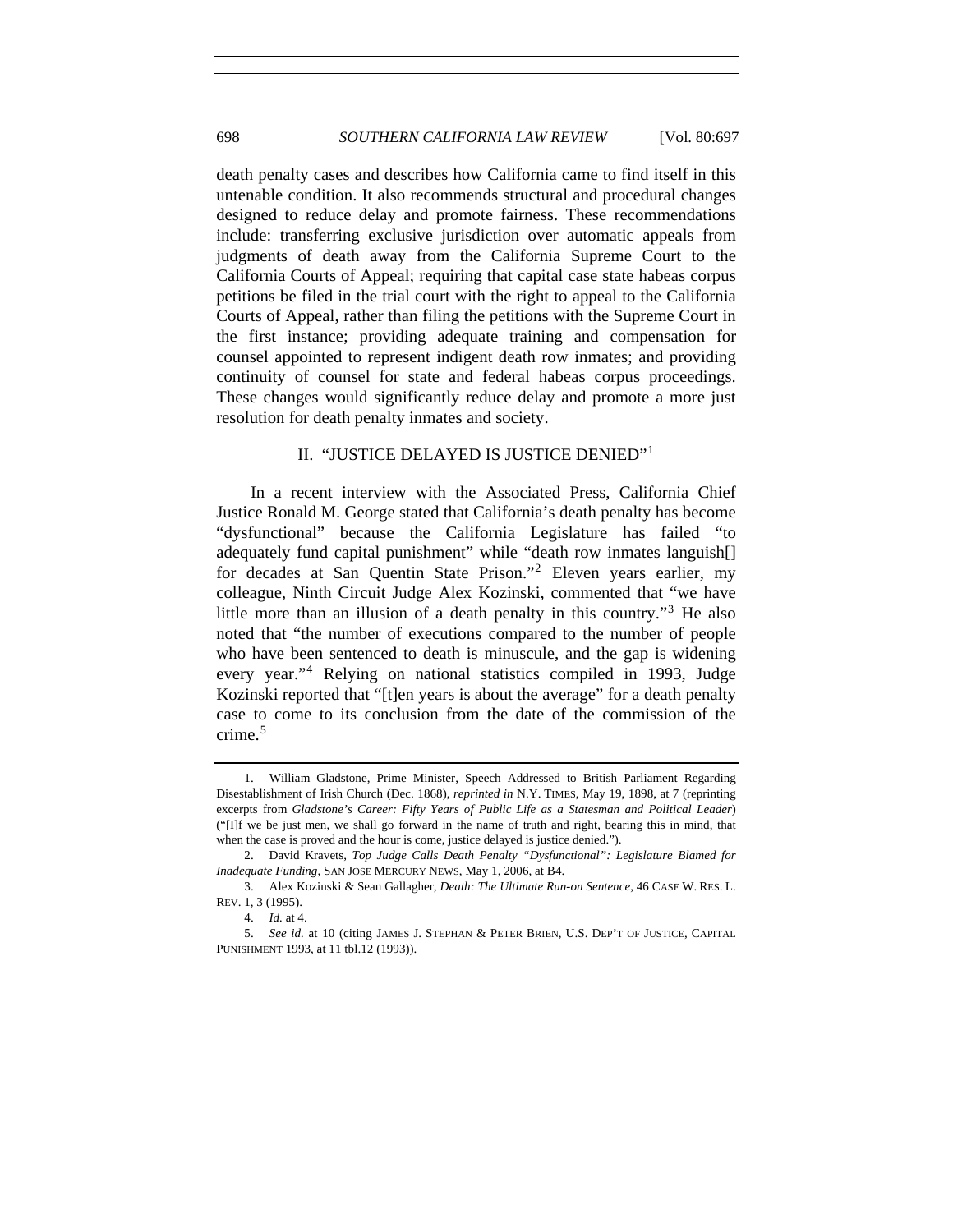death penalty cases and describes how California came to find itself in this untenable condition. It also recommends structural and procedural changes designed to reduce delay and promote fairness. These recommendations include: transferring exclusive jurisdiction over automatic appeals from judgments of death away from the California Supreme Court to the California Courts of Appeal; requiring that capital case state habeas corpus petitions be filed in the trial court with the right to appeal to the California Courts of Appeal, rather than filing the petitions with the Supreme Court in the first instance; providing adequate training and compensation for counsel appointed to represent indigent death row inmates; and providing continuity of counsel for state and federal habeas corpus proceedings. These changes would significantly reduce delay and promote a more just resolution for death penalty inmates and society.

## II. "JUSTICE DELAYED IS JUSTICE DENIED"[1]

In a recent interview with the Associated Press, California Chief Justice Ronald M. George stated that California's death penalty has become "dysfunctional" because the California Legislature has failed "to adequately fund capital punishment" while "death row inmates languish[] for decades at San Quentin State Prison."[2] Eleven years earlier, my colleague, Ninth Circuit Judge Alex Kozinski, commented that "we have little more than an illusion of a death penalty in this country."[3] He also noted that "the number of executions compared to the number of people who have been sentenced to death is minuscule, and the gap is widening every year."[4] Relying on national statistics compiled in 1993, Judge Kozinski reported that "[t]en years is about the average" for a death penalty case to come to its conclusion from the date of the commission of the crime.[5]

---

1. William Gladstone, Prime Minister, Speech Addressed to British Parliament Regarding Disestablishment of Irish Church (Dec. 1868), *reprinted in* N.Y. TIMES, May 19, 1898, at 7 (reprinting excerpts from *Gladstone's Career: Fifty Years of Public Life as a Statesman and Political Leader*) ("[I]f we be just men, we shall go forward in the name of truth and right, bearing this in mind, that when the case is proved and the hour is come, justice delayed is justice denied.").

2. David Kravets, *Top Judge Calls Death Penalty "Dysfunctional": Legislature Blamed for Inadequate Funding*, SAN JOSE MERCURY NEWS, May 1, 2006, at B4.

3. Alex Kozinski & Sean Gallagher, *Death: The Ultimate Run-on Sentence*, 46 CASE W. RES. L. REV. 1, 3 (1995).

4. *Id.* at 4.

5. *See id.* at 10 (citing JAMES J. STEPHAN & PETER BRIEN, U.S. DEP'T OF JUSTICE, CAPITAL PUNISHMENT 1993, at 11 tbl.12 (1993)).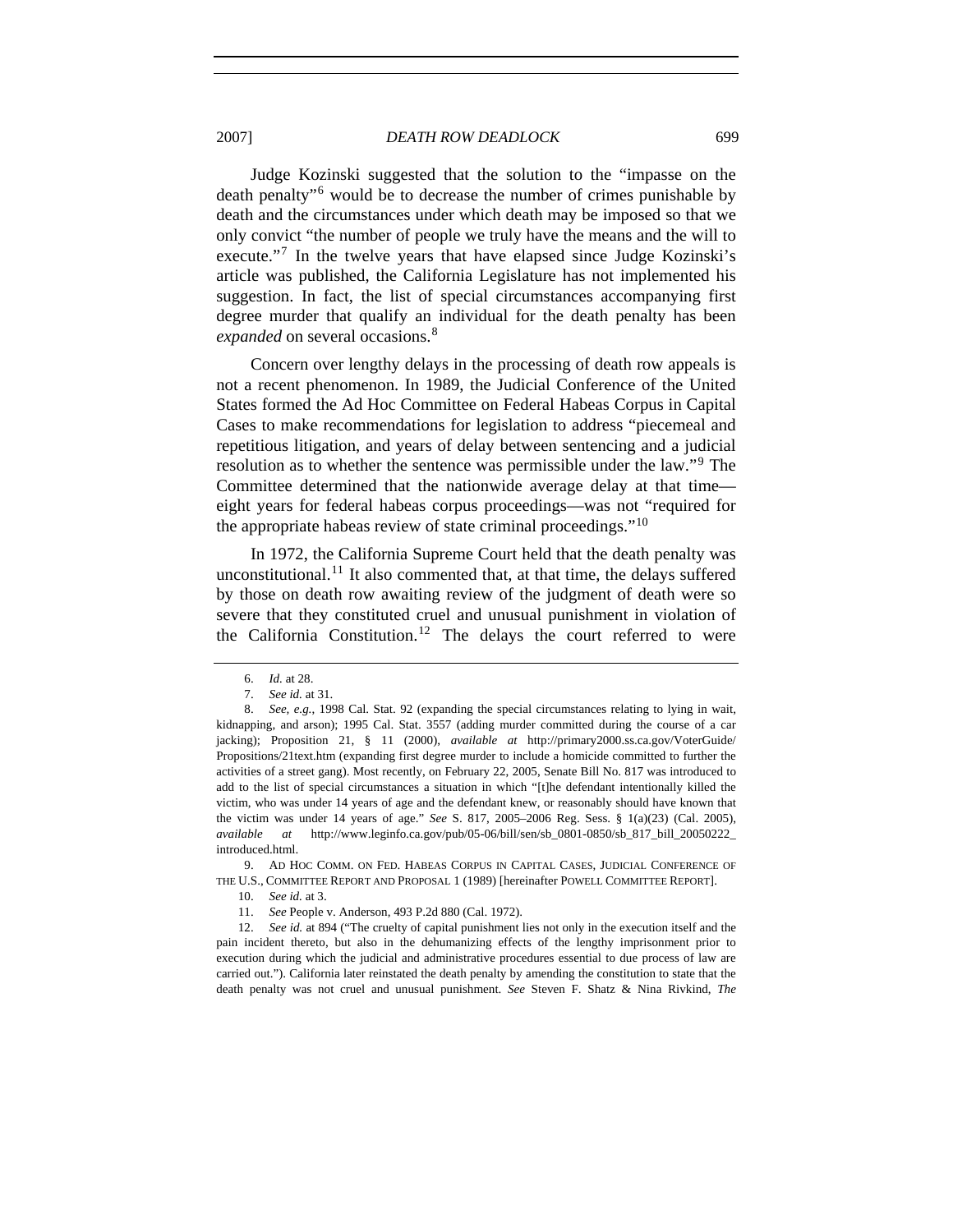Judge Kozinski suggested that the solution to the "impasse on the death penalty"[6] would be to decrease the number of crimes punishable by death and the circumstances under which death may be imposed so that we only convict "the number of people we truly have the means and the will to execute."[7] In the twelve years that have elapsed since Judge Kozinski's article was published, the California Legislature has not implemented his suggestion. In fact, the list of special circumstances accompanying first degree murder that qualify an individual for the death penalty has been *expanded* on several occasions.[8]

Concern over lengthy delays in the processing of death row appeals is not a recent phenomenon. In 1989, the Judicial Conference of the United States formed the Ad Hoc Committee on Federal Habeas Corpus in Capital Cases to make recommendations for legislation to address "piecemeal and repetitious litigation, and years of delay between sentencing and a judicial resolution as to whether the sentence was permissible under the law."[9] The Committee determined that the nationwide average delay at that time—eight years for federal habeas corpus proceedings—was not "required for the appropriate habeas review of state criminal proceedings."[10]

In 1972, the California Supreme Court held that the death penalty was unconstitutional.[11] It also commented that, at that time, the delays suffered by those on death row awaiting review of the judgment of death were so severe that they constituted cruel and unusual punishment in violation of the California Constitution.[12] The delays the court referred to were

---

6. *Id.* at 28.

7. *See id.* at 31.

8. *See, e.g.*, 1998 Cal. Stat. 92 (expanding the special circumstances relating to lying in wait, kidnapping, and arson); 1995 Cal. Stat. 3557 (adding murder committed during the course of a car jacking); Proposition 21, § 11 (2000), *available at* http://primary2000.ss.ca.gov/VoterGuide/Propositions/21text.htm (expanding first degree murder to include a homicide committed to further the activities of a street gang). Most recently, on February 22, 2005, Senate Bill No. 817 was introduced to add to the list of special circumstances a situation in which "[t]he defendant intentionally killed the victim, who was under 14 years of age and the defendant knew, or reasonably should have known that the victim was under 14 years of age." *See* S. 817, 2005–2006 Reg. Sess. § 1(a)(23) (Cal. 2005), *available at* http://www.leginfo.ca.gov/pub/05-06/bill/sen/sb_0801-0850/sb_817_bill_20050222_introduced.html.

9. AD HOC COMM. ON FED. HABEAS CORPUS IN CAPITAL CASES, JUDICIAL CONFERENCE OF THE U.S., COMMITTEE REPORT AND PROPOSAL 1 (1989) [hereinafter POWELL COMMITTEE REPORT].

10. *See id.* at 3.

11. *See* People v. Anderson, 493 P.2d 880 (Cal. 1972).

12. *See id.* at 894 ("The cruelty of capital punishment lies not only in the execution itself and the pain incident thereto, but also in the dehumanizing effects of the lengthy imprisonment prior to execution during which the judicial and administrative procedures essential to due process of law are carried out."). California later reinstated the death penalty by amending the constitution to state that the death penalty was not cruel and unusual punishment. *See* Steven F. Shatz & Nina Rivkind, *The*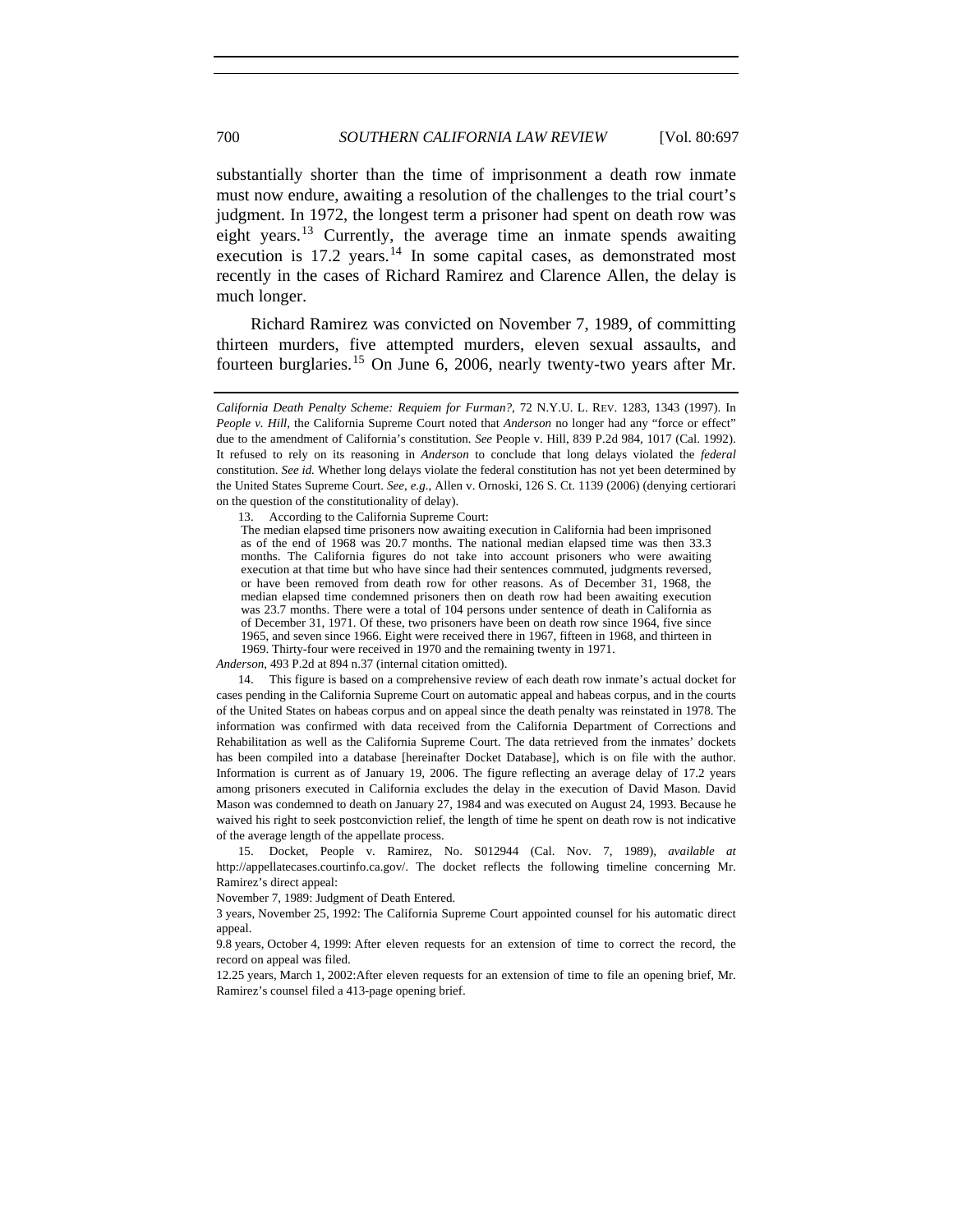substantially shorter than the time of imprisonment a death row inmate must now endure, awaiting a resolution of the challenges to the trial court's judgment. In 1972, the longest term a prisoner had spent on death row was eight years.[13] Currently, the average time an inmate spends awaiting execution is 17.2 years.[14] In some capital cases, as demonstrated most recently in the cases of Richard Ramirez and Clarence Allen, the delay is much longer.

Richard Ramirez was convicted on November 7, 1989, of committing thirteen murders, five attempted murders, eleven sexual assaults, and fourteen burglaries.[15] On June 6, 2006, nearly twenty-two years after Mr.

---

*California Death Penalty Scheme: Requiem for Furman?*, 72 N.Y.U. L. REV. 1283, 1343 (1997). In *People v. Hill*, the California Supreme Court noted that *Anderson* no longer had any "force or effect" due to the amendment of California's constitution. *See* People v. Hill, 839 P.2d 984, 1017 (Cal. 1992). It refused to rely on its reasoning in *Anderson* to conclude that long delays violated the *federal* constitution. *See id.* Whether long delays violate the federal constitution has not yet been determined by the United States Supreme Court. *See, e.g.*, Allen v. Ornoski, 126 S. Ct. 1139 (2006) (denying certiorari on the question of the constitutionality of delay).

13. According to the California Supreme Court:

> The median elapsed time prisoners now awaiting execution in California had been imprisoned as of the end of 1968 was 20.7 months. The national median elapsed time was then 33.3 months. The California figures do not take into account prisoners who were awaiting execution at that time but who have since had their sentences commuted, judgments reversed, or have been removed from death row for other reasons. As of December 31, 1968, the median elapsed time condemned prisoners then on death row had been awaiting execution was 23.7 months. There were a total of 104 persons under sentence of death in California as of December 31, 1971. Of these, two prisoners have been on death row since 1964, five since 1965, and seven since 1966. Eight were received there in 1967, fifteen in 1968, and thirteen in 1969. Thirty-four were received in 1970 and the remaining twenty in 1971.

*Anderson*, 493 P.2d at 894 n.37 (internal citation omitted).

14. This figure is based on a comprehensive review of each death row inmate's actual docket for cases pending in the California Supreme Court on automatic appeal and habeas corpus, and in the courts of the United States on habeas corpus and on appeal since the death penalty was reinstated in 1978. The information was confirmed with data received from the California Department of Corrections and Rehabilitation as well as the California Supreme Court. The data retrieved from the inmates' dockets has been compiled into a database [hereinafter Docket Database], which is on file with the author. Information is current as of January 19, 2006. The figure reflecting an average delay of 17.2 years among prisoners executed in California excludes the delay in the execution of David Mason. David Mason was condemned to death on January 27, 1984 and was executed on August 24, 1993. Because he waived his right to seek postconviction relief, the length of time he spent on death row is not indicative of the average length of the appellate process.

15. Docket, People v. Ramirez, No. S012944 (Cal. Nov. 7, 1989), *available at* http://appellatecases.courtinfo.ca.gov/. The docket reflects the following timeline concerning Mr. Ramirez's direct appeal:

November 7, 1989: Judgment of Death Entered.

3 years, November 25, 1992: The California Supreme Court appointed counsel for his automatic direct appeal.

9.8 years, October 4, 1999: After eleven requests for an extension of time to correct the record, the record on appeal was filed.

12.25 years, March 1, 2002:After eleven requests for an extension of time to file an opening brief, Mr. Ramirez's counsel filed a 413-page opening brief.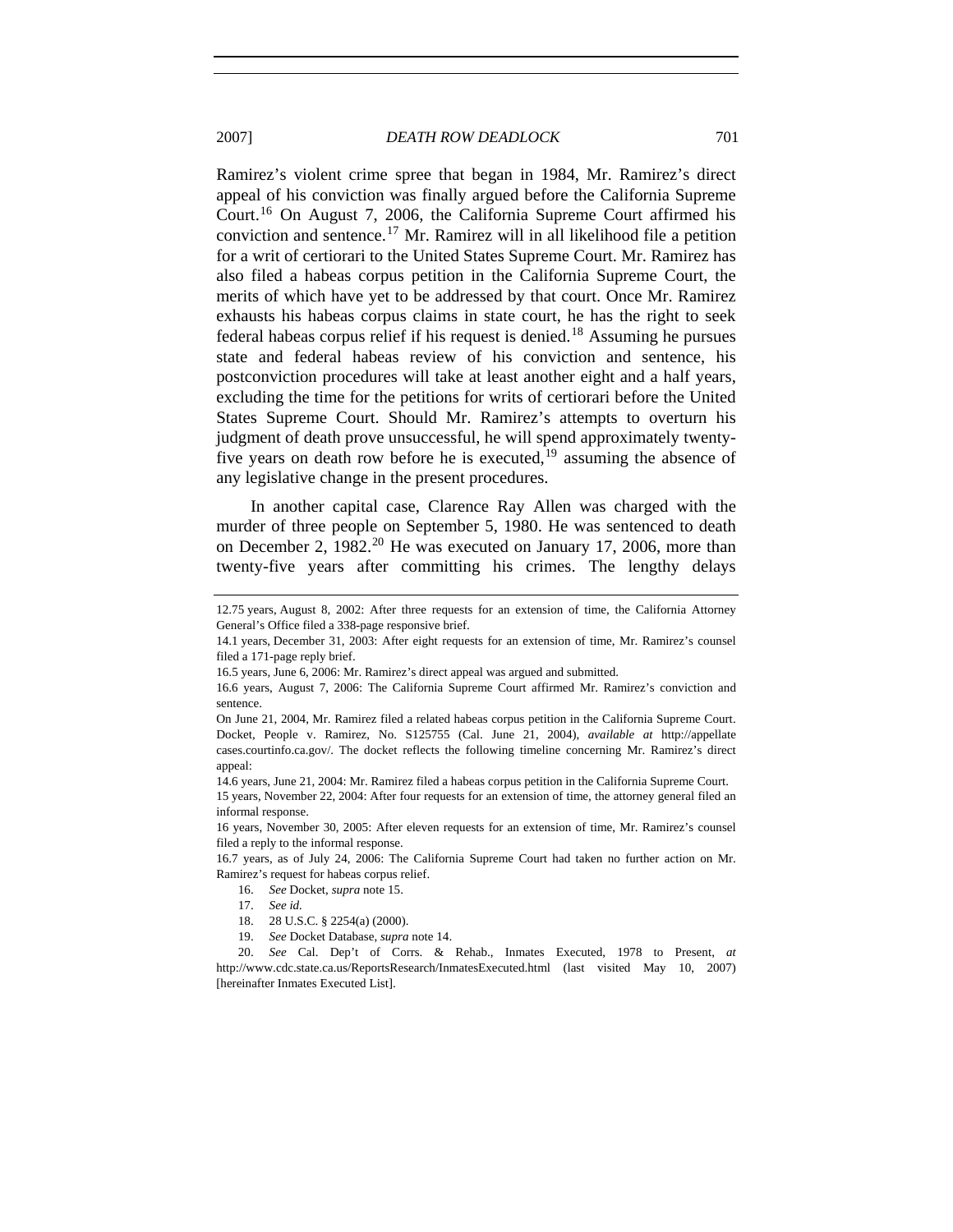Ramirez's violent crime spree that began in 1984, Mr. Ramirez's direct appeal of his conviction was finally argued before the California Supreme Court.[16] On August 7, 2006, the California Supreme Court affirmed his conviction and sentence.[17] Mr. Ramirez will in all likelihood file a petition for a writ of certiorari to the United States Supreme Court. Mr. Ramirez has also filed a habeas corpus petition in the California Supreme Court, the merits of which have yet to be addressed by that court. Once Mr. Ramirez exhausts his habeas corpus claims in state court, he has the right to seek federal habeas corpus relief if his request is denied.[18] Assuming he pursues state and federal habeas review of his conviction and sentence, his postconviction procedures will take at least another eight and a half years, excluding the time for the petitions for writs of certiorari before the United States Supreme Court. Should Mr. Ramirez's attempts to overturn his judgment of death prove unsuccessful, he will spend approximately twenty-five years on death row before he is executed,[19] assuming the absence of any legislative change in the present procedures.

In another capital case, Clarence Ray Allen was charged with the murder of three people on September 5, 1980. He was sentenced to death on December 2, 1982.[20] He was executed on January 17, 2006, more than twenty-five years after committing his crimes. The lengthy delays

---

12.75 years, August 8, 2002: After three requests for an extension of time, the California Attorney General's Office filed a 338-page responsive brief.

14.1 years, December 31, 2003: After eight requests for an extension of time, Mr. Ramirez's counsel filed a 171-page reply brief.

16.5 years, June 6, 2006: Mr. Ramirez's direct appeal was argued and submitted.

16.6 years, August 7, 2006: The California Supreme Court affirmed Mr. Ramirez's conviction and sentence.

On June 21, 2004, Mr. Ramirez filed a related habeas corpus petition in the California Supreme Court. Docket, People v. Ramirez, No. S125755 (Cal. June 21, 2004), *available at* http://appellatecases.courtinfo.ca.gov/. The docket reflects the following timeline concerning Mr. Ramirez's direct appeal:

14.6 years, June 21, 2004: Mr. Ramirez filed a habeas corpus petition in the California Supreme Court.

15 years, November 22, 2004: After four requests for an extension of time, the attorney general filed an informal response.

16 years, November 30, 2005: After eleven requests for an extension of time, Mr. Ramirez's counsel filed a reply to the informal response.

16.7 years, as of July 24, 2006: The California Supreme Court had taken no further action on Mr. Ramirez's request for habeas corpus relief.

16. *See* Docket, *supra* note 15.

17. *See id.*

18. 28 U.S.C. § 2254(a) (2000).

19. *See* Docket Database, *supra* note 14.

20. *See* Cal. Dep't of Corrs. & Rehab., Inmates Executed, 1978 to Present, *at* http://www.cdc.state.ca.us/ReportsResearch/InmatesExecuted.html (last visited May 10, 2007) [hereinafter Inmates Executed List].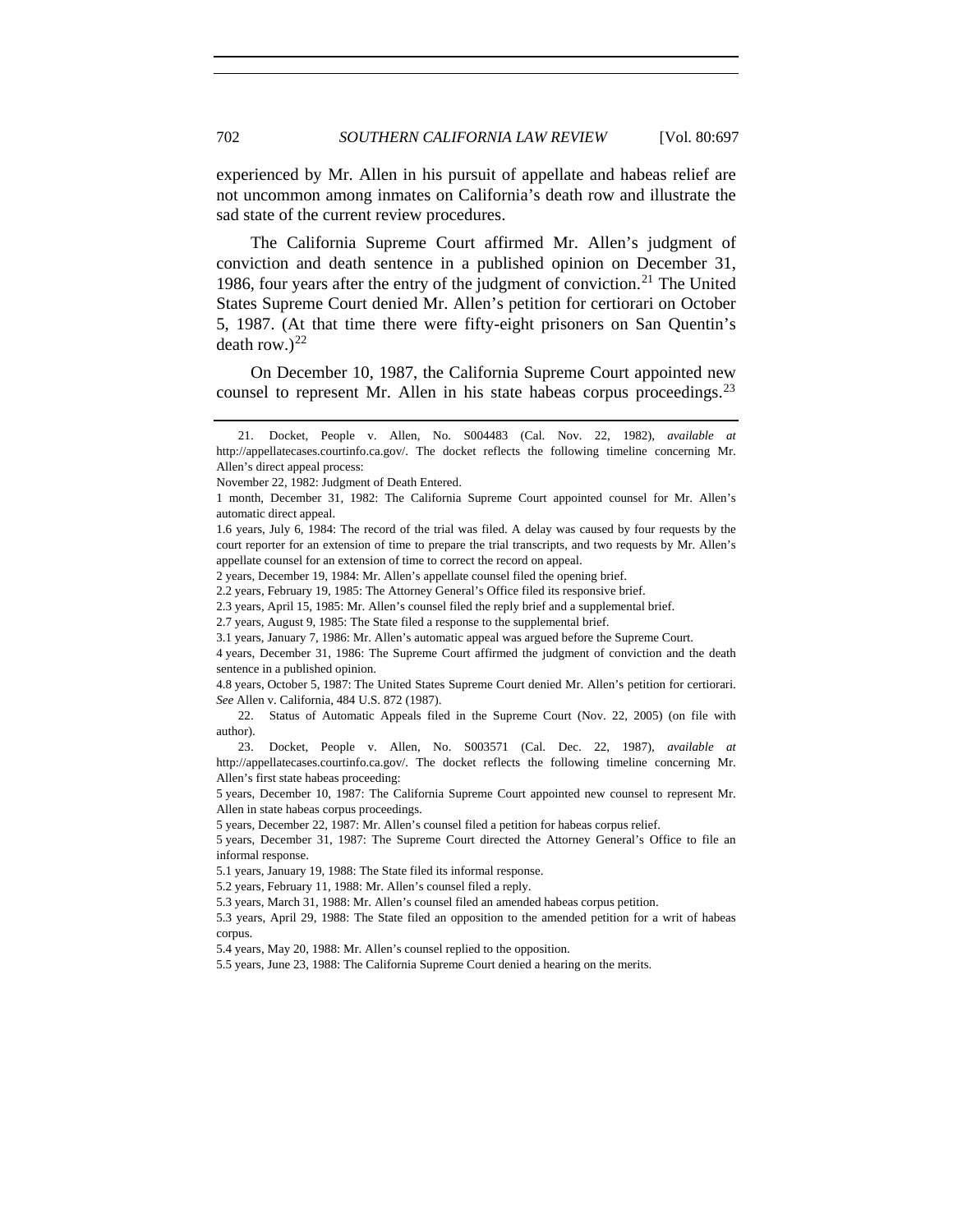experienced by Mr. Allen in his pursuit of appellate and habeas relief are not uncommon among inmates on California's death row and illustrate the sad state of the current review procedures.

The California Supreme Court affirmed Mr. Allen's judgment of conviction and death sentence in a published opinion on December 31, 1986, four years after the entry of the judgment of conviction.[21] The United States Supreme Court denied Mr. Allen's petition for certiorari on October 5, 1987. (At that time there were fifty-eight prisoners on San Quentin's death row.)[22]

On December 10, 1987, the California Supreme Court appointed new counsel to represent Mr. Allen in his state habeas corpus proceedings.[23]

---

21. Docket, People v. Allen, No. S004483 (Cal. Nov. 22, 1982), *available at* http://appellatecases.courtinfo.ca.gov/. The docket reflects the following timeline concerning Mr. Allen's direct appeal process:

November 22, 1982: Judgment of Death Entered.

1 month, December 31, 1982: The California Supreme Court appointed counsel for Mr. Allen's automatic direct appeal.

1.6 years, July 6, 1984: The record of the trial was filed. A delay was caused by four requests by the court reporter for an extension of time to prepare the trial transcripts, and two requests by Mr. Allen's appellate counsel for an extension of time to correct the record on appeal.

2 years, December 19, 1984: Mr. Allen's appellate counsel filed the opening brief.

2.2 years, February 19, 1985: The Attorney General's Office filed its responsive brief.

2.3 years, April 15, 1985: Mr. Allen's counsel filed the reply brief and a supplemental brief.

2.7 years, August 9, 1985: The State filed a response to the supplemental brief.

3.1 years, January 7, 1986: Mr. Allen's automatic appeal was argued before the Supreme Court.

4 years, December 31, 1986: The Supreme Court affirmed the judgment of conviction and the death sentence in a published opinion.

4.8 years, October 5, 1987: The United States Supreme Court denied Mr. Allen's petition for certiorari. *See* Allen v. California, 484 U.S. 872 (1987).

22. Status of Automatic Appeals filed in the Supreme Court (Nov. 22, 2005) (on file with author).

23. Docket, People v. Allen, No. S003571 (Cal. Dec. 22, 1987), *available at* http://appellatecases.courtinfo.ca.gov/. The docket reflects the following timeline concerning Mr. Allen's first state habeas proceeding:

5 years, December 10, 1987: The California Supreme Court appointed new counsel to represent Mr. Allen in state habeas corpus proceedings.

5 years, December 22, 1987: Mr. Allen's counsel filed a petition for habeas corpus relief.

5 years, December 31, 1987: The Supreme Court directed the Attorney General's Office to file an informal response.

5.1 years, January 19, 1988: The State filed its informal response.

5.2 years, February 11, 1988: Mr. Allen's counsel filed a reply.

5.3 years, March 31, 1988: Mr. Allen's counsel filed an amended habeas corpus petition.

5.3 years, April 29, 1988: The State filed an opposition to the amended petition for a writ of habeas corpus.

5.4 years, May 20, 1988: Mr. Allen's counsel replied to the opposition.

5.5 years, June 23, 1988: The California Supreme Court denied a hearing on the merits.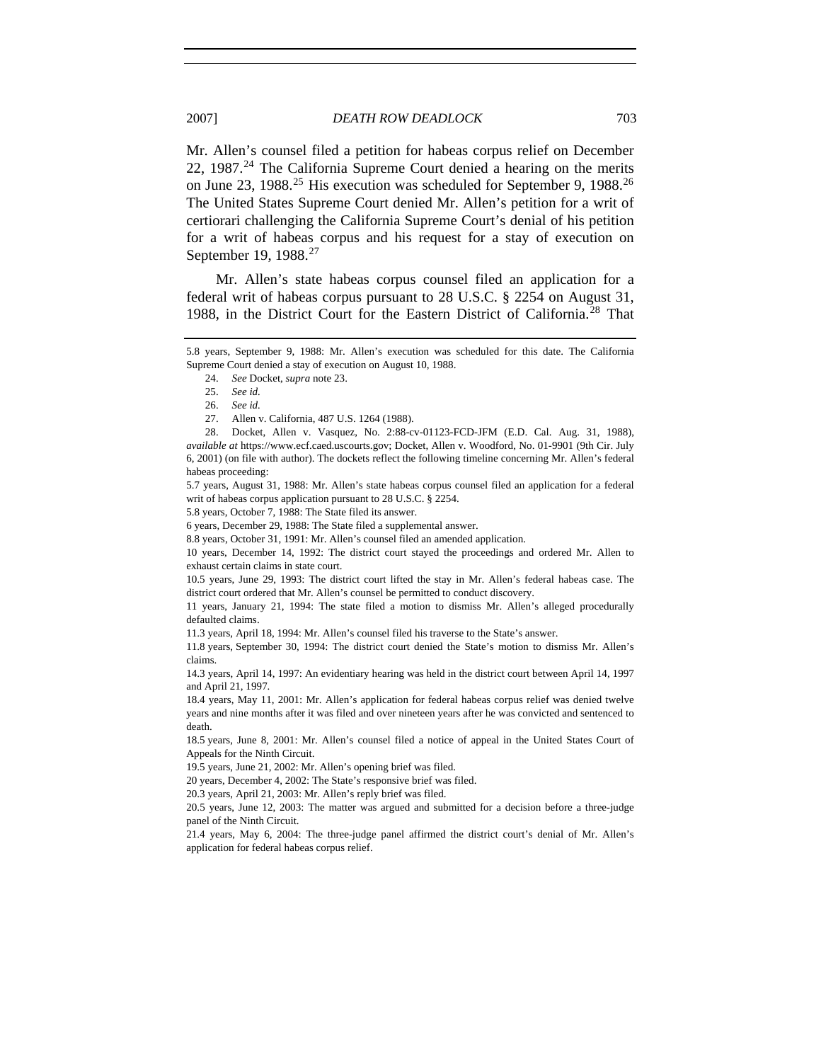Mr. Allen's counsel filed a petition for habeas corpus relief on December 22, 1987.[24] The California Supreme Court denied a hearing on the merits on June 23, 1988.[25] His execution was scheduled for September 9, 1988.[26] The United States Supreme Court denied Mr. Allen's petition for a writ of certiorari challenging the California Supreme Court's denial of his petition for a writ of habeas corpus and his request for a stay of execution on September 19, 1988.[27]

Mr. Allen's state habeas corpus counsel filed an application for a federal writ of habeas corpus pursuant to 28 U.S.C. § 2254 on August 31, 1988, in the District Court for the Eastern District of California.[28] That

---

5.8 years, September 9, 1988: Mr. Allen's execution was scheduled for this date. The California Supreme Court denied a stay of execution on August 10, 1988.

24. *See* Docket, *supra* note 23.

25. *See id.*

26. *See id.*

27. Allen v. California, 487 U.S. 1264 (1988).

28. Docket, Allen v. Vasquez, No. 2:88-cv-01123-FCD-JFM (E.D. Cal. Aug. 31, 1988), *available at* https://www.ecf.caed.uscourts.gov; Docket, Allen v. Woodford, No. 01-9901 (9th Cir. July 6, 2001) (on file with author). The dockets reflect the following timeline concerning Mr. Allen's federal habeas proceeding:

5.7 years, August 31, 1988: Mr. Allen's state habeas corpus counsel filed an application for a federal writ of habeas corpus application pursuant to 28 U.S.C. § 2254.

5.8 years, October 7, 1988: The State filed its answer.

6 years, December 29, 1988: The State filed a supplemental answer.

8.8 years, October 31, 1991: Mr. Allen's counsel filed an amended application.

10 years, December 14, 1992: The district court stayed the proceedings and ordered Mr. Allen to exhaust certain claims in state court.

10.5 years, June 29, 1993: The district court lifted the stay in Mr. Allen's federal habeas case. The district court ordered that Mr. Allen's counsel be permitted to conduct discovery.

11 years, January 21, 1994: The state filed a motion to dismiss Mr. Allen's alleged procedurally defaulted claims.

11.3 years, April 18, 1994: Mr. Allen's counsel filed his traverse to the State's answer.

11.8 years, September 30, 1994: The district court denied the State's motion to dismiss Mr. Allen's claims.

14.3 years, April 14, 1997: An evidentiary hearing was held in the district court between April 14, 1997 and April 21, 1997.

18.4 years, May 11, 2001: Mr. Allen's application for federal habeas corpus relief was denied twelve years and nine months after it was filed and over nineteen years after he was convicted and sentenced to death.

18.5 years, June 8, 2001: Mr. Allen's counsel filed a notice of appeal in the United States Court of Appeals for the Ninth Circuit.

19.5 years, June 21, 2002: Mr. Allen's opening brief was filed.

20 years, December 4, 2002: The State's responsive brief was filed.

20.3 years, April 21, 2003: Mr. Allen's reply brief was filed.

20.5 years, June 12, 2003: The matter was argued and submitted for a decision before a three-judge panel of the Ninth Circuit.

21.4 years, May 6, 2004: The three-judge panel affirmed the district court's denial of Mr. Allen's application for federal habeas corpus relief.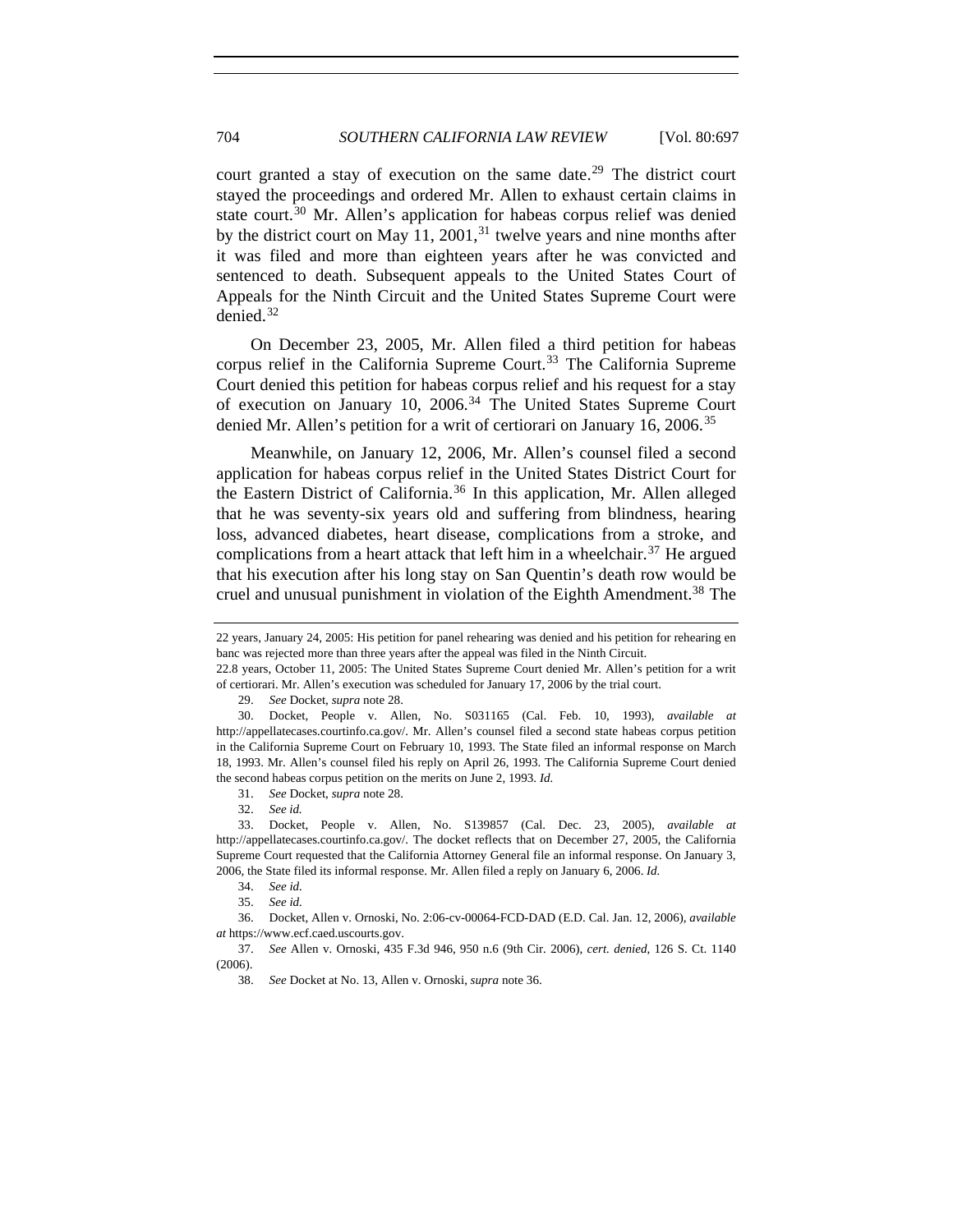court granted a stay of execution on the same date.[29] The district court stayed the proceedings and ordered Mr. Allen to exhaust certain claims in state court.[30] Mr. Allen's application for habeas corpus relief was denied by the district court on May 11, 2001,[31] twelve years and nine months after it was filed and more than eighteen years after he was convicted and sentenced to death. Subsequent appeals to the United States Court of Appeals for the Ninth Circuit and the United States Supreme Court were denied.[32]

On December 23, 2005, Mr. Allen filed a third petition for habeas corpus relief in the California Supreme Court.[33] The California Supreme Court denied this petition for habeas corpus relief and his request for a stay of execution on January 10, 2006.[34] The United States Supreme Court denied Mr. Allen's petition for a writ of certiorari on January 16, 2006.[35]

Meanwhile, on January 12, 2006, Mr. Allen's counsel filed a second application for habeas corpus relief in the United States District Court for the Eastern District of California.[36] In this application, Mr. Allen alleged that he was seventy-six years old and suffering from blindness, hearing loss, advanced diabetes, heart disease, complications from a stroke, and complications from a heart attack that left him in a wheelchair.[37] He argued that his execution after his long stay on San Quentin's death row would be cruel and unusual punishment in violation of the Eighth Amendment.[38] The

---

22 years, January 24, 2005: His petition for panel rehearing was denied and his petition for rehearing en banc was rejected more than three years after the appeal was filed in the Ninth Circuit.

22.8 years, October 11, 2005: The United States Supreme Court denied Mr. Allen's petition for a writ of certiorari. Mr. Allen's execution was scheduled for January 17, 2006 by the trial court.

29. *See* Docket, *supra* note 28.

30. Docket, People v. Allen, No. S031165 (Cal. Feb. 10, 1993), *available at* http://appellatecases.courtinfo.ca.gov/. Mr. Allen's counsel filed a second state habeas corpus petition in the California Supreme Court on February 10, 1993. The State filed an informal response on March 18, 1993. Mr. Allen's counsel filed his reply on April 26, 1993. The California Supreme Court denied the second habeas corpus petition on the merits on June 2, 1993. *Id.*

31. *See* Docket, *supra* note 28.

32. *See id.*

33. Docket, People v. Allen, No. S139857 (Cal. Dec. 23, 2005), *available at* http://appellatecases.courtinfo.ca.gov/. The docket reflects that on December 27, 2005, the California Supreme Court requested that the California Attorney General file an informal response. On January 3, 2006, the State filed its informal response. Mr. Allen filed a reply on January 6, 2006. *Id.*

34. *See id.*

35. *See id.*

36. Docket, Allen v. Ornoski, No. 2:06-cv-00064-FCD-DAD (E.D. Cal. Jan. 12, 2006), *available at* https://www.ecf.caed.uscourts.gov.

37. *See* Allen v. Ornoski, 435 F.3d 946, 950 n.6 (9th Cir. 2006), *cert. denied*, 126 S. Ct. 1140 (2006).

38. *See* Docket at No. 13, Allen v. Ornoski, *supra* note 36.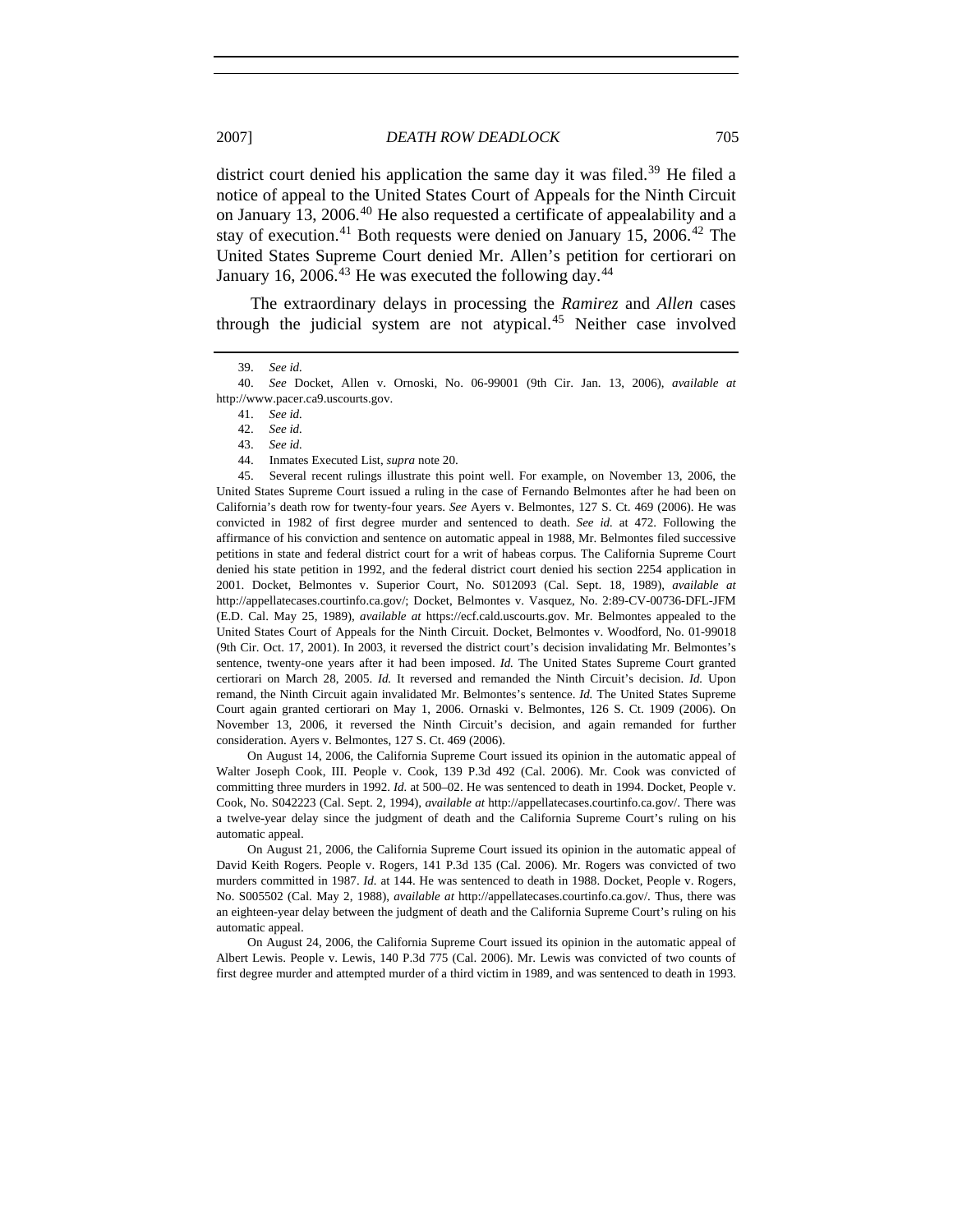district court denied his application the same day it was filed.[39] He filed a notice of appeal to the United States Court of Appeals for the Ninth Circuit on January 13, 2006.[40] He also requested a certificate of appealability and a stay of execution.[41] Both requests were denied on January 15, 2006.[42] The United States Supreme Court denied Mr. Allen's petition for certiorari on January 16, 2006.[43] He was executed the following day.[44]

The extraordinary delays in processing the *Ramirez* and *Allen* cases through the judicial system are not atypical.[45] Neither case involved

---

39. *See id.*

40. *See* Docket, Allen v. Ornoski, No. 06-99001 (9th Cir. Jan. 13, 2006), *available at* http://www.pacer.ca9.uscourts.gov.

41. *See id.*

42. *See id.*

43. *See id.*

44. Inmates Executed List, *supra* note 20.

45. Several recent rulings illustrate this point well. For example, on November 13, 2006, the United States Supreme Court issued a ruling in the case of Fernando Belmontes after he had been on California's death row for twenty-four years. *See* Ayers v. Belmontes, 127 S. Ct. 469 (2006). He was convicted in 1982 of first degree murder and sentenced to death. *See id.* at 472. Following the affirmance of his conviction and sentence on automatic appeal in 1988, Mr. Belmontes filed successive petitions in state and federal district court for a writ of habeas corpus. The California Supreme Court denied his state petition in 1992, and the federal district court denied his section 2254 application in 2001. Docket, Belmontes v. Superior Court, No. S012093 (Cal. Sept. 18, 1989), *available at* http://appellatecases.courtinfo.ca.gov/; Docket, Belmontes v. Vasquez, No. 2:89-CV-00736-DFL-JFM (E.D. Cal. May 25, 1989), *available at* https://ecf.cald.uscourts.gov. Mr. Belmontes appealed to the United States Court of Appeals for the Ninth Circuit. Docket, Belmontes v. Woodford, No. 01-99018 (9th Cir. Oct. 17, 2001). In 2003, it reversed the district court's decision invalidating Mr. Belmontes's sentence, twenty-one years after it had been imposed. *Id.* The United States Supreme Court granted certiorari on March 28, 2005. *Id.* It reversed and remanded the Ninth Circuit's decision. *Id.* Upon remand, the Ninth Circuit again invalidated Mr. Belmontes's sentence. *Id.* The United States Supreme Court again granted certiorari on May 1, 2006. Ornaski v. Belmontes, 126 S. Ct. 1909 (2006). On November 13, 2006, it reversed the Ninth Circuit's decision, and again remanded for further consideration. Ayers v. Belmontes, 127 S. Ct. 469 (2006).

On August 14, 2006, the California Supreme Court issued its opinion in the automatic appeal of Walter Joseph Cook, III. People v. Cook, 139 P.3d 492 (Cal. 2006). Mr. Cook was convicted of committing three murders in 1992. *Id.* at 500–02. He was sentenced to death in 1994. Docket, People v. Cook, No. S042223 (Cal. Sept. 2, 1994), *available at* http://appellatecases.courtinfo.ca.gov/. There was a twelve-year delay since the judgment of death and the California Supreme Court's ruling on his automatic appeal.

On August 21, 2006, the California Supreme Court issued its opinion in the automatic appeal of David Keith Rogers. People v. Rogers, 141 P.3d 135 (Cal. 2006). Mr. Rogers was convicted of two murders committed in 1987. *Id.* at 144. He was sentenced to death in 1988. Docket, People v. Rogers, No. S005502 (Cal. May 2, 1988), *available at* http://appellatecases.courtinfo.ca.gov/. Thus, there was an eighteen-year delay between the judgment of death and the California Supreme Court's ruling on his automatic appeal.

On August 24, 2006, the California Supreme Court issued its opinion in the automatic appeal of Albert Lewis. People v. Lewis, 140 P.3d 775 (Cal. 2006). Mr. Lewis was convicted of two counts of first degree murder and attempted murder of a third victim in 1989, and was sentenced to death in 1993.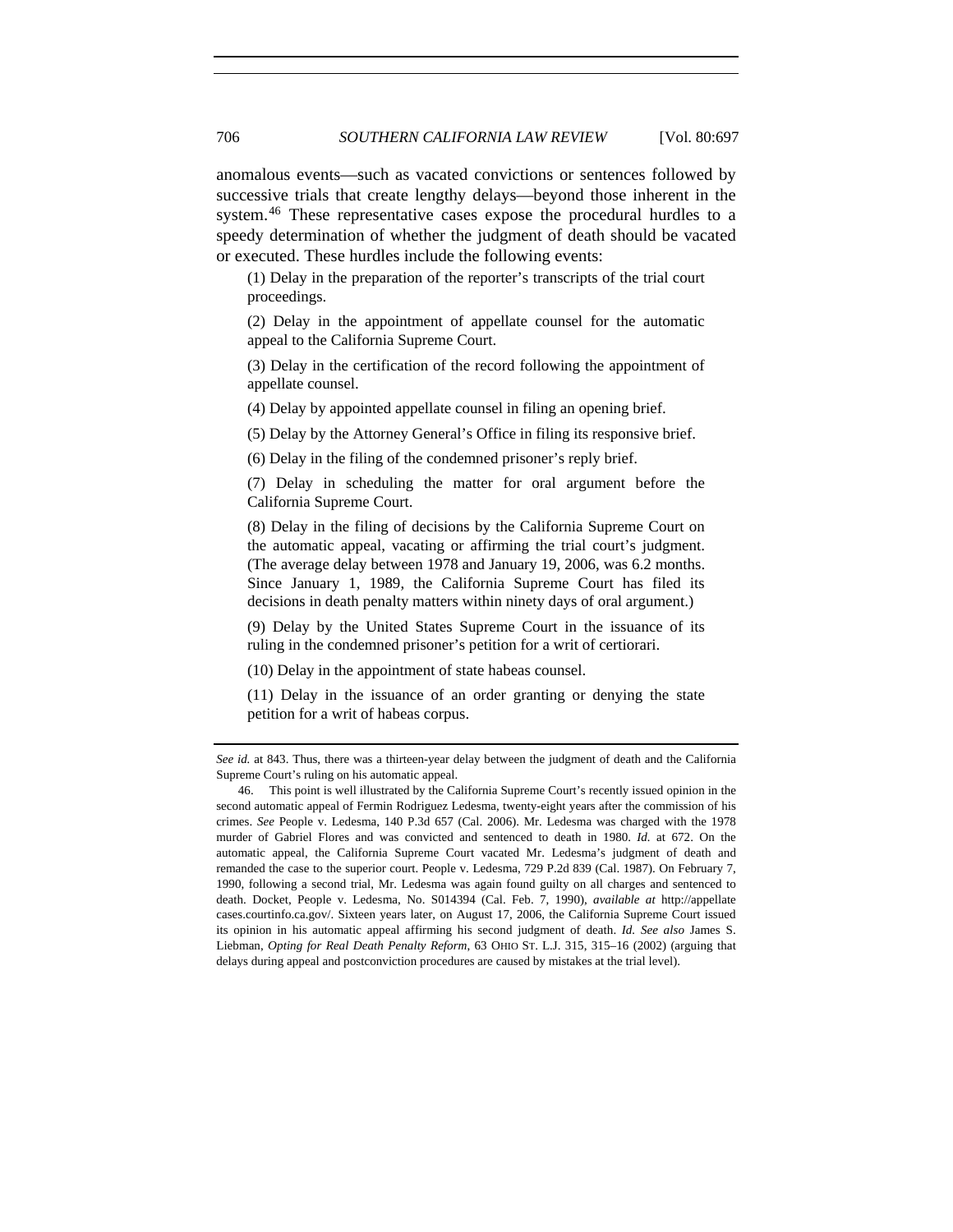anomalous events—such as vacated convictions or sentences followed by successive trials that create lengthy delays—beyond those inherent in the system.[46] These representative cases expose the procedural hurdles to a speedy determination of whether the judgment of death should be vacated or executed. These hurdles include the following events:

(1) Delay in the preparation of the reporter's transcripts of the trial court proceedings.

(2) Delay in the appointment of appellate counsel for the automatic appeal to the California Supreme Court.

(3) Delay in the certification of the record following the appointment of appellate counsel.

(4) Delay by appointed appellate counsel in filing an opening brief.

(5) Delay by the Attorney General's Office in filing its responsive brief.

(6) Delay in the filing of the condemned prisoner's reply brief.

(7) Delay in scheduling the matter for oral argument before the California Supreme Court.

(8) Delay in the filing of decisions by the California Supreme Court on the automatic appeal, vacating or affirming the trial court's judgment. (The average delay between 1978 and January 19, 2006, was 6.2 months. Since January 1, 1989, the California Supreme Court has filed its decisions in death penalty matters within ninety days of oral argument.)

(9) Delay by the United States Supreme Court in the issuance of its ruling in the condemned prisoner's petition for a writ of certiorari.

(10) Delay in the appointment of state habeas counsel.

(11) Delay in the issuance of an order granting or denying the state petition for a writ of habeas corpus.

---

*See id.* at 843. Thus, there was a thirteen-year delay between the judgment of death and the California Supreme Court's ruling on his automatic appeal.

46. This point is well illustrated by the California Supreme Court's recently issued opinion in the second automatic appeal of Fermin Rodriguez Ledesma, twenty-eight years after the commission of his crimes. *See* People v. Ledesma, 140 P.3d 657 (Cal. 2006). Mr. Ledesma was charged with the 1978 murder of Gabriel Flores and was convicted and sentenced to death in 1980. *Id.* at 672. On the automatic appeal, the California Supreme Court vacated Mr. Ledesma's judgment of death and remanded the case to the superior court. People v. Ledesma, 729 P.2d 839 (Cal. 1987). On February 7, 1990, following a second trial, Mr. Ledesma was again found guilty on all charges and sentenced to death. Docket, People v. Ledesma, No. S014394 (Cal. Feb. 7, 1990), *available at* http://appellatecases.courtinfo.ca.gov/. Sixteen years later, on August 17, 2006, the California Supreme Court issued its opinion in his automatic appeal affirming his second judgment of death. *Id. See also* James S. Liebman, *Opting for Real Death Penalty Reform*, 63 OHIO ST. L.J. 315, 315–16 (2002) (arguing that delays during appeal and postconviction procedures are caused by mistakes at the trial level).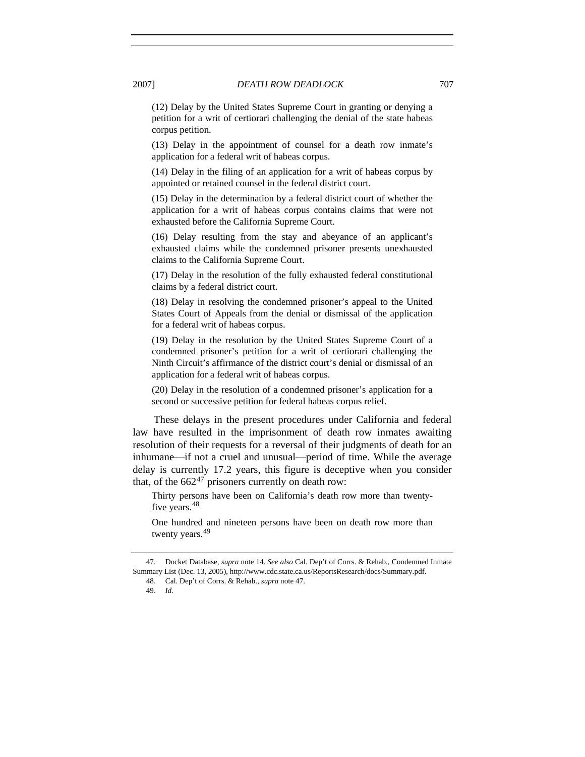(12) Delay by the United States Supreme Court in granting or denying a petition for a writ of certiorari challenging the denial of the state habeas corpus petition.

(13) Delay in the appointment of counsel for a death row inmate's application for a federal writ of habeas corpus.

(14) Delay in the filing of an application for a writ of habeas corpus by appointed or retained counsel in the federal district court.

(15) Delay in the determination by a federal district court of whether the application for a writ of habeas corpus contains claims that were not exhausted before the California Supreme Court.

(16) Delay resulting from the stay and abeyance of an applicant's exhausted claims while the condemned prisoner presents unexhausted claims to the California Supreme Court.

(17) Delay in the resolution of the fully exhausted federal constitutional claims by a federal district court.

(18) Delay in resolving the condemned prisoner's appeal to the United States Court of Appeals from the denial or dismissal of the application for a federal writ of habeas corpus.

(19) Delay in the resolution by the United States Supreme Court of a condemned prisoner's petition for a writ of certiorari challenging the Ninth Circuit's affirmance of the district court's denial or dismissal of an application for a federal writ of habeas corpus.

(20) Delay in the resolution of a condemned prisoner's application for a second or successive petition for federal habeas corpus relief.

These delays in the present procedures under California and federal law have resulted in the imprisonment of death row inmates awaiting resolution of their requests for a reversal of their judgments of death for an inhumane—if not a cruel and unusual—period of time. While the average delay is currently 17.2 years, this figure is deceptive when you consider that, of the 662[47] prisoners currently on death row:

> Thirty persons have been on California's death row more than twenty-five years.[48]
>
> One hundred and nineteen persons have been on death row more than twenty years.[49]

---

47. Docket Database, *supra* note 14. *See also* Cal. Dep't of Corrs. & Rehab., Condemned Inmate Summary List (Dec. 13, 2005), http://www.cdc.state.ca.us/ReportsResearch/docs/Summary.pdf.

48. Cal. Dep't of Corrs. & Rehab., *supra* note 47.

49. *Id.*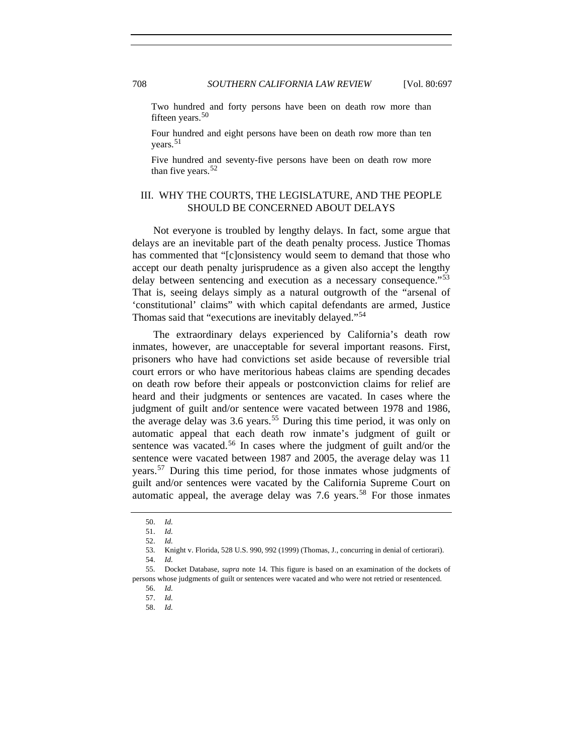Two hundred and forty persons have been on death row more than fifteen years.[50]

Four hundred and eight persons have been on death row more than ten years.[51]

Five hundred and seventy-five persons have been on death row more than five years.[52]

## III. WHY THE COURTS, THE LEGISLATURE, AND THE PEOPLE SHOULD BE CONCERNED ABOUT DELAYS

Not everyone is troubled by lengthy delays. In fact, some argue that delays are an inevitable part of the death penalty process. Justice Thomas has commented that "[c]onsistency would seem to demand that those who accept our death penalty jurisprudence as a given also accept the lengthy delay between sentencing and execution as a necessary consequence."[53] That is, seeing delays simply as a natural outgrowth of the "arsenal of 'constitutional' claims" with which capital defendants are armed, Justice Thomas said that "executions are inevitably delayed."[54]

The extraordinary delays experienced by California's death row inmates, however, are unacceptable for several important reasons. First, prisoners who have had convictions set aside because of reversible trial court errors or who have meritorious habeas claims are spending decades on death row before their appeals or postconviction claims for relief are heard and their judgments or sentences are vacated. In cases where the judgment of guilt and/or sentence were vacated between 1978 and 1986, the average delay was 3.6 years.[55] During this time period, it was only on automatic appeal that each death row inmate's judgment of guilt or sentence was vacated.[56] In cases where the judgment of guilt and/or the sentence were vacated between 1987 and 2005, the average delay was 11 years.[57] During this time period, for those inmates whose judgments of guilt and/or sentences were vacated by the California Supreme Court on automatic appeal, the average delay was 7.6 years.[58] For those inmates

---

50. *Id.*

51. *Id.*

52. *Id.*

53. Knight v. Florida, 528 U.S. 990, 992 (1999) (Thomas, J., concurring in denial of certiorari).

54. *Id.*

55. Docket Database, *supra* note 14. This figure is based on an examination of the dockets of persons whose judgments of guilt or sentences were vacated and who were not retried or resentenced.

56. *Id.*

57. *Id.*

58. *Id.*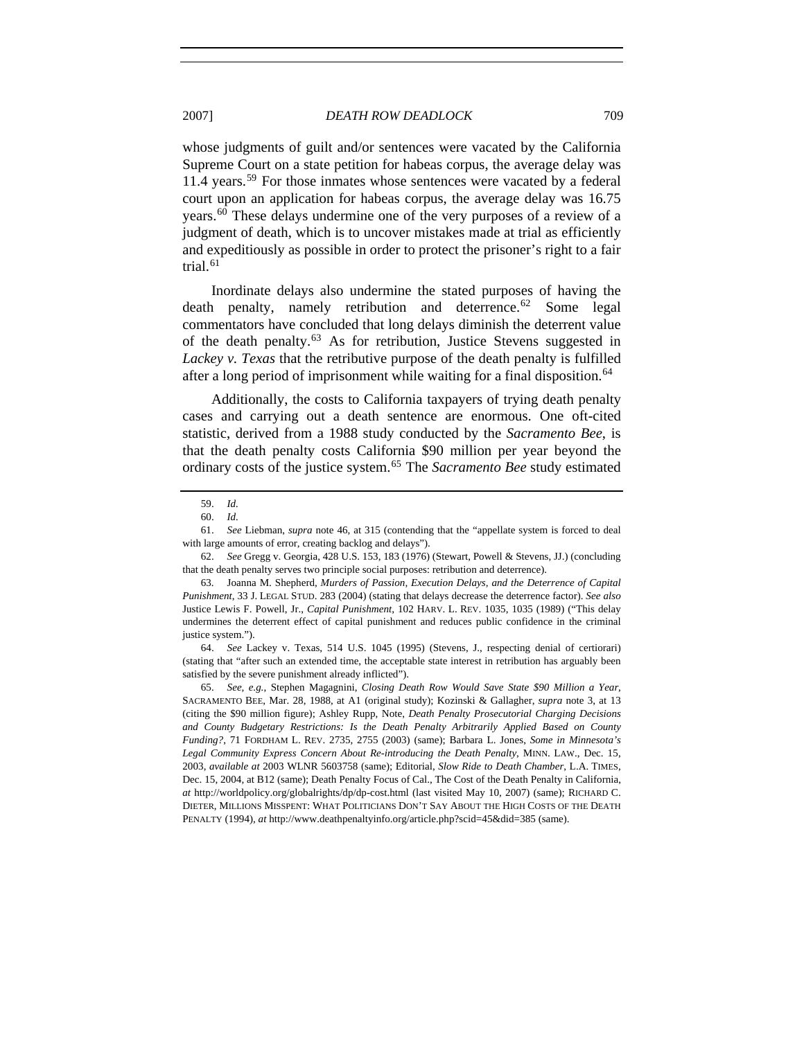whose judgments of guilt and/or sentences were vacated by the California Supreme Court on a state petition for habeas corpus, the average delay was 11.4 years.[59] For those inmates whose sentences were vacated by a federal court upon an application for habeas corpus, the average delay was 16.75 years.[60] These delays undermine one of the very purposes of a review of a judgment of death, which is to uncover mistakes made at trial as efficiently and expeditiously as possible in order to protect the prisoner's right to a fair trial.[61]

Inordinate delays also undermine the stated purposes of having the death penalty, namely retribution and deterrence.[62] Some legal commentators have concluded that long delays diminish the deterrent value of the death penalty.[63] As for retribution, Justice Stevens suggested in *Lackey v. Texas* that the retributive purpose of the death penalty is fulfilled after a long period of imprisonment while waiting for a final disposition.[64]

Additionally, the costs to California taxpayers of trying death penalty cases and carrying out a death sentence are enormous. One oft-cited statistic, derived from a 1988 study conducted by the *Sacramento Bee*, is that the death penalty costs California $90 million per year beyond the ordinary costs of the justice system.[65] The *Sacramento Bee* study estimated

---

59. *Id.*

60. *Id.*

61. *See* Liebman, *supra* note 46, at 315 (contending that the "appellate system is forced to deal with large amounts of error, creating backlog and delays").

62. *See* Gregg v. Georgia, 428 U.S. 153, 183 (1976) (Stewart, Powell & Stevens, JJ.) (concluding that the death penalty serves two principle social purposes: retribution and deterrence).

63. Joanna M. Shepherd, *Murders of Passion, Execution Delays, and the Deterrence of Capital Punishment*, 33 J. LEGAL STUD. 283 (2004) (stating that delays decrease the deterrence factor). *See also* Justice Lewis F. Powell, Jr., *Capital Punishment*, 102 HARV. L. REV. 1035, 1035 (1989) ("This delay undermines the deterrent effect of capital punishment and reduces public confidence in the criminal justice system.").

64. *See* Lackey v. Texas, 514 U.S. 1045 (1995) (Stevens, J., respecting denial of certiorari) (stating that "after such an extended time, the acceptable state interest in retribution has arguably been satisfied by the severe punishment already inflicted").

65. *See, e.g.*, Stephen Magagnini, *Closing Death Row Would Save State $90 Million a Year*, SACRAMENTO BEE, Mar. 28, 1988, at A1 (original study); Kozinski & Gallagher, *supra* note 3, at 13 (citing the $90 million figure); Ashley Rupp, Note, *Death Penalty Prosecutorial Charging Decisions and County Budgetary Restrictions: Is the Death Penalty Arbitrarily Applied Based on County Funding?*, 71 FORDHAM L. REV. 2735, 2755 (2003) (same); Barbara L. Jones, *Some in Minnesota's Legal Community Express Concern About Re-introducing the Death Penalty*, MINN. LAW., Dec. 15, 2003, *available at* 2003 WLNR 5603758 (same); Editorial, *Slow Ride to Death Chamber*, L.A. TIMES, Dec. 15, 2004, at B12 (same); Death Penalty Focus of Cal., The Cost of the Death Penalty in California, *at* http://worldpolicy.org/globalrights/dp/dp-cost.html (last visited May 10, 2007) (same); RICHARD C. DIETER, MILLIONS MISSPENT: WHAT POLITICIANS DON'T SAY ABOUT THE HIGH COSTS OF THE DEATH PENALTY (1994), *at* http://www.deathpenaltyinfo.org/article.php?scid=45&did=385 (same).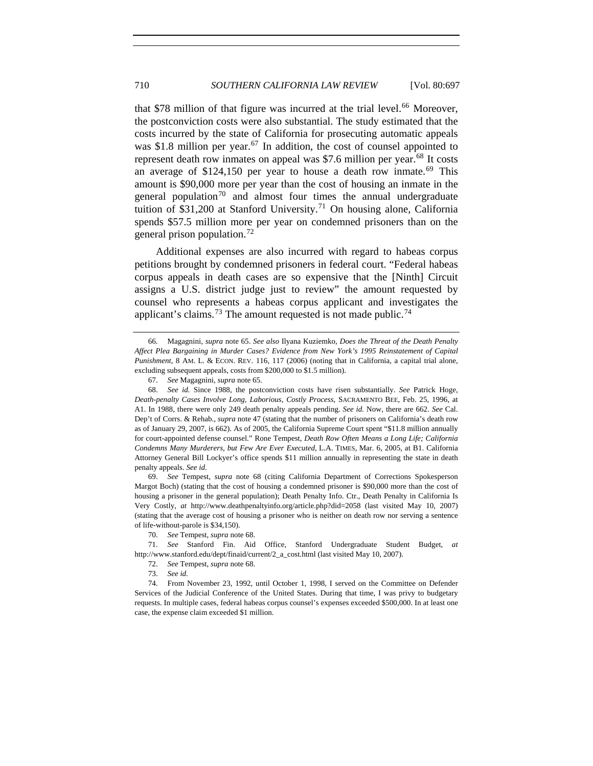that $78 million of that figure was incurred at the trial level.[66] Moreover, the postconviction costs were also substantial. The study estimated that the costs incurred by the state of California for prosecuting automatic appeals was $1.8 million per year.[67] In addition, the cost of counsel appointed to represent death row inmates on appeal was $7.6 million per year.[68] It costs an average of $124,150 per year to house a death row inmate.[69] This amount is $90,000 more per year than the cost of housing an inmate in the general population[70] and almost four times the annual undergraduate tuition of $31,200 at Stanford University.[71] On housing alone, California spends $57.5 million more per year on condemned prisoners than on the general prison population.[72]

Additional expenses are also incurred with regard to habeas corpus petitions brought by condemned prisoners in federal court. "Federal habeas corpus appeals in death cases are so expensive that the [Ninth] Circuit assigns a U.S. district judge just to review" the amount requested by counsel who represents a habeas corpus applicant and investigates the applicant's claims.[73] The amount requested is not made public.[74]

---

66. Magagnini, *supra* note 65. *See also* Ilyana Kuziemko, *Does the Threat of the Death Penalty Affect Plea Bargaining in Murder Cases? Evidence from New York's 1995 Reinstatement of Capital Punishment*, 8 AM. L. & ECON. REV. 116, 117 (2006) (noting that in California, a capital trial alone, excluding subsequent appeals, costs from $200,000 to $1.5 million).

67. *See* Magagnini, *supra* note 65.

68. *See id.* Since 1988, the postconviction costs have risen substantially. *See* Patrick Hoge, *Death-penalty Cases Involve Long, Laborious, Costly Process*, SACRAMENTO BEE, Feb. 25, 1996, at A1. In 1988, there were only 249 death penalty appeals pending. *See id.* Now, there are 662. *See* Cal. Dep't of Corrs. & Rehab., *supra* note 47 (stating that the number of prisoners on California's death row as of January 29, 2007, is 662). As of 2005, the California Supreme Court spent "$11.8 million annually for court-appointed defense counsel." Rone Tempest, *Death Row Often Means a Long Life; California Condemns Many Murderers, but Few Are Ever Executed*, L.A. TIMES, Mar. 6, 2005, at B1. California Attorney General Bill Lockyer's office spends $11 million annually in representing the state in death penalty appeals. *See id.*

69. *See* Tempest, *supra* note 68 (citing California Department of Corrections Spokesperson Margot Boch) (stating that the cost of housing a condemned prisoner is $90,000 more than the cost of housing a prisoner in the general population); Death Penalty Info. Ctr., Death Penalty in California Is Very Costly, *at* http://www.deathpenaltyinfo.org/article.php?did=2058 (last visited May 10, 2007) (stating that the average cost of housing a prisoner who is neither on death row nor serving a sentence of life-without-parole is $34,150).

70. *See* Tempest, *supra* note 68.

71. *See* Stanford Fin. Aid Office, Stanford Undergraduate Student Budget, *at* http://www.stanford.edu/dept/finaid/current/2_a_cost.html (last visited May 10, 2007).

72. *See* Tempest, *supra* note 68.

73. *See id.*

74. From November 23, 1992, until October 1, 1998, I served on the Committee on Defender Services of the Judicial Conference of the United States. During that time, I was privy to budgetary requests. In multiple cases, federal habeas corpus counsel's expenses exceeded $500,000. In at least one case, the expense claim exceeded $1 million.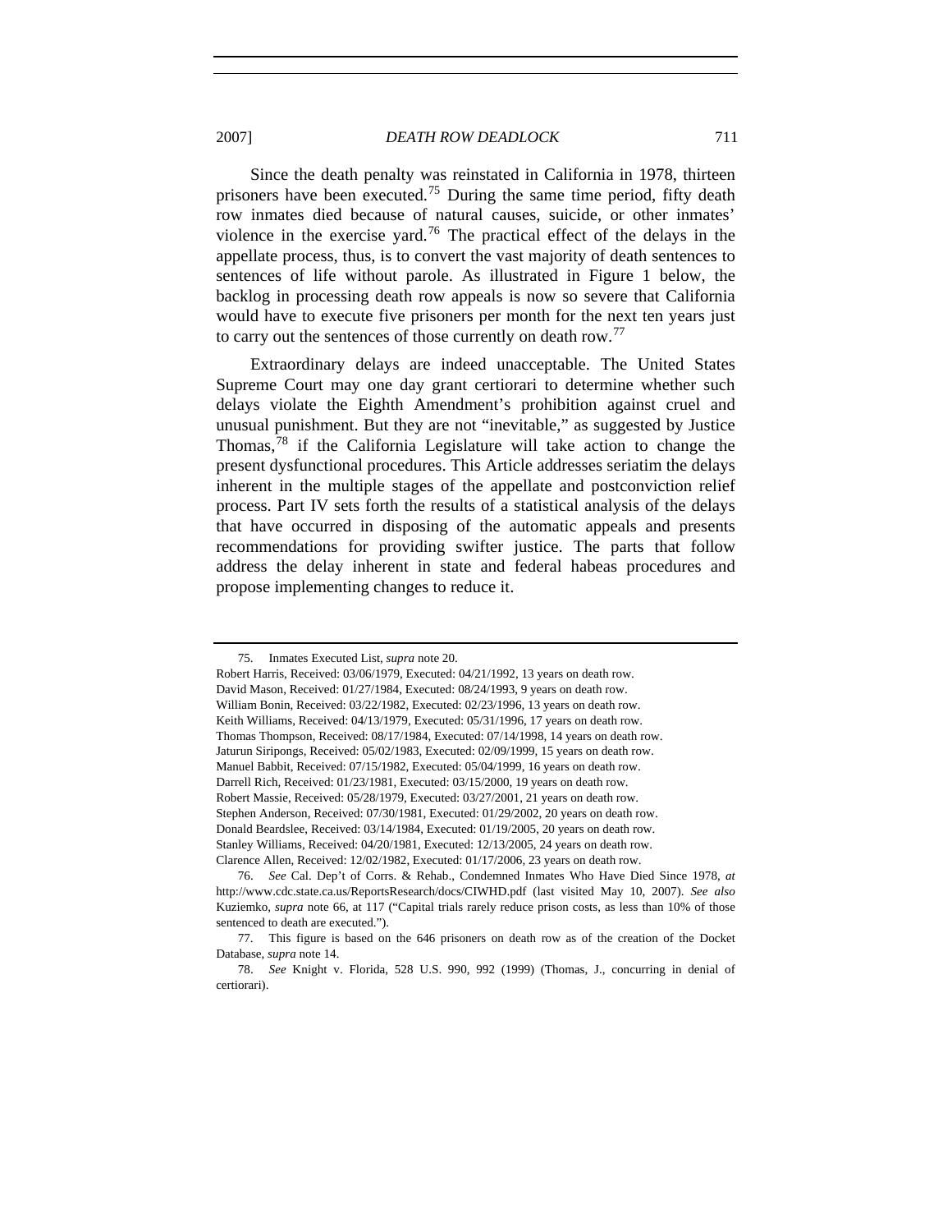Since the death penalty was reinstated in California in 1978, thirteen prisoners have been executed.[75] During the same time period, fifty death row inmates died because of natural causes, suicide, or other inmates' violence in the exercise yard.[76] The practical effect of the delays in the appellate process, thus, is to convert the vast majority of death sentences to sentences of life without parole. As illustrated in Figure 1 below, the backlog in processing death row appeals is now so severe that California would have to execute five prisoners per month for the next ten years just to carry out the sentences of those currently on death row.[77]

Extraordinary delays are indeed unacceptable. The United States Supreme Court may one day grant certiorari to determine whether such delays violate the Eighth Amendment's prohibition against cruel and unusual punishment. But they are not "inevitable," as suggested by Justice Thomas,[78] if the California Legislature will take action to change the present dysfunctional procedures. This Article addresses seriatim the delays inherent in the multiple stages of the appellate and postconviction relief process. Part IV sets forth the results of a statistical analysis of the delays that have occurred in disposing of the automatic appeals and presents recommendations for providing swifter justice. The parts that follow address the delay inherent in state and federal habeas procedures and propose implementing changes to reduce it.

---

75. Inmates Executed List, *supra* note 20.
Robert Harris, Received: 03/06/1979, Executed: 04/21/1992, 13 years on death row.
David Mason, Received: 01/27/1984, Executed: 08/24/1993, 9 years on death row.
William Bonin, Received: 03/22/1982, Executed: 02/23/1996, 13 years on death row.
Keith Williams, Received: 04/13/1979, Executed: 05/31/1996, 17 years on death row.
Thomas Thompson, Received: 08/17/1984, Executed: 07/14/1998, 14 years on death row.
Jaturun Siripongs, Received: 05/02/1983, Executed: 02/09/1999, 15 years on death row.
Manuel Babbit, Received: 07/15/1982, Executed: 05/04/1999, 16 years on death row.
Darrell Rich, Received: 01/23/1981, Executed: 03/15/2000, 19 years on death row.
Robert Massie, Received: 05/28/1979, Executed: 03/27/2001, 21 years on death row.
Stephen Anderson, Received: 07/30/1981, Executed: 01/29/2002, 20 years on death row.
Donald Beardslee, Received: 03/14/1984, Executed: 01/19/2005, 20 years on death row.
Stanley Williams, Received: 04/20/1981, Executed: 12/13/2005, 24 years on death row.
Clarence Allen, Received: 12/02/1982, Executed: 01/17/2006, 23 years on death row.

76. *See* Cal. Dep't of Corrs. & Rehab., Condemned Inmates Who Have Died Since 1978, *at* http://www.cdc.state.ca.us/ReportsResearch/docs/CIWHD.pdf (last visited May 10, 2007). *See also* Kuziemko, *supra* note 66, at 117 ("Capital trials rarely reduce prison costs, as less than 10% of those sentenced to death are executed.").

77. This figure is based on the 646 prisoners on death row as of the creation of the Docket Database, *supra* note 14.

78. *See* Knight v. Florida, 528 U.S. 990, 992 (1999) (Thomas, J., concurring in denial of certiorari).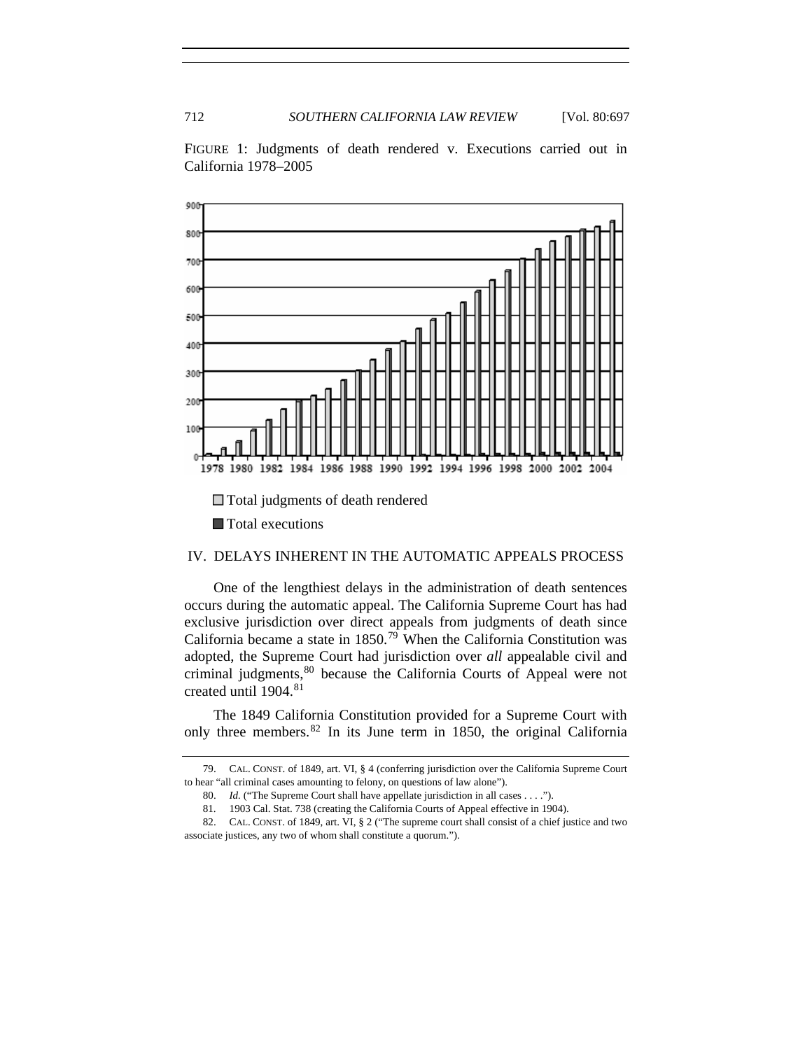FIGURE 1: Judgments of death rendered v. Executions carried out in California 1978–2005

□ Total judgments of death rendered

■ Total executions

## IV. DELAYS INHERENT IN THE AUTOMATIC APPEALS PROCESS

One of the lengthiest delays in the administration of death sentences occurs during the automatic appeal. The California Supreme Court has had exclusive jurisdiction over direct appeals from judgments of death since California became a state in 1850.[79] When the California Constitution was adopted, the Supreme Court had jurisdiction over *all* appealable civil and criminal judgments,[80] because the California Courts of Appeal were not created until 1904.[81]

The 1849 California Constitution provided for a Supreme Court with only three members.[82] In its June term in 1850, the original California

---

79. CAL. CONST. of 1849, art. VI, § 4 (conferring jurisdiction over the California Supreme Court to hear "all criminal cases amounting to felony, on questions of law alone").

80. *Id.* ("The Supreme Court shall have appellate jurisdiction in all cases . . . .").

81. 1903 Cal. Stat. 738 (creating the California Courts of Appeal effective in 1904).

82. CAL. CONST. of 1849, art. VI, § 2 ("The supreme court shall consist of a chief justice and two associate justices, any two of whom shall constitute a quorum.").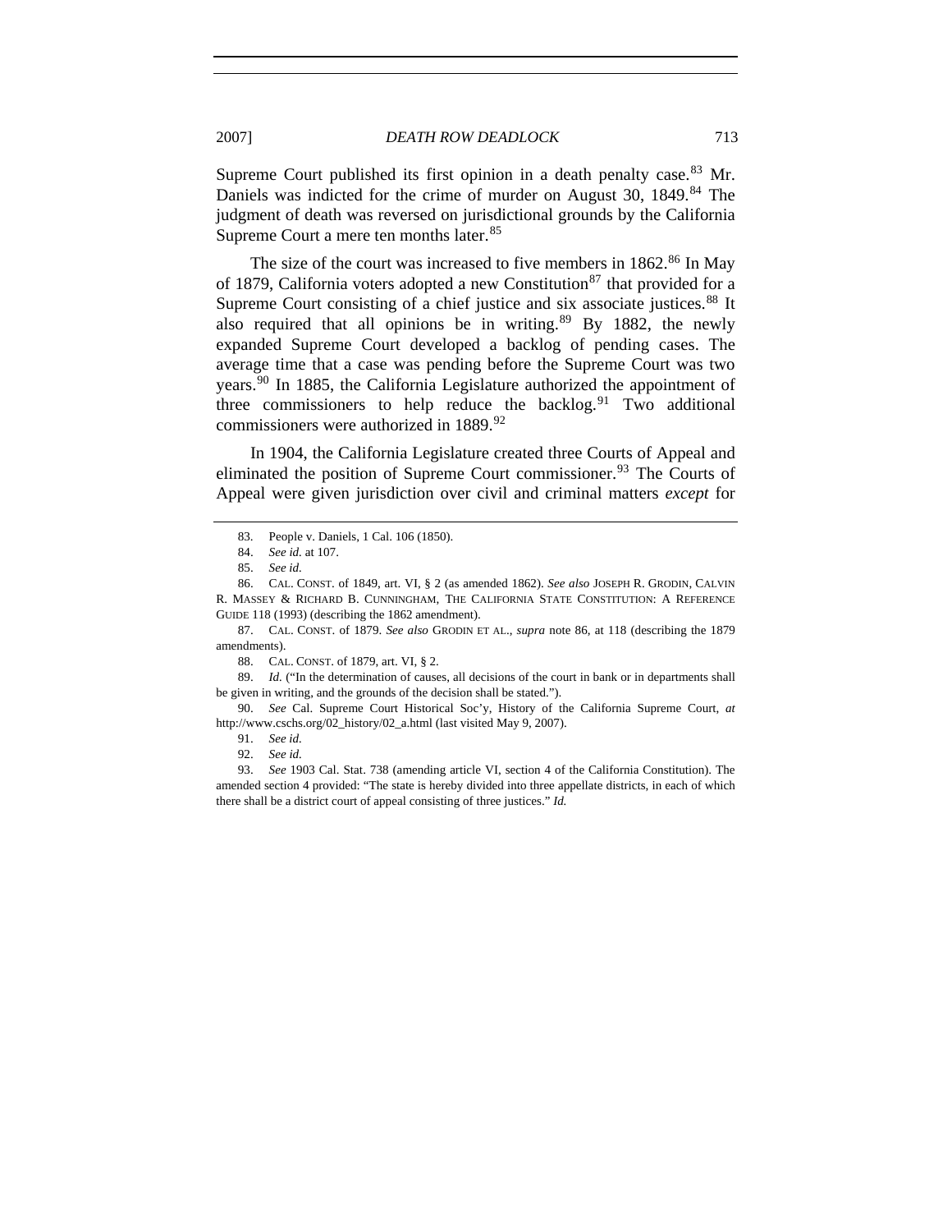Supreme Court published its first opinion in a death penalty case.[83] Mr. Daniels was indicted for the crime of murder on August 30, 1849.[84] The judgment of death was reversed on jurisdictional grounds by the California Supreme Court a mere ten months later.[85]

The size of the court was increased to five members in 1862.[86] In May of 1879, California voters adopted a new Constitution[87] that provided for a Supreme Court consisting of a chief justice and six associate justices.[88] It also required that all opinions be in writing.[89] By 1882, the newly expanded Supreme Court developed a backlog of pending cases. The average time that a case was pending before the Supreme Court was two years.[90] In 1885, the California Legislature authorized the appointment of three commissioners to help reduce the backlog.[91] Two additional commissioners were authorized in 1889.[92]

In 1904, the California Legislature created three Courts of Appeal and eliminated the position of Supreme Court commissioner.[93] The Courts of Appeal were given jurisdiction over civil and criminal matters *except* for

---

83. People v. Daniels, 1 Cal. 106 (1850).

84. *See id.* at 107.

85. *See id.*

86. CAL. CONST. of 1849, art. VI, § 2 (as amended 1862). *See also* JOSEPH R. GRODIN, CALVIN R. MASSEY & RICHARD B. CUNNINGHAM, THE CALIFORNIA STATE CONSTITUTION: A REFERENCE GUIDE 118 (1993) (describing the 1862 amendment).

87. CAL. CONST. of 1879. *See also* GRODIN ET AL., *supra* note 86, at 118 (describing the 1879 amendments).

88. CAL. CONST. of 1879, art. VI, § 2.

89. *Id.* ("In the determination of causes, all decisions of the court in bank or in departments shall be given in writing, and the grounds of the decision shall be stated.").

90. *See* Cal. Supreme Court Historical Soc'y, History of the California Supreme Court, *at* http://www.cschs.org/02_history/02_a.html (last visited May 9, 2007).

91. *See id.*

92. *See id.*

93. *See* 1903 Cal. Stat. 738 (amending article VI, section 4 of the California Constitution). The amended section 4 provided: "The state is hereby divided into three appellate districts, in each of which there shall be a district court of appeal consisting of three justices." *Id.*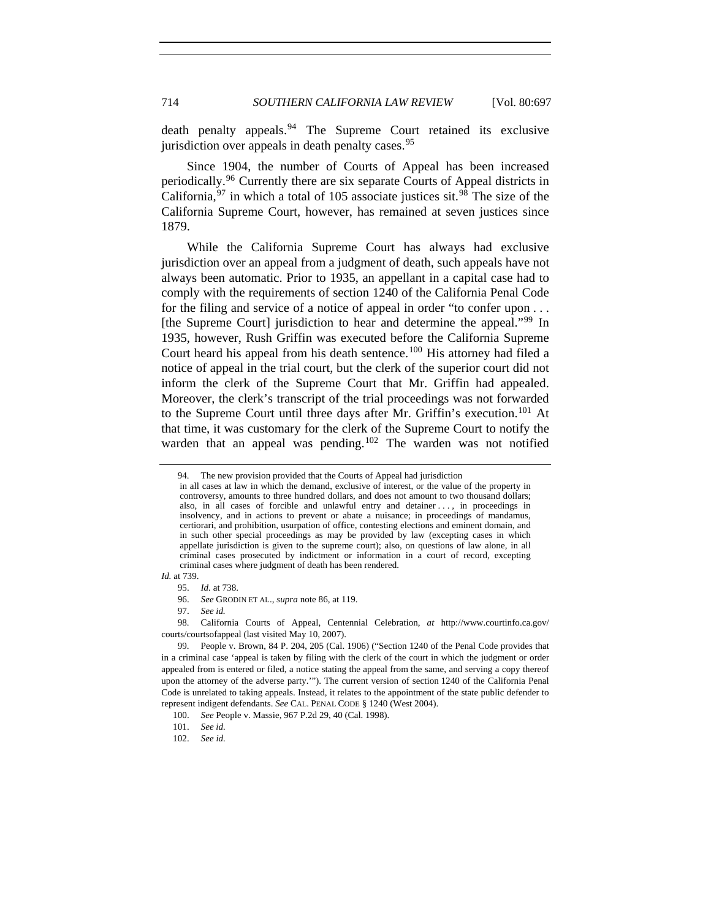death penalty appeals.[94] The Supreme Court retained its exclusive jurisdiction over appeals in death penalty cases.[95]

Since 1904, the number of Courts of Appeal has been increased periodically.[96] Currently there are six separate Courts of Appeal districts in California,[97] in which a total of 105 associate justices sit.[98] The size of the California Supreme Court, however, has remained at seven justices since 1879.

While the California Supreme Court has always had exclusive jurisdiction over an appeal from a judgment of death, such appeals have not always been automatic. Prior to 1935, an appellant in a capital case had to comply with the requirements of section 1240 of the California Penal Code for the filing and service of a notice of appeal in order "to confer upon . . . [the Supreme Court] jurisdiction to hear and determine the appeal."[99] In 1935, however, Rush Griffin was executed before the California Supreme Court heard his appeal from his death sentence.[100] His attorney had filed a notice of appeal in the trial court, but the clerk of the superior court did not inform the clerk of the Supreme Court that Mr. Griffin had appealed. Moreover, the clerk's transcript of the trial proceedings was not forwarded to the Supreme Court until three days after Mr. Griffin's execution.[101] At that time, it was customary for the clerk of the Supreme Court to notify the warden that an appeal was pending.[102] The warden was not notified

---

94. The new provision provided that the Courts of Appeal had jurisdiction

> in all cases at law in which the demand, exclusive of interest, or the value of the property in controversy, amounts to three hundred dollars, and does not amount to two thousand dollars; also, in all cases of forcible and unlawful entry and detainer . . . , in proceedings in insolvency, and in actions to prevent or abate a nuisance; in proceedings of mandamus, certiorari, and prohibition, usurpation of office, contesting elections and eminent domain, and in such other special proceedings as may be provided by law (excepting cases in which appellate jurisdiction is given to the supreme court); also, on questions of law alone, in all criminal cases prosecuted by indictment or information in a court of record, excepting criminal cases where judgment of death has been rendered.

*Id.* at 739.

95. *Id.* at 738.

96. *See* GRODIN ET AL., *supra* note 86, at 119.

97. *See id.*

98. California Courts of Appeal, Centennial Celebration, *at* http://www.courtinfo.ca.gov/courts/courtsofappeal (last visited May 10, 2007).

99. People v. Brown, 84 P. 204, 205 (Cal. 1906) ("Section 1240 of the Penal Code provides that in a criminal case 'appeal is taken by filing with the clerk of the court in which the judgment or order appealed from is entered or filed, a notice stating the appeal from the same, and serving a copy thereof upon the attorney of the adverse party.'"). The current version of section 1240 of the California Penal Code is unrelated to taking appeals. Instead, it relates to the appointment of the state public defender to represent indigent defendants. *See* CAL. PENAL CODE § 1240 (West 2004).

100. *See* People v. Massie, 967 P.2d 29, 40 (Cal. 1998).

101. *See id.*

102. *See id.*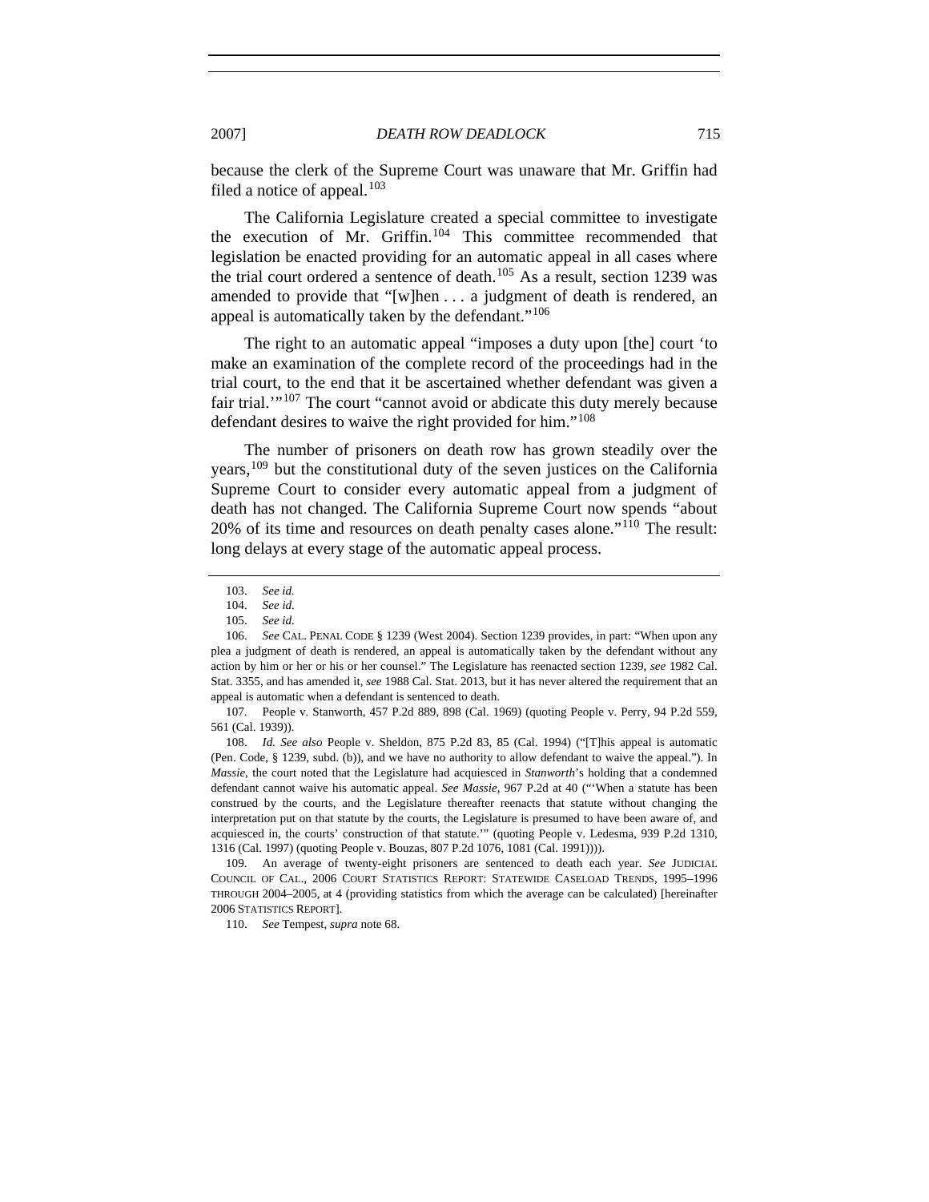because the clerk of the Supreme Court was unaware that Mr. Griffin had filed a notice of appeal.[103]

The California Legislature created a special committee to investigate the execution of Mr. Griffin.[104] This committee recommended that legislation be enacted providing for an automatic appeal in all cases where the trial court ordered a sentence of death.[105] As a result, section 1239 was amended to provide that "[w]hen . . . a judgment of death is rendered, an appeal is automatically taken by the defendant."[106]

The right to an automatic appeal "imposes a duty upon [the] court 'to make an examination of the complete record of the proceedings had in the trial court, to the end that it be ascertained whether defendant was given a fair trial.'"[107] The court "cannot avoid or abdicate this duty merely because defendant desires to waive the right provided for him."[108]

The number of prisoners on death row has grown steadily over the years,[109] but the constitutional duty of the seven justices on the California Supreme Court to consider every automatic appeal from a judgment of death has not changed. The California Supreme Court now spends "about 20% of its time and resources on death penalty cases alone."[110] The result: long delays at every stage of the automatic appeal process.

---

103. *See id.*

104. *See id.*

105. *See id.*

106. *See* CAL. PENAL CODE § 1239 (West 2004). Section 1239 provides, in part: "When upon any plea a judgment of death is rendered, an appeal is automatically taken by the defendant without any action by him or her or his or her counsel." The Legislature has reenacted section 1239, *see* 1982 Cal. Stat. 3355, and has amended it, *see* 1988 Cal. Stat. 2013, but it has never altered the requirement that an appeal is automatic when a defendant is sentenced to death.

107. People v. Stanworth, 457 P.2d 889, 898 (Cal. 1969) (quoting People v. Perry, 94 P.2d 559, 561 (Cal. 1939)).

108. *Id. See also* People v. Sheldon, 875 P.2d 83, 85 (Cal. 1994) ("[T]his appeal is automatic (Pen. Code, § 1239, subd. (b)), and we have no authority to allow defendant to waive the appeal."). In *Massie*, the court noted that the Legislature had acquiesced in *Stanworth*'s holding that a condemned defendant cannot waive his automatic appeal. *See Massie*, 967 P.2d at 40 ("'When a statute has been construed by the courts, and the Legislature thereafter reenacts that statute without changing the interpretation put on that statute by the courts, the Legislature is presumed to have been aware of, and acquiesced in, the courts' construction of that statute.'" (quoting People v. Ledesma, 939 P.2d 1310, 1316 (Cal. 1997) (quoting People v. Bouzas, 807 P.2d 1076, 1081 (Cal. 1991)))).

109. An average of twenty-eight prisoners are sentenced to death each year. *See* JUDICIAL COUNCIL OF CAL., 2006 COURT STATISTICS REPORT: STATEWIDE CASELOAD TRENDS, 1995–1996 THROUGH 2004–2005, at 4 (providing statistics from which the average can be calculated) [hereinafter 2006 STATISTICS REPORT].

110. *See* Tempest, *supra* note 68.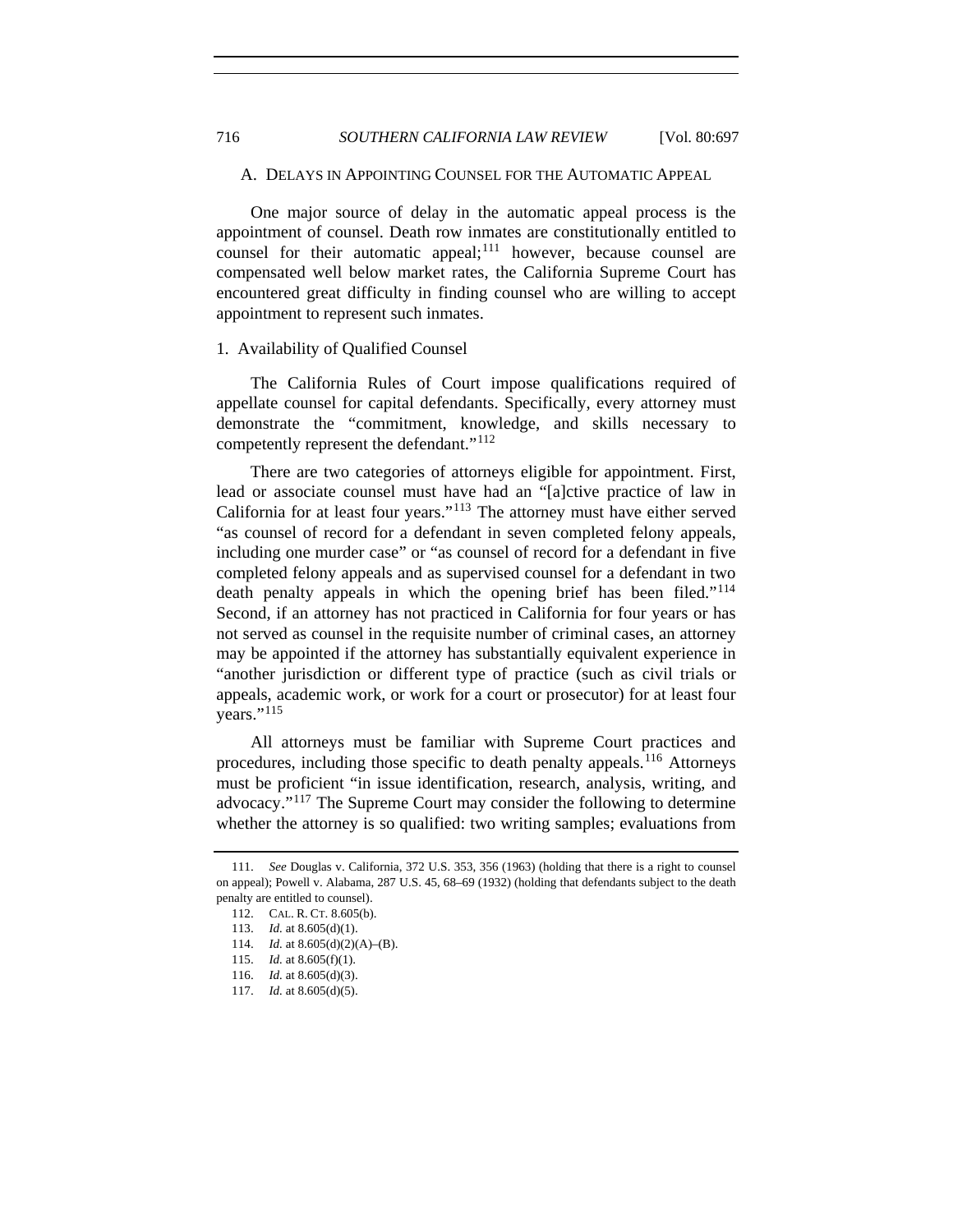## A. DELAYS IN APPOINTING COUNSEL FOR THE AUTOMATIC APPEAL

One major source of delay in the automatic appeal process is the appointment of counsel. Death row inmates are constitutionally entitled to counsel for their automatic appeal;[111] however, because counsel are compensated well below market rates, the California Supreme Court has encountered great difficulty in finding counsel who are willing to accept appointment to represent such inmates.

### 1. Availability of Qualified Counsel

The California Rules of Court impose qualifications required of appellate counsel for capital defendants. Specifically, every attorney must demonstrate the "commitment, knowledge, and skills necessary to competently represent the defendant."[112]

There are two categories of attorneys eligible for appointment. First, lead or associate counsel must have had an "[a]ctive practice of law in California for at least four years."[113] The attorney must have either served "as counsel of record for a defendant in seven completed felony appeals, including one murder case" or "as counsel of record for a defendant in five completed felony appeals and as supervised counsel for a defendant in two death penalty appeals in which the opening brief has been filed."[114] Second, if an attorney has not practiced in California for four years or has not served as counsel in the requisite number of criminal cases, an attorney may be appointed if the attorney has substantially equivalent experience in "another jurisdiction or different type of practice (such as civil trials or appeals, academic work, or work for a court or prosecutor) for at least four years."[115]

All attorneys must be familiar with Supreme Court practices and procedures, including those specific to death penalty appeals.[116] Attorneys must be proficient "in issue identification, research, analysis, writing, and advocacy."[117] The Supreme Court may consider the following to determine whether the attorney is so qualified: two writing samples; evaluations from

---

111. *See* Douglas v. California, 372 U.S. 353, 356 (1963) (holding that there is a right to counsel on appeal); Powell v. Alabama, 287 U.S. 45, 68–69 (1932) (holding that defendants subject to the death penalty are entitled to counsel).

112. CAL. R. CT. 8.605(b).

113. *Id.* at 8.605(d)(1).

114. *Id.* at 8.605(d)(2)(A)–(B).

115. *Id.* at 8.605(f)(1).

116. *Id.* at 8.605(d)(3).

117. *Id.* at 8.605(d)(5).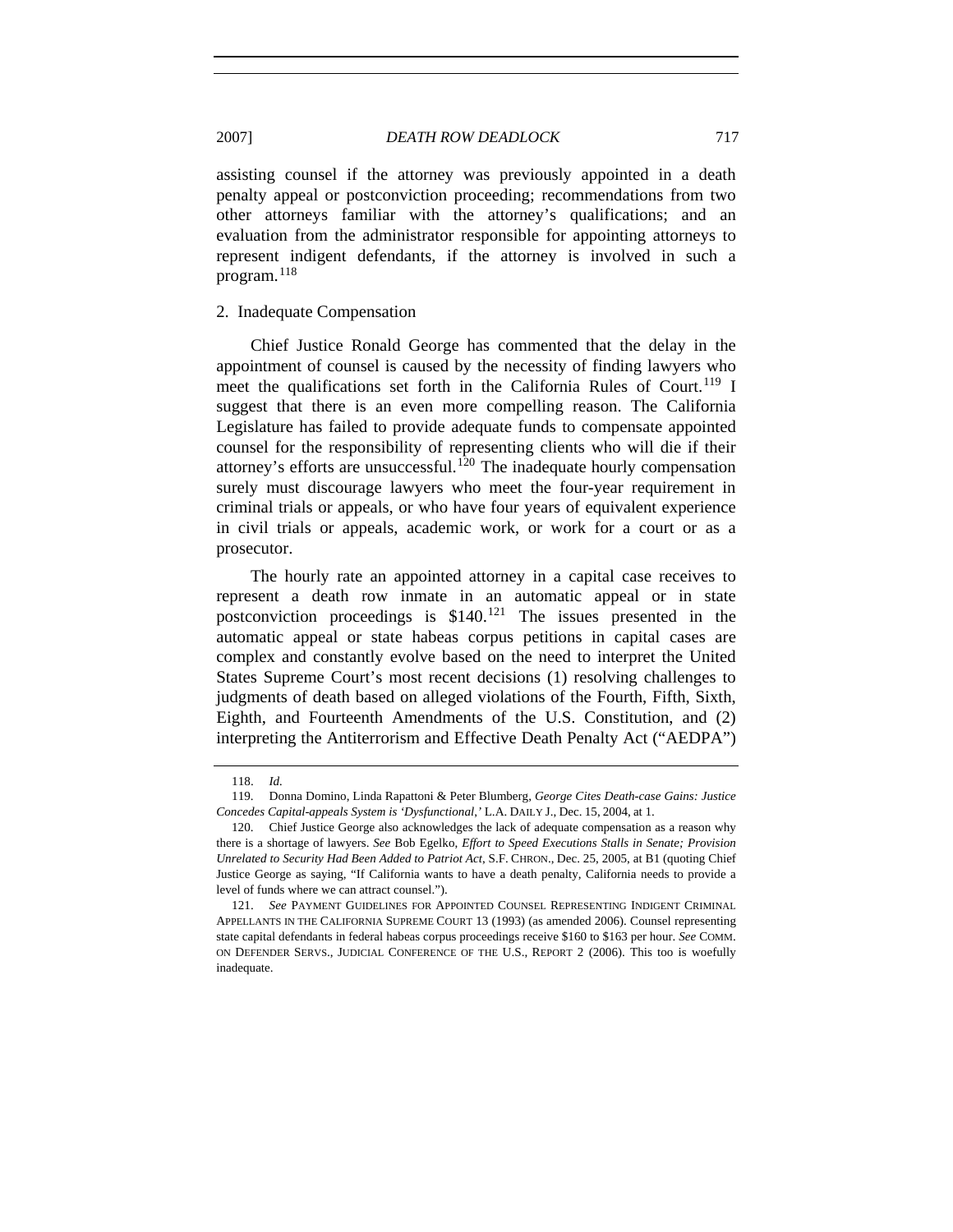assisting counsel if the attorney was previously appointed in a death penalty appeal or postconviction proceeding; recommendations from two other attorneys familiar with the attorney's qualifications; and an evaluation from the administrator responsible for appointing attorneys to represent indigent defendants, if the attorney is involved in such a program.[118]

### 2. Inadequate Compensation

Chief Justice Ronald George has commented that the delay in the appointment of counsel is caused by the necessity of finding lawyers who meet the qualifications set forth in the California Rules of Court.[119] I suggest that there is an even more compelling reason. The California Legislature has failed to provide adequate funds to compensate appointed counsel for the responsibility of representing clients who will die if their attorney's efforts are unsuccessful.[120] The inadequate hourly compensation surely must discourage lawyers who meet the four-year requirement in criminal trials or appeals, or who have four years of equivalent experience in civil trials or appeals, academic work, or work for a court or as a prosecutor.

The hourly rate an appointed attorney in a capital case receives to represent a death row inmate in an automatic appeal or in state postconviction proceedings is $140.[121] The issues presented in the automatic appeal or state habeas corpus petitions in capital cases are complex and constantly evolve based on the need to interpret the United States Supreme Court's most recent decisions (1) resolving challenges to judgments of death based on alleged violations of the Fourth, Fifth, Sixth, Eighth, and Fourteenth Amendments of the U.S. Constitution, and (2) interpreting the Antiterrorism and Effective Death Penalty Act ("AEDPA")

---

118. *Id.*

119. Donna Domino, Linda Rapattoni & Peter Blumberg, *George Cites Death-case Gains: Justice Concedes Capital-appeals System is 'Dysfunctional,'* L.A. DAILY J., Dec. 15, 2004, at 1.

120. Chief Justice George also acknowledges the lack of adequate compensation as a reason why there is a shortage of lawyers. *See* Bob Egelko, *Effort to Speed Executions Stalls in Senate; Provision Unrelated to Security Had Been Added to Patriot Act*, S.F. CHRON., Dec. 25, 2005, at B1 (quoting Chief Justice George as saying, "If California wants to have a death penalty, California needs to provide a level of funds where we can attract counsel.").

121. *See* PAYMENT GUIDELINES FOR APPOINTED COUNSEL REPRESENTING INDIGENT CRIMINAL APPELLANTS IN THE CALIFORNIA SUPREME COURT 13 (1993) (as amended 2006). Counsel representing state capital defendants in federal habeas corpus proceedings receive $160 to $163 per hour. *See* COMM. ON DEFENDER SERVS., JUDICIAL CONFERENCE OF THE U.S., REPORT 2 (2006). This too is woefully inadequate.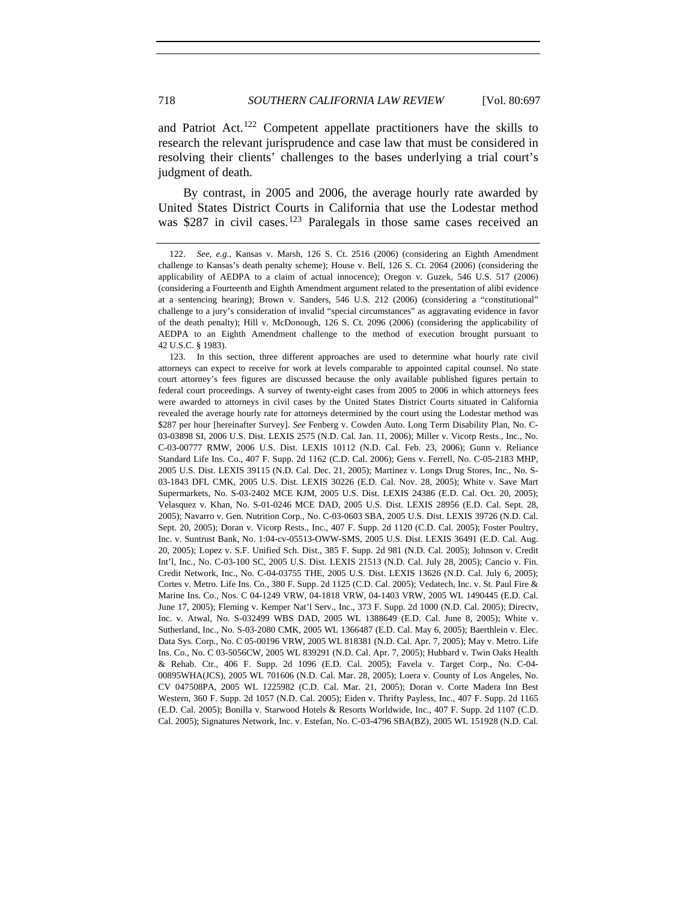and Patriot Act.[122] Competent appellate practitioners have the skills to research the relevant jurisprudence and case law that must be considered in resolving their clients' challenges to the bases underlying a trial court's judgment of death.

By contrast, in 2005 and 2006, the average hourly rate awarded by United States District Courts in California that use the Lodestar method was $287 in civil cases.[123] Paralegals in those same cases received an

---

122. *See, e.g.*, Kansas v. Marsh, 126 S. Ct. 2516 (2006) (considering an Eighth Amendment challenge to Kansas's death penalty scheme); House v. Bell, 126 S. Ct. 2064 (2006) (considering the applicability of AEDPA to a claim of actual innocence); Oregon v. Guzek, 546 U.S. 517 (2006) (considering a Fourteenth and Eighth Amendment argument related to the presentation of alibi evidence at a sentencing hearing); Brown v. Sanders, 546 U.S. 212 (2006) (considering a "constitutional" challenge to a jury's consideration of invalid "special circumstances" as aggravating evidence in favor of the death penalty); Hill v. McDonough, 126 S. Ct. 2096 (2006) (considering the applicability of AEDPA to an Eighth Amendment challenge to the method of execution brought pursuant to 42 U.S.C. § 1983).

123. In this section, three different approaches are used to determine what hourly rate civil attorneys can expect to receive for work at levels comparable to appointed capital counsel. No state court attorney's fees figures are discussed because the only available published figures pertain to federal court proceedings. A survey of twenty-eight cases from 2005 to 2006 in which attorneys fees were awarded to attorneys in civil cases by the United States District Courts situated in California revealed the average hourly rate for attorneys determined by the court using the Lodestar method was $287 per hour [hereinafter Survey]. *See* Fenberg v. Cowden Auto. Long Term Disability Plan, No. C-03-03898 SI, 2006 U.S. Dist. LEXIS 2575 (N.D. Cal. Jan. 11, 2006); Miller v. Vicorp Rests., Inc., No. C-03-00777 RMW, 2006 U.S. Dist. LEXIS 10112 (N.D. Cal. Feb. 23, 2006); Gunn v. Reliance Standard Life Ins. Co., 407 F. Supp. 2d 1162 (C.D. Cal. 2006); Gens v. Ferrell, No. C-05-2183 MHP, 2005 U.S. Dist. LEXIS 39115 (N.D. Cal. Dec. 21, 2005); Martinez v. Longs Drug Stores, Inc., No. S-03-1843 DFL CMK, 2005 U.S. Dist. LEXIS 30226 (E.D. Cal. Nov. 28, 2005); White v. Save Mart Supermarkets, No. S-03-2402 MCE KJM, 2005 U.S. Dist. LEXIS 24386 (E.D. Cal. Oct. 20, 2005); Velasquez v. Khan, No. S-01-0246 MCE DAD, 2005 U.S. Dist. LEXIS 28956 (E.D. Cal. Sept. 28, 2005); Navarro v. Gen. Nutrition Corp., No. C-03-0603 SBA, 2005 U.S. Dist. LEXIS 39726 (N.D. Cal. Sept. 20, 2005); Doran v. Vicorp Rests., Inc., 407 F. Supp. 2d 1120 (C.D. Cal. 2005); Foster Poultry, Inc. v. Suntrust Bank, No. 1:04-cv-05513-OWW-SMS, 2005 U.S. Dist. LEXIS 36491 (E.D. Cal. Aug. 20, 2005); Lopez v. S.F. Unified Sch. Dist., 385 F. Supp. 2d 981 (N.D. Cal. 2005); Johnson v. Credit Int'l, Inc., No. C-03-100 SC, 2005 U.S. Dist. LEXIS 21513 (N.D. Cal. July 28, 2005); Cancio v. Fin. Credit Network, Inc., No. C-04-03755 THE, 2005 U.S. Dist. LEXIS 13626 (N.D. Cal. July 6, 2005); Cortes v. Metro. Life Ins. Co., 380 F. Supp. 2d 1125 (C.D. Cal. 2005); Vedatech, Inc. v. St. Paul Fire & Marine Ins. Co., Nos. C 04-1249 VRW, 04-1818 VRW, 04-1403 VRW, 2005 WL 1490445 (E.D. Cal. June 17, 2005); Fleming v. Kemper Nat'l Serv., Inc., 373 F. Supp. 2d 1000 (N.D. Cal. 2005); Directv, Inc. v. Atwal, No. S-032499 WBS DAD, 2005 WL 1388649 (E.D. Cal. June 8, 2005); White v. Sutherland, Inc., No. S-03-2080 CMK, 2005 WL 1366487 (E.D. Cal. May 6, 2005); Baerthlein v. Elec. Data Sys. Corp., No. C 05-00196 VRW, 2005 WL 818381 (N.D. Cal. Apr. 7, 2005); May v. Metro. Life Ins. Co., No. C 03-5056CW, 2005 WL 839291 (N.D. Cal. Apr. 7, 2005); Hubbard v. Twin Oaks Health & Rehab. Ctr., 406 F. Supp. 2d 1096 (E.D. Cal. 2005); Favela v. Target Corp., No. C-04-00895WHA(JCS), 2005 WL 701606 (N.D. Cal. Mar. 28, 2005); Loera v. County of Los Angeles, No. CV 047508PA, 2005 WL 1225982 (C.D. Cal. Mar. 21, 2005); Doran v. Corte Madera Inn Best Western, 360 F. Supp. 2d 1057 (N.D. Cal. 2005); Eiden v. Thrifty Payless, Inc., 407 F. Supp. 2d 1165 (E.D. Cal. 2005); Bonilla v. Starwood Hotels & Resorts Worldwide, Inc., 407 F. Supp. 2d 1107 (C.D. Cal. 2005); Signatures Network, Inc. v. Estefan, No. C-03-4796 SBA(BZ), 2005 WL 151928 (N.D. Cal.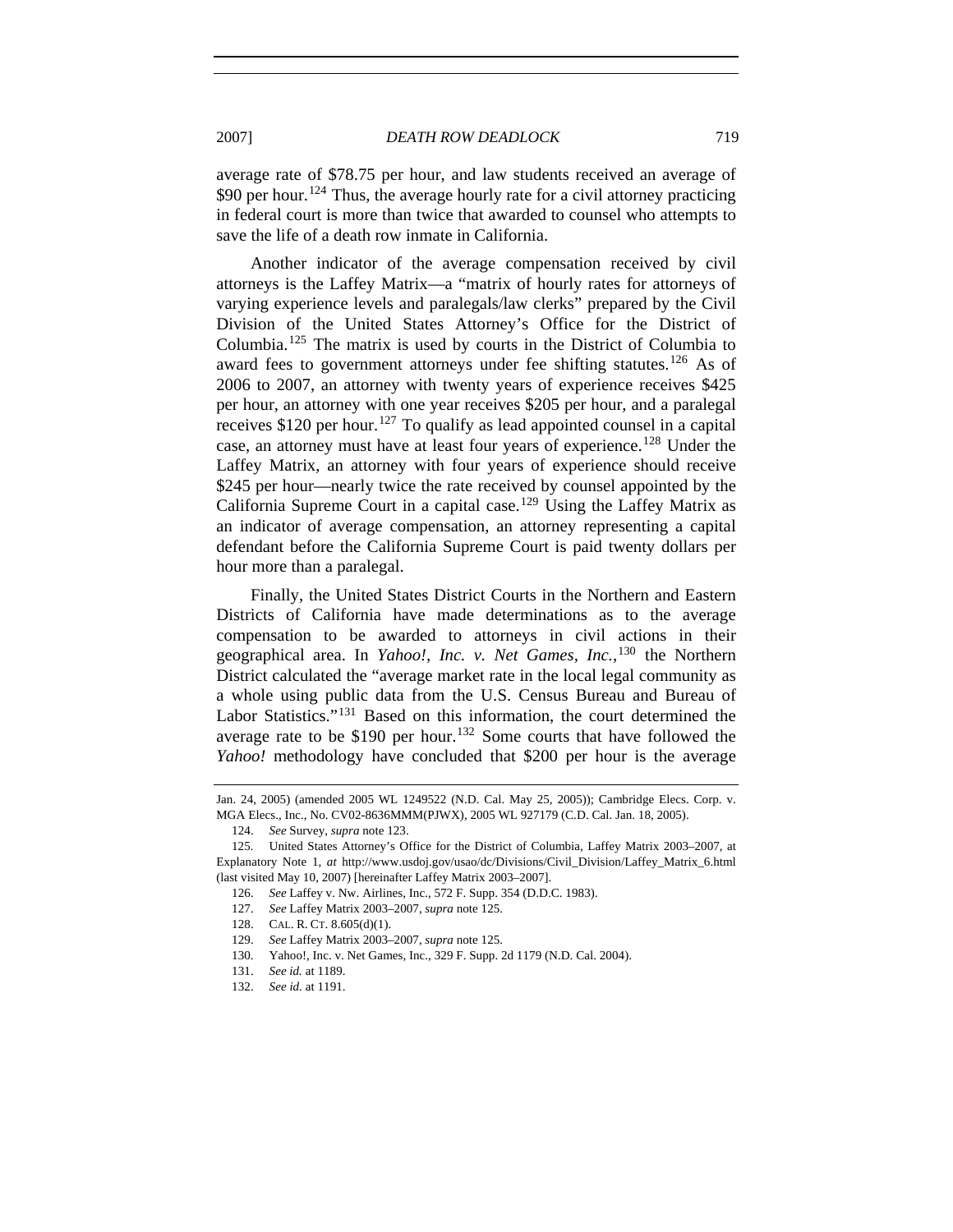average rate of $78.75 per hour, and law students received an average of $90 per hour.[124] Thus, the average hourly rate for a civil attorney practicing in federal court is more than twice that awarded to counsel who attempts to save the life of a death row inmate in California.

Another indicator of the average compensation received by civil attorneys is the Laffey Matrix—a "matrix of hourly rates for attorneys of varying experience levels and paralegals/law clerks" prepared by the Civil Division of the United States Attorney's Office for the District of Columbia.[125] The matrix is used by courts in the District of Columbia to award fees to government attorneys under fee shifting statutes.[126] As of 2006 to 2007, an attorney with twenty years of experience receives $425 per hour, an attorney with one year receives $205 per hour, and a paralegal receives $120 per hour.[127] To qualify as lead appointed counsel in a capital case, an attorney must have at least four years of experience.[128] Under the Laffey Matrix, an attorney with four years of experience should receive $245 per hour—nearly twice the rate received by counsel appointed by the California Supreme Court in a capital case.[129] Using the Laffey Matrix as an indicator of average compensation, an attorney representing a capital defendant before the California Supreme Court is paid twenty dollars per hour more than a paralegal.

Finally, the United States District Courts in the Northern and Eastern Districts of California have made determinations as to the average compensation to be awarded to attorneys in civil actions in their geographical area. In *Yahoo!, Inc. v. Net Games, Inc.*,[130] the Northern District calculated the "average market rate in the local legal community as a whole using public data from the U.S. Census Bureau and Bureau of Labor Statistics."[131] Based on this information, the court determined the average rate to be $190 per hour.[132] Some courts that have followed the *Yahoo!* methodology have concluded that $200 per hour is the average

---

Jan. 24, 2005) (amended 2005 WL 1249522 (N.D. Cal. May 25, 2005)); Cambridge Elecs. Corp. v. MGA Elecs., Inc., No. CV02-8636MMM(PJWX), 2005 WL 927179 (C.D. Cal. Jan. 18, 2005).

124. *See* Survey, *supra* note 123.

125. United States Attorney's Office for the District of Columbia, Laffey Matrix 2003–2007, at Explanatory Note 1, *at* http://www.usdoj.gov/usao/dc/Divisions/Civil_Division/Laffey_Matrix_6.html (last visited May 10, 2007) [hereinafter Laffey Matrix 2003–2007].

126. *See* Laffey v. Nw. Airlines, Inc., 572 F. Supp. 354 (D.D.C. 1983).

127. *See* Laffey Matrix 2003–2007, *supra* note 125.

128. CAL. R. CT. 8.605(d)(1).

129. *See* Laffey Matrix 2003–2007, *supra* note 125.

130. Yahoo!, Inc. v. Net Games, Inc., 329 F. Supp. 2d 1179 (N.D. Cal. 2004).

131. *See id.* at 1189.

132. *See id.* at 1191.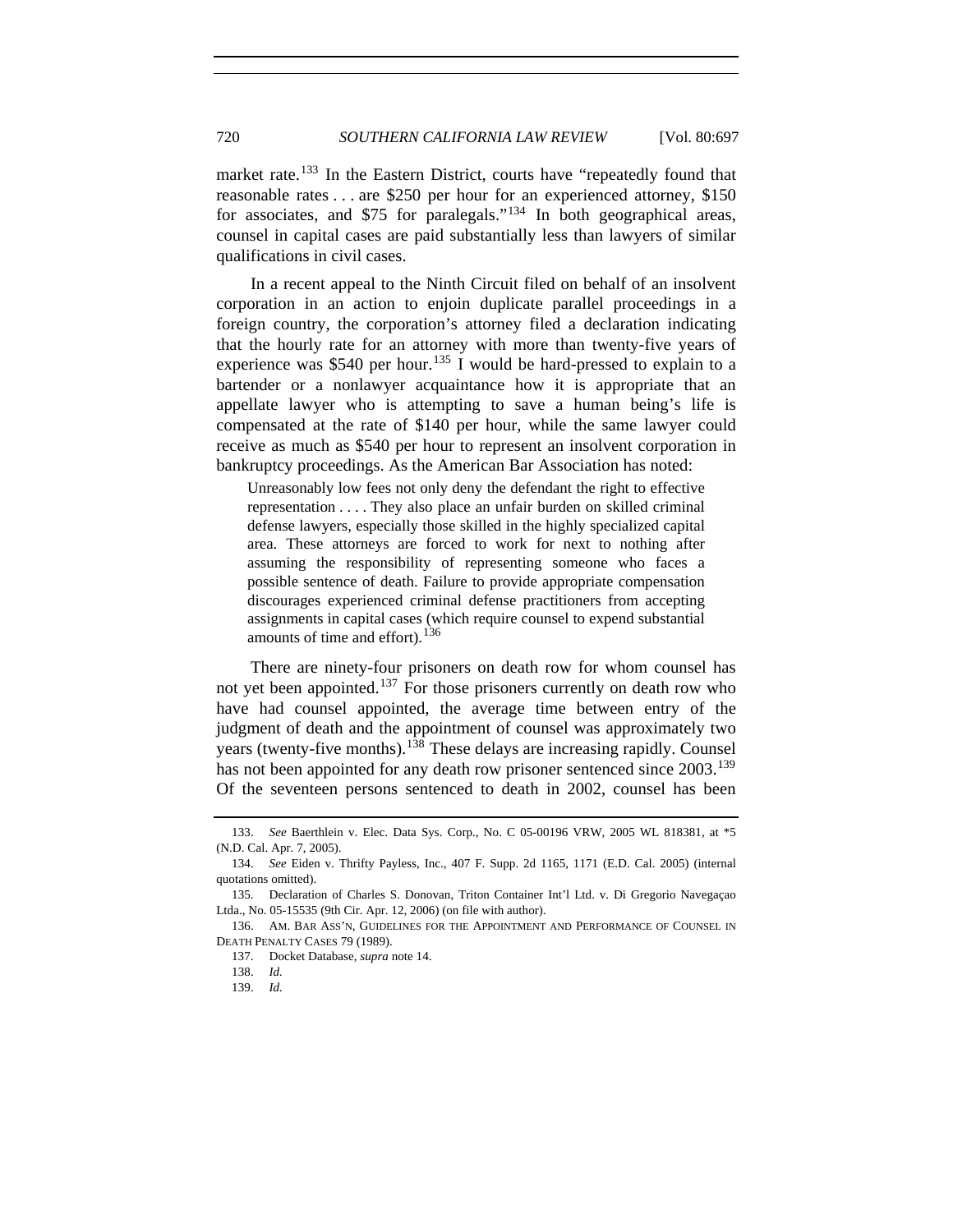market rate.[133] In the Eastern District, courts have "repeatedly found that reasonable rates . . . are $250 per hour for an experienced attorney, $150 for associates, and $75 for paralegals."[134] In both geographical areas, counsel in capital cases are paid substantially less than lawyers of similar qualifications in civil cases.

In a recent appeal to the Ninth Circuit filed on behalf of an insolvent corporation in an action to enjoin duplicate parallel proceedings in a foreign country, the corporation's attorney filed a declaration indicating that the hourly rate for an attorney with more than twenty-five years of experience was $540 per hour.[135] I would be hard-pressed to explain to a bartender or a nonlawyer acquaintance how it is appropriate that an appellate lawyer who is attempting to save a human being's life is compensated at the rate of $140 per hour, while the same lawyer could receive as much as $540 per hour to represent an insolvent corporation in bankruptcy proceedings. As the American Bar Association has noted:

> Unreasonably low fees not only deny the defendant the right to effective representation . . . . They also place an unfair burden on skilled criminal defense lawyers, especially those skilled in the highly specialized capital area. These attorneys are forced to work for next to nothing after assuming the responsibility of representing someone who faces a possible sentence of death. Failure to provide appropriate compensation discourages experienced criminal defense practitioners from accepting assignments in capital cases (which require counsel to expend substantial amounts of time and effort).[136]

There are ninety-four prisoners on death row for whom counsel has not yet been appointed.[137] For those prisoners currently on death row who have had counsel appointed, the average time between entry of the judgment of death and the appointment of counsel was approximately two years (twenty-five months).[138] These delays are increasing rapidly. Counsel has not been appointed for any death row prisoner sentenced since 2003.[139] Of the seventeen persons sentenced to death in 2002, counsel has been

---

133. *See* Baerthlein v. Elec. Data Sys. Corp., No. C 05-00196 VRW, 2005 WL 818381, at *5 (N.D. Cal. Apr. 7, 2005).

134. *See* Eiden v. Thrifty Payless, Inc., 407 F. Supp. 2d 1165, 1171 (E.D. Cal. 2005) (internal quotations omitted).

135. Declaration of Charles S. Donovan, Triton Container Int'l Ltd. v. Di Gregorio Navegaçao Ltda., No. 05-15535 (9th Cir. Apr. 12, 2006) (on file with author).

136. AM. BAR ASS'N, GUIDELINES FOR THE APPOINTMENT AND PERFORMANCE OF COUNSEL IN DEATH PENALTY CASES 79 (1989).

137. Docket Database, *supra* note 14.

138. *Id.*

139. *Id.*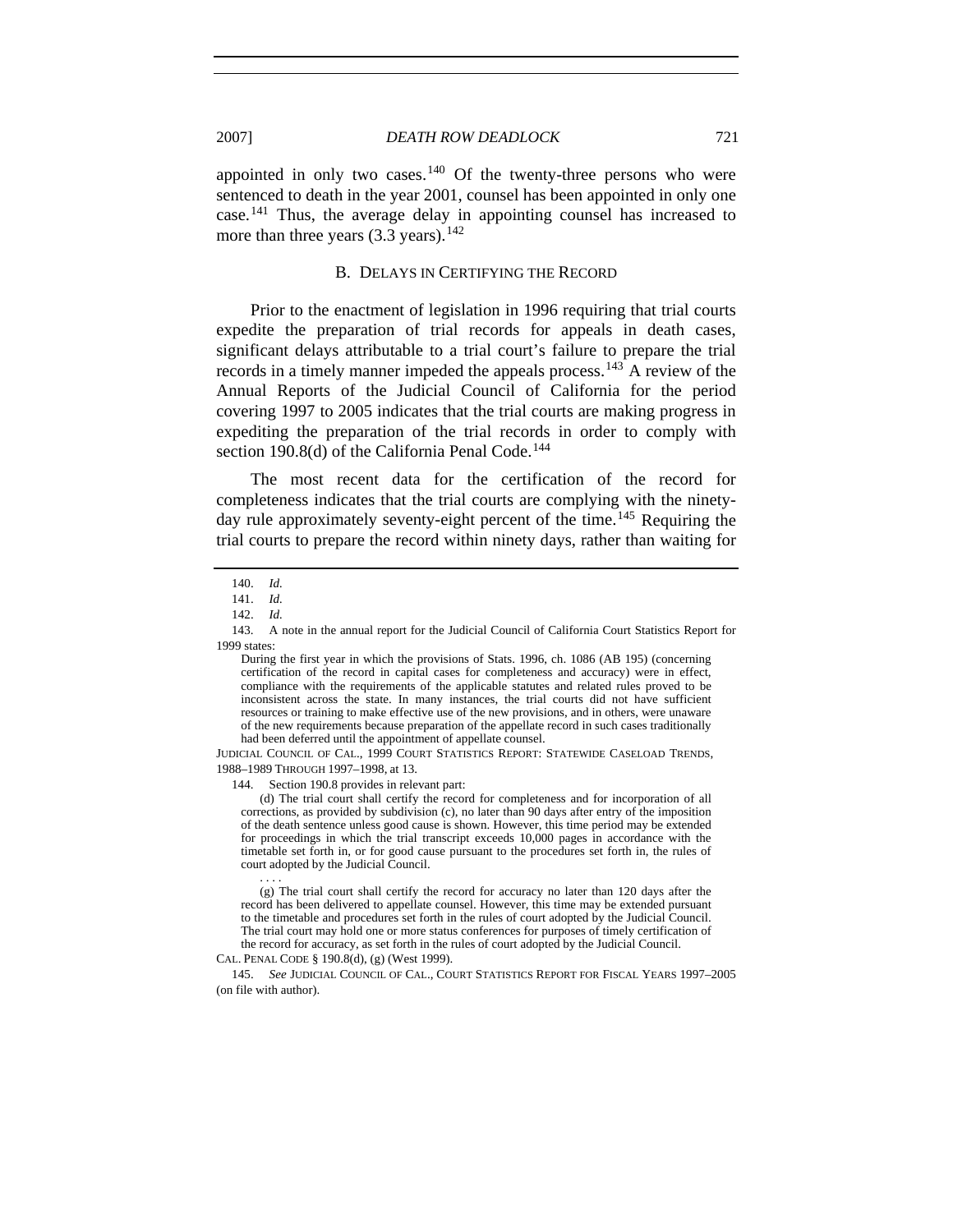appointed in only two cases.[140] Of the twenty-three persons who were sentenced to death in the year 2001, counsel has been appointed in only one case.[141] Thus, the average delay in appointing counsel has increased to more than three years (3.3 years).[142]

### B. Delays in Certifying the Record

Prior to the enactment of legislation in 1996 requiring that trial courts expedite the preparation of trial records for appeals in death cases, significant delays attributable to a trial court's failure to prepare the trial records in a timely manner impeded the appeals process.[143] A review of the Annual Reports of the Judicial Council of California for the period covering 1997 to 2005 indicates that the trial courts are making progress in expediting the preparation of the trial records in order to comply with section 190.8(d) of the California Penal Code.[144]

The most recent data for the certification of the record for completeness indicates that the trial courts are complying with the ninety-day rule approximately seventy-eight percent of the time.[145] Requiring the trial courts to prepare the record within ninety days, rather than waiting for

---

140. *Id.*

141. *Id.*

142. *Id.*

143. A note in the annual report for the Judicial Council of California Court Statistics Report for 1999 states:

> During the first year in which the provisions of Stats. 1996, ch. 1086 (AB 195) (concerning certification of the record in capital cases for completeness and accuracy) were in effect, compliance with the requirements of the applicable statutes and related rules proved to be inconsistent across the state. In many instances, the trial courts did not have sufficient resources or training to make effective use of the new provisions, and in others, were unaware of the new requirements because preparation of the appellate record in such cases traditionally had been deferred until the appointment of appellate counsel.

JUDICIAL COUNCIL OF CAL., 1999 COURT STATISTICS REPORT: STATEWIDE CASELOAD TRENDS, 1988–1989 THROUGH 1997–1998, at 13.

144. Section 190.8 provides in relevant part:

> (d) The trial court shall certify the record for completeness and for incorporation of all corrections, as provided by subdivision (c), no later than 90 days after entry of the imposition of the death sentence unless good cause is shown. However, this time period may be extended for proceedings in which the trial transcript exceeds 10,000 pages in accordance with the timetable set forth in, or for good cause pursuant to the procedures set forth in, the rules of court adopted by the Judicial Council.
>
> . . . .
>
> (g) The trial court shall certify the record for accuracy no later than 120 days after the record has been delivered to appellate counsel. However, this time may be extended pursuant to the timetable and procedures set forth in the rules of court adopted by the Judicial Council. The trial court may hold one or more status conferences for purposes of timely certification of the record for accuracy, as set forth in the rules of court adopted by the Judicial Council.

CAL. PENAL CODE § 190.8(d), (g) (West 1999).

145. *See* JUDICIAL COUNCIL OF CAL., COURT STATISTICS REPORT FOR FISCAL YEARS 1997–2005 (on file with author).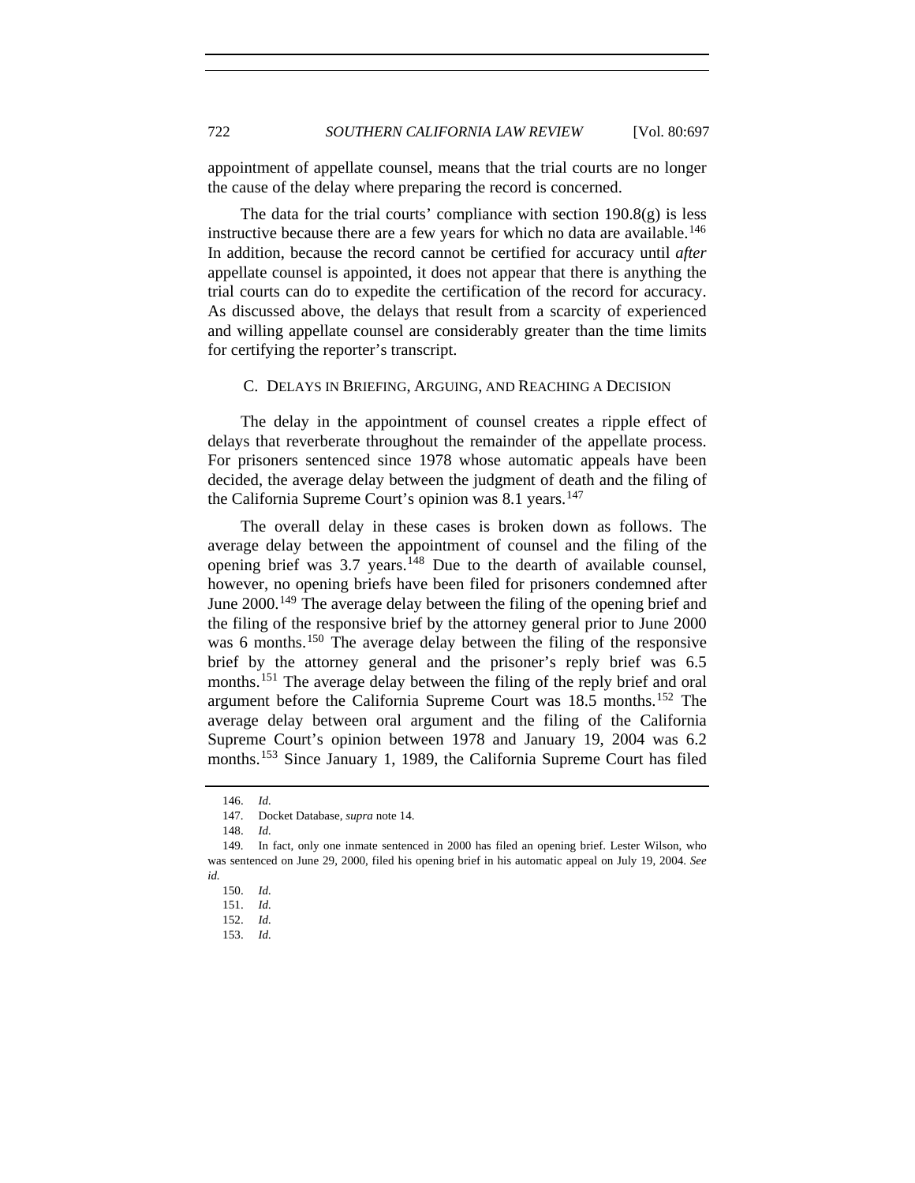appointment of appellate counsel, means that the trial courts are no longer the cause of the delay where preparing the record is concerned.

The data for the trial courts' compliance with section 190.8(g) is less instructive because there are a few years for which no data are available.[146] In addition, because the record cannot be certified for accuracy until *after* appellate counsel is appointed, it does not appear that there is anything the trial courts can do to expedite the certification of the record for accuracy. As discussed above, the delays that result from a scarcity of experienced and willing appellate counsel are considerably greater than the time limits for certifying the reporter's transcript.

### C. Delays in Briefing, Arguing, and Reaching a Decision

The delay in the appointment of counsel creates a ripple effect of delays that reverberate throughout the remainder of the appellate process. For prisoners sentenced since 1978 whose automatic appeals have been decided, the average delay between the judgment of death and the filing of the California Supreme Court's opinion was 8.1 years.[147]

The overall delay in these cases is broken down as follows. The average delay between the appointment of counsel and the filing of the opening brief was 3.7 years.[148] Due to the dearth of available counsel, however, no opening briefs have been filed for prisoners condemned after June 2000.[149] The average delay between the filing of the opening brief and the filing of the responsive brief by the attorney general prior to June 2000 was 6 months.[150] The average delay between the filing of the responsive brief by the attorney general and the prisoner's reply brief was 6.5 months.[151] The average delay between the filing of the reply brief and oral argument before the California Supreme Court was 18.5 months.[152] The average delay between oral argument and the filing of the California Supreme Court's opinion between 1978 and January 19, 2004 was 6.2 months.[153] Since January 1, 1989, the California Supreme Court has filed

---

146. *Id.*

147. Docket Database, *supra* note 14.

148. *Id.*

149. In fact, only one inmate sentenced in 2000 has filed an opening brief. Lester Wilson, who was sentenced on June 29, 2000, filed his opening brief in his automatic appeal on July 19, 2004. *See id.*

150. *Id.*

151. *Id.*

152. *Id.*

153. *Id.*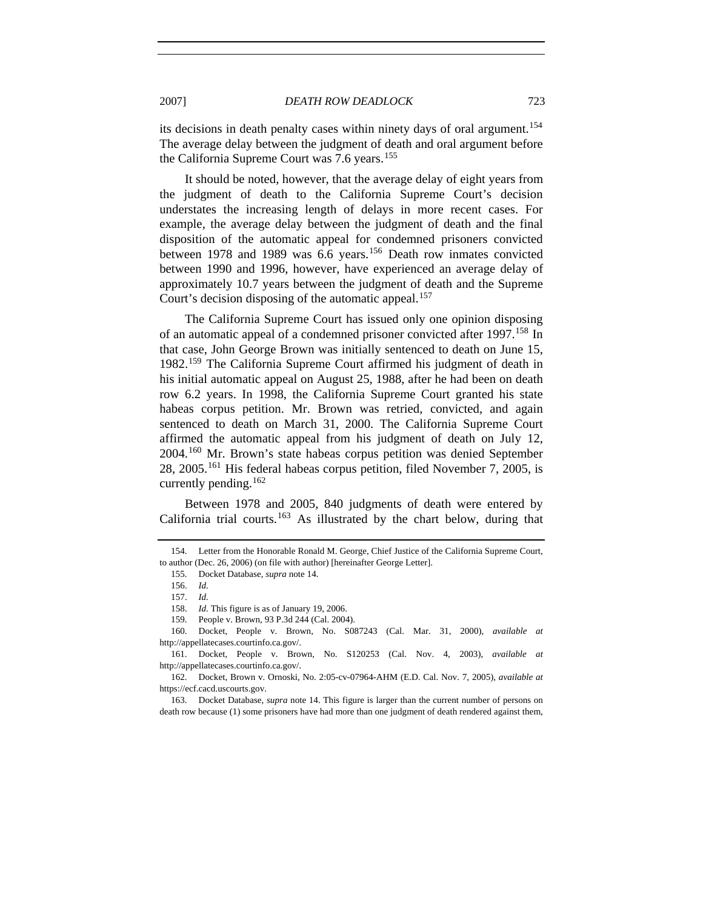its decisions in death penalty cases within ninety days of oral argument.[154] The average delay between the judgment of death and oral argument before the California Supreme Court was 7.6 years.[155]

It should be noted, however, that the average delay of eight years from the judgment of death to the California Supreme Court's decision understates the increasing length of delays in more recent cases. For example, the average delay between the judgment of death and the final disposition of the automatic appeal for condemned prisoners convicted between 1978 and 1989 was 6.6 years.[156] Death row inmates convicted between 1990 and 1996, however, have experienced an average delay of approximately 10.7 years between the judgment of death and the Supreme Court's decision disposing of the automatic appeal.[157]

The California Supreme Court has issued only one opinion disposing of an automatic appeal of a condemned prisoner convicted after 1997.[158] In that case, John George Brown was initially sentenced to death on June 15, 1982.[159] The California Supreme Court affirmed his judgment of death in his initial automatic appeal on August 25, 1988, after he had been on death row 6.2 years. In 1998, the California Supreme Court granted his state habeas corpus petition. Mr. Brown was retried, convicted, and again sentenced to death on March 31, 2000. The California Supreme Court affirmed the automatic appeal from his judgment of death on July 12, 2004.[160] Mr. Brown's state habeas corpus petition was denied September 28, 2005.[161] His federal habeas corpus petition, filed November 7, 2005, is currently pending.[162]

Between 1978 and 2005, 840 judgments of death were entered by California trial courts.[163] As illustrated by the chart below, during that

---

154. Letter from the Honorable Ronald M. George, Chief Justice of the California Supreme Court, to author (Dec. 26, 2006) (on file with author) [hereinafter George Letter].

155. Docket Database, *supra* note 14.

156. *Id.*

157. *Id.*

158. *Id.* This figure is as of January 19, 2006.

159. People v. Brown, 93 P.3d 244 (Cal. 2004).

160. Docket, People v. Brown, No. S087243 (Cal. Mar. 31, 2000), *available at* http://appellatecases.courtinfo.ca.gov/.

161. Docket, People v. Brown, No. S120253 (Cal. Nov. 4, 2003), *available at* http://appellatecases.courtinfo.ca.gov/.

162. Docket, Brown v. Ornoski, No. 2:05-cv-07964-AHM (E.D. Cal. Nov. 7, 2005), *available at* https://ecf.cacd.uscourts.gov.

163. Docket Database, *supra* note 14. This figure is larger than the current number of persons on death row because (1) some prisoners have had more than one judgment of death rendered against them,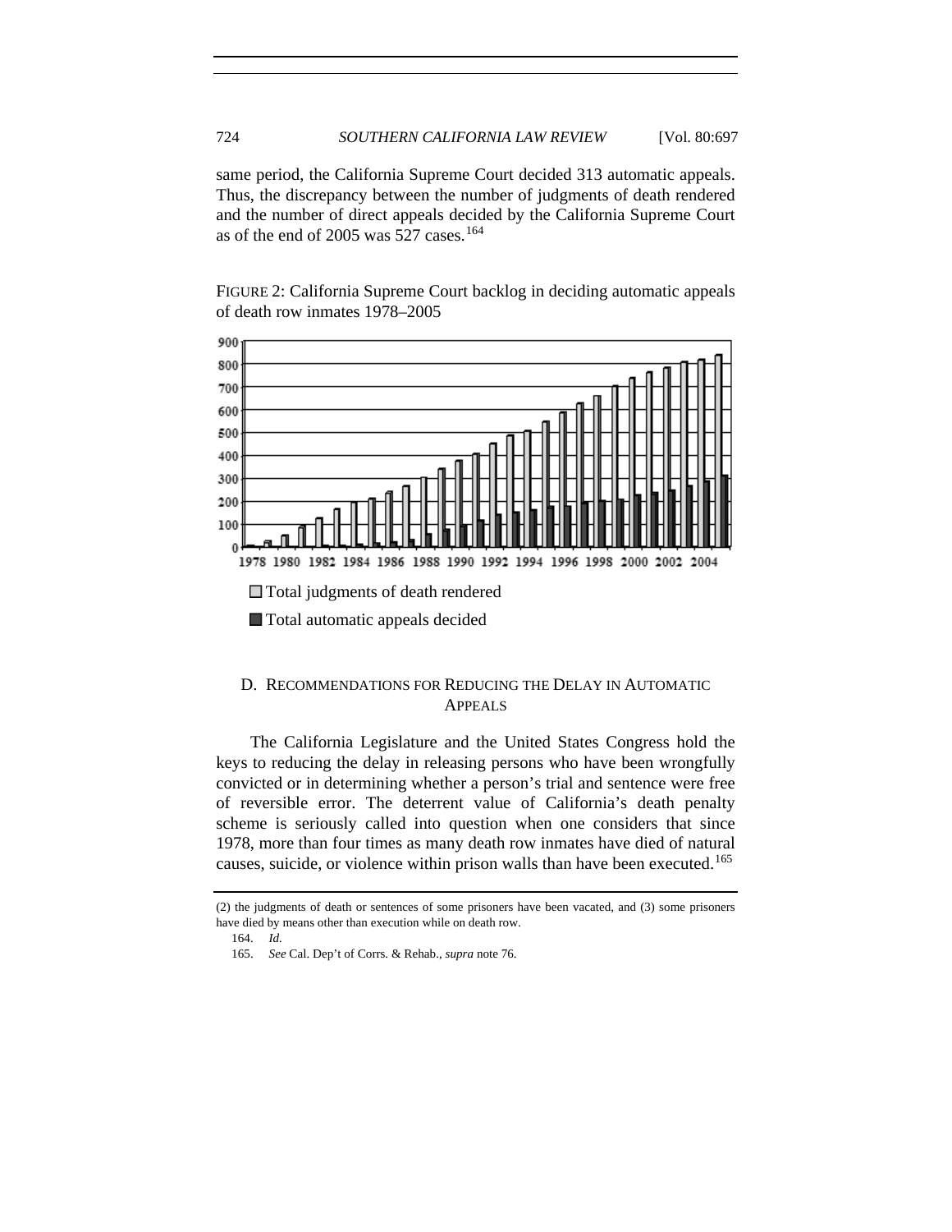same period, the California Supreme Court decided 313 automatic appeals. Thus, the discrepancy between the number of judgments of death rendered and the number of direct appeals decided by the California Supreme Court as of the end of 2005 was 527 cases.[164]

FIGURE 2: California Supreme Court backlog in deciding automatic appeals of death row inmates 1978–2005

□ Total judgments of death rendered

■ Total automatic appeals decided

## D. RECOMMENDATIONS FOR REDUCING THE DELAY IN AUTOMATIC APPEALS

The California Legislature and the United States Congress hold the keys to reducing the delay in releasing persons who have been wrongfully convicted or in determining whether a person's trial and sentence were free of reversible error. The deterrent value of California's death penalty scheme is seriously called into question when one considers that since 1978, more than four times as many death row inmates have died of natural causes, suicide, or violence within prison walls than have been executed.[165]

---

(2) the judgments of death or sentences of some prisoners have been vacated, and (3) some prisoners have died by means other than execution while on death row.

164. *Id.*

165. *See* Cal. Dep't of Corrs. & Rehab., *supra* note 76.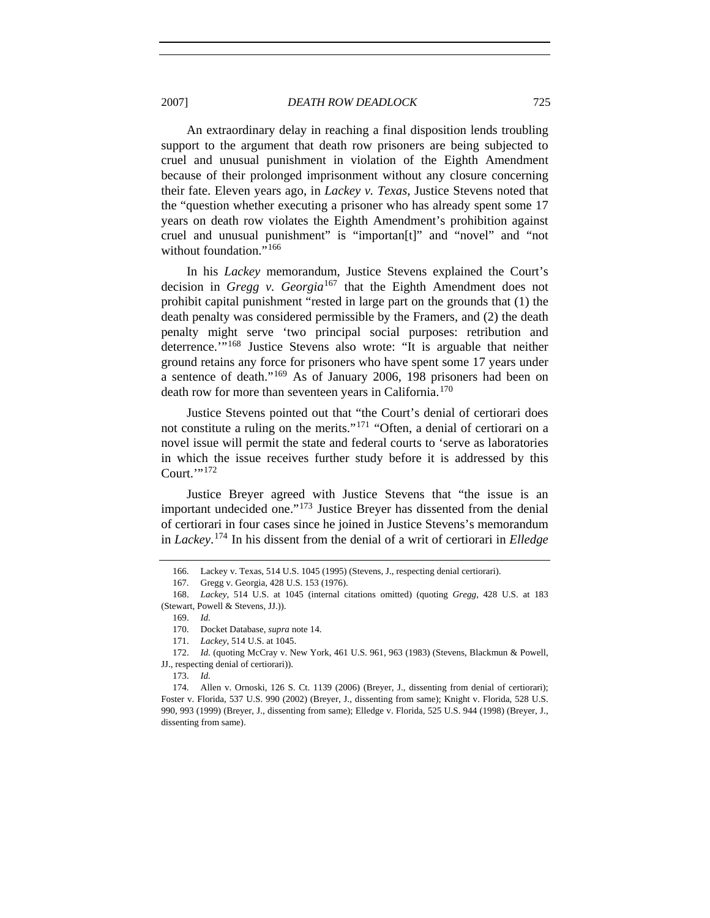An extraordinary delay in reaching a final disposition lends troubling support to the argument that death row prisoners are being subjected to cruel and unusual punishment in violation of the Eighth Amendment because of their prolonged imprisonment without any closure concerning their fate. Eleven years ago, in *Lackey v. Texas*, Justice Stevens noted that the "question whether executing a prisoner who has already spent some 17 years on death row violates the Eighth Amendment's prohibition against cruel and unusual punishment" is "importan[t]" and "novel" and "not without foundation."[166]

In his *Lackey* memorandum, Justice Stevens explained the Court's decision in *Gregg v. Georgia*[167] that the Eighth Amendment does not prohibit capital punishment "rested in large part on the grounds that (1) the death penalty was considered permissible by the Framers, and (2) the death penalty might serve 'two principal social purposes: retribution and deterrence.'"[168] Justice Stevens also wrote: "It is arguable that neither ground retains any force for prisoners who have spent some 17 years under a sentence of death."[169] As of January 2006, 198 prisoners had been on death row for more than seventeen years in California.[170]

Justice Stevens pointed out that "the Court's denial of certiorari does not constitute a ruling on the merits."[171] "Often, a denial of certiorari on a novel issue will permit the state and federal courts to 'serve as laboratories in which the issue receives further study before it is addressed by this Court.'"[172]

Justice Breyer agreed with Justice Stevens that "the issue is an important undecided one."[173] Justice Breyer has dissented from the denial of certiorari in four cases since he joined in Justice Stevens's memorandum in *Lackey*.[174] In his dissent from the denial of a writ of certiorari in *Elledge*

---

166. Lackey v. Texas, 514 U.S. 1045 (1995) (Stevens, J., respecting denial certiorari).

167. Gregg v. Georgia, 428 U.S. 153 (1976).

168. *Lackey*, 514 U.S. at 1045 (internal citations omitted) (quoting *Gregg*, 428 U.S. at 183 (Stewart, Powell & Stevens, JJ.)).

169. *Id.*

170. Docket Database, *supra* note 14.

171. *Lackey*, 514 U.S. at 1045.

172. *Id.* (quoting McCray v. New York, 461 U.S. 961, 963 (1983) (Stevens, Blackmun & Powell, JJ., respecting denial of certiorari)).

173. *Id.*

174. Allen v. Ornoski, 126 S. Ct. 1139 (2006) (Breyer, J., dissenting from denial of certiorari); Foster v. Florida, 537 U.S. 990 (2002) (Breyer, J., dissenting from same); Knight v. Florida, 528 U.S. 990, 993 (1999) (Breyer, J., dissenting from same); Elledge v. Florida, 525 U.S. 944 (1998) (Breyer, J., dissenting from same).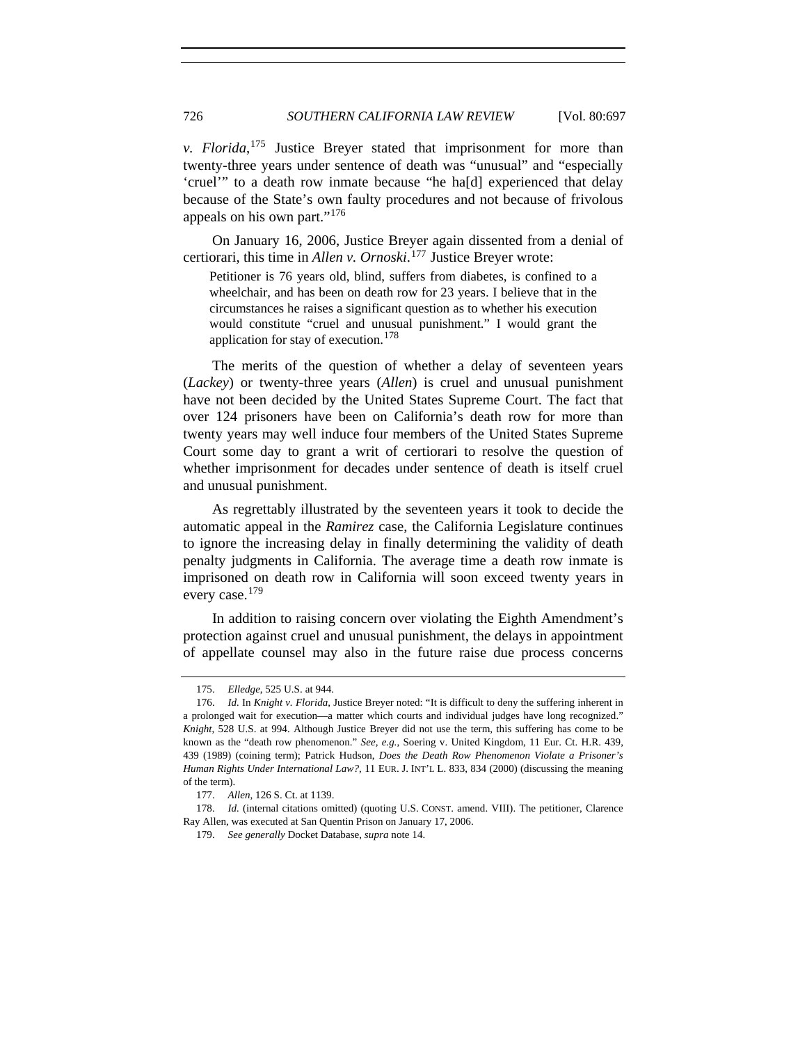*v. Florida*,[175] Justice Breyer stated that imprisonment for more than twenty-three years under sentence of death was "unusual" and "especially 'cruel'" to a death row inmate because "he ha[d] experienced that delay because of the State's own faulty procedures and not because of frivolous appeals on his own part."[176]

On January 16, 2006, Justice Breyer again dissented from a denial of certiorari, this time in *Allen v. Ornoski*.[177] Justice Breyer wrote:

> Petitioner is 76 years old, blind, suffers from diabetes, is confined to a wheelchair, and has been on death row for 23 years. I believe that in the circumstances he raises a significant question as to whether his execution would constitute "cruel and unusual punishment." I would grant the application for stay of execution.[178]

The merits of the question of whether a delay of seventeen years (*Lackey*) or twenty-three years (*Allen*) is cruel and unusual punishment have not been decided by the United States Supreme Court. The fact that over 124 prisoners have been on California's death row for more than twenty years may well induce four members of the United States Supreme Court some day to grant a writ of certiorari to resolve the question of whether imprisonment for decades under sentence of death is itself cruel and unusual punishment.

As regrettably illustrated by the seventeen years it took to decide the automatic appeal in the *Ramirez* case, the California Legislature continues to ignore the increasing delay in finally determining the validity of death penalty judgments in California. The average time a death row inmate is imprisoned on death row in California will soon exceed twenty years in every case.[179]

In addition to raising concern over violating the Eighth Amendment's protection against cruel and unusual punishment, the delays in appointment of appellate counsel may also in the future raise due process concerns

---

175. *Elledge*, 525 U.S. at 944.

176. *Id.* In *Knight v. Florida*, Justice Breyer noted: "It is difficult to deny the suffering inherent in a prolonged wait for execution—a matter which courts and individual judges have long recognized." *Knight*, 528 U.S. at 994. Although Justice Breyer did not use the term, this suffering has come to be known as the "death row phenomenon." *See, e.g.*, Soering v. United Kingdom, 11 Eur. Ct. H.R. 439, 439 (1989) (coining term); Patrick Hudson, *Does the Death Row Phenomenon Violate a Prisoner's Human Rights Under International Law?*, 11 EUR. J. INT'L L. 833, 834 (2000) (discussing the meaning of the term).

177. *Allen*, 126 S. Ct. at 1139.

178. *Id.* (internal citations omitted) (quoting U.S. CONST. amend. VIII). The petitioner, Clarence Ray Allen, was executed at San Quentin Prison on January 17, 2006.

179. *See generally* Docket Database, *supra* note 14.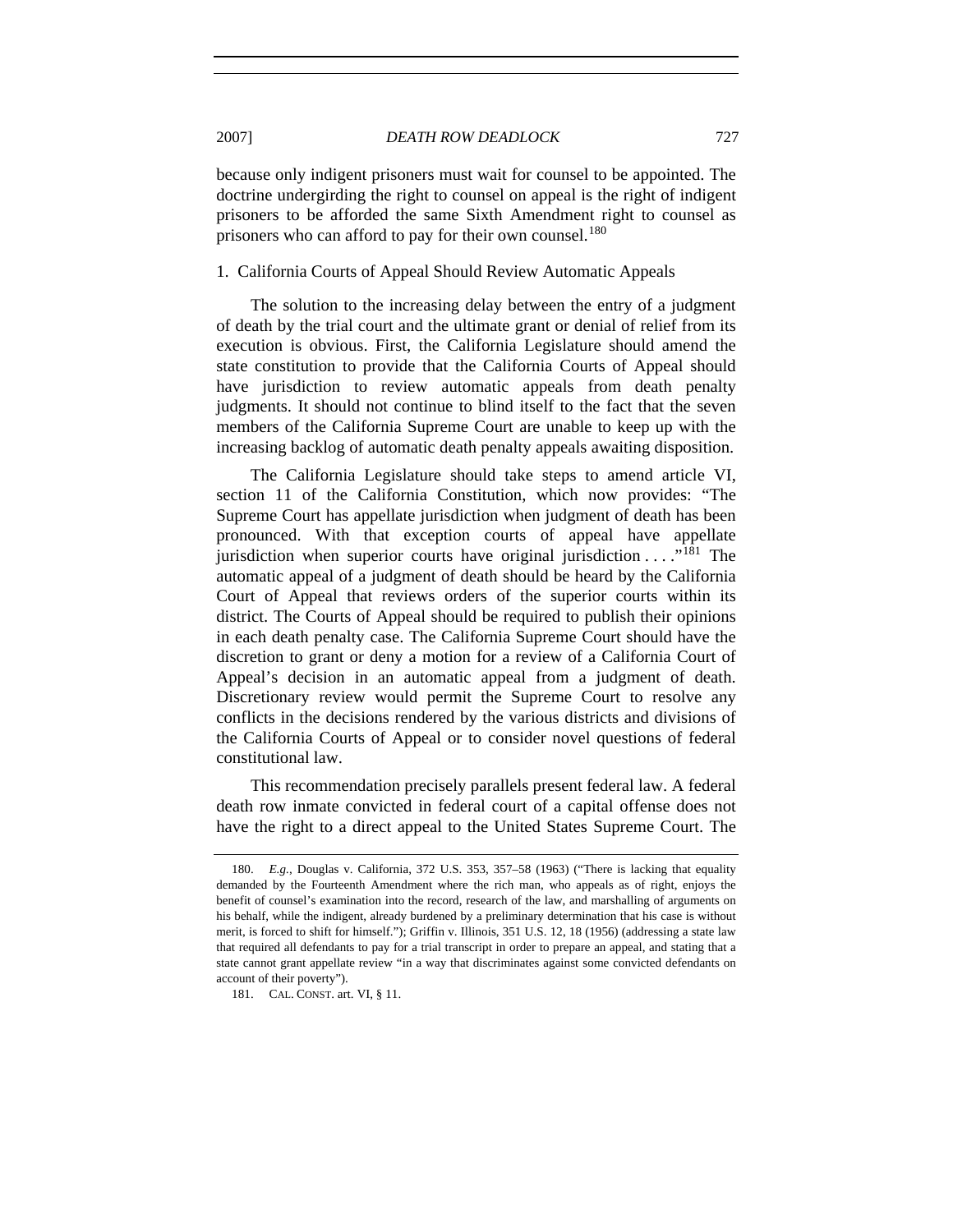because only indigent prisoners must wait for counsel to be appointed. The doctrine undergirding the right to counsel on appeal is the right of indigent prisoners to be afforded the same Sixth Amendment right to counsel as prisoners who can afford to pay for their own counsel.[180]

### 1. California Courts of Appeal Should Review Automatic Appeals

The solution to the increasing delay between the entry of a judgment of death by the trial court and the ultimate grant or denial of relief from its execution is obvious. First, the California Legislature should amend the state constitution to provide that the California Courts of Appeal should have jurisdiction to review automatic appeals from death penalty judgments. It should not continue to blind itself to the fact that the seven members of the California Supreme Court are unable to keep up with the increasing backlog of automatic death penalty appeals awaiting disposition.

The California Legislature should take steps to amend article VI, section 11 of the California Constitution, which now provides: "The Supreme Court has appellate jurisdiction when judgment of death has been pronounced. With that exception courts of appeal have appellate jurisdiction when superior courts have original jurisdiction . . . ."[181] The automatic appeal of a judgment of death should be heard by the California Court of Appeal that reviews orders of the superior courts within its district. The Courts of Appeal should be required to publish their opinions in each death penalty case. The California Supreme Court should have the discretion to grant or deny a motion for a review of a California Court of Appeal's decision in an automatic appeal from a judgment of death. Discretionary review would permit the Supreme Court to resolve any conflicts in the decisions rendered by the various districts and divisions of the California Courts of Appeal or to consider novel questions of federal constitutional law.

This recommendation precisely parallels present federal law. A federal death row inmate convicted in federal court of a capital offense does not have the right to a direct appeal to the United States Supreme Court. The

---

180. *E.g.*, Douglas v. California, 372 U.S. 353, 357–58 (1963) ("There is lacking that equality demanded by the Fourteenth Amendment where the rich man, who appeals as of right, enjoys the benefit of counsel's examination into the record, research of the law, and marshalling of arguments on his behalf, while the indigent, already burdened by a preliminary determination that his case is without merit, is forced to shift for himself."); Griffin v. Illinois, 351 U.S. 12, 18 (1956) (addressing a state law that required all defendants to pay for a trial transcript in order to prepare an appeal, and stating that a state cannot grant appellate review "in a way that discriminates against some convicted defendants on account of their poverty").

181. CAL. CONST. art. VI, § 11.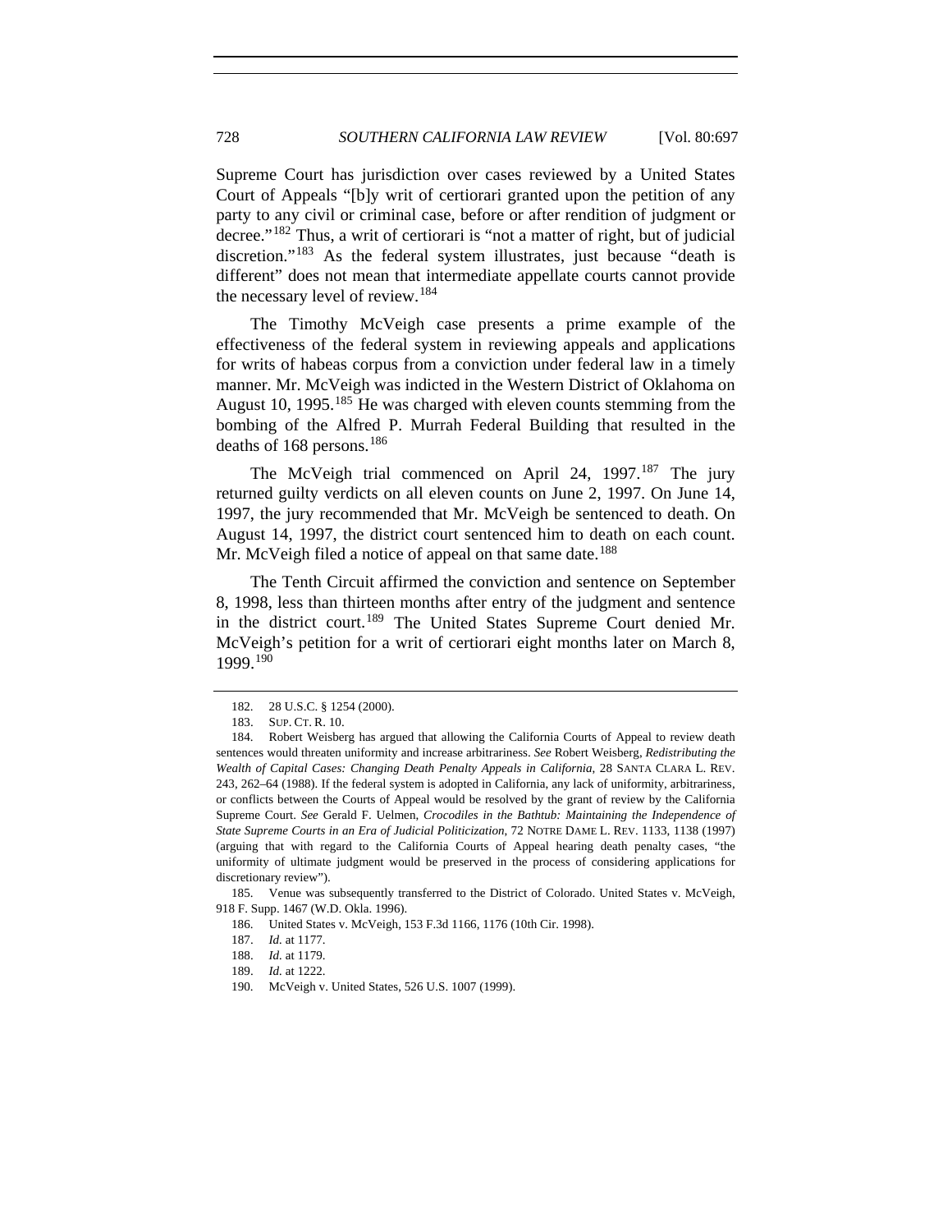Supreme Court has jurisdiction over cases reviewed by a United States Court of Appeals "[b]y writ of certiorari granted upon the petition of any party to any civil or criminal case, before or after rendition of judgment or decree."[182] Thus, a writ of certiorari is "not a matter of right, but of judicial discretion."[183] As the federal system illustrates, just because "death is different" does not mean that intermediate appellate courts cannot provide the necessary level of review.[184]

The Timothy McVeigh case presents a prime example of the effectiveness of the federal system in reviewing appeals and applications for writs of habeas corpus from a conviction under federal law in a timely manner. Mr. McVeigh was indicted in the Western District of Oklahoma on August 10, 1995.[185] He was charged with eleven counts stemming from the bombing of the Alfred P. Murrah Federal Building that resulted in the deaths of 168 persons.[186]

The McVeigh trial commenced on April 24, 1997.[187] The jury returned guilty verdicts on all eleven counts on June 2, 1997. On June 14, 1997, the jury recommended that Mr. McVeigh be sentenced to death. On August 14, 1997, the district court sentenced him to death on each count. Mr. McVeigh filed a notice of appeal on that same date.[188]

The Tenth Circuit affirmed the conviction and sentence on September 8, 1998, less than thirteen months after entry of the judgment and sentence in the district court.[189] The United States Supreme Court denied Mr. McVeigh's petition for a writ of certiorari eight months later on March 8, 1999.[190]

---

182. 28 U.S.C. § 1254 (2000).

183. SUP. CT. R. 10.

184. Robert Weisberg has argued that allowing the California Courts of Appeal to review death sentences would threaten uniformity and increase arbitrariness. *See* Robert Weisberg, *Redistributing the Wealth of Capital Cases: Changing Death Penalty Appeals in California*, 28 SANTA CLARA L. REV. 243, 262–64 (1988). If the federal system is adopted in California, any lack of uniformity, arbitrariness, or conflicts between the Courts of Appeal would be resolved by the grant of review by the California Supreme Court. *See* Gerald F. Uelmen, *Crocodiles in the Bathtub: Maintaining the Independence of State Supreme Courts in an Era of Judicial Politicization*, 72 NOTRE DAME L. REV. 1133, 1138 (1997) (arguing that with regard to the California Courts of Appeal hearing death penalty cases, "the uniformity of ultimate judgment would be preserved in the process of considering applications for discretionary review").

185. Venue was subsequently transferred to the District of Colorado. United States v. McVeigh, 918 F. Supp. 1467 (W.D. Okla. 1996).

186. United States v. McVeigh, 153 F.3d 1166, 1176 (10th Cir. 1998).

187. *Id.* at 1177.

188. *Id.* at 1179.

189. *Id.* at 1222.

190. McVeigh v. United States, 526 U.S. 1007 (1999).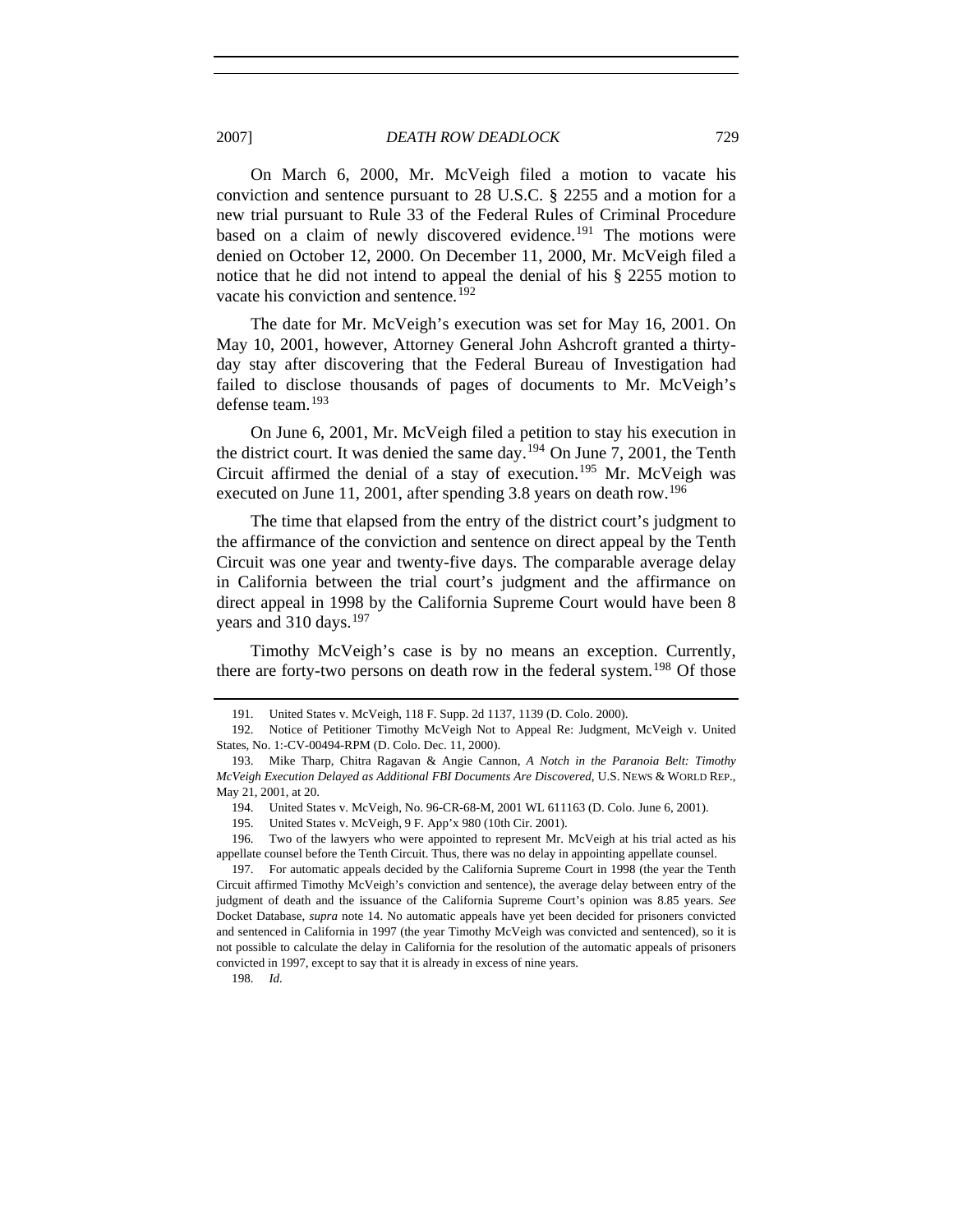On March 6, 2000, Mr. McVeigh filed a motion to vacate his conviction and sentence pursuant to 28 U.S.C. § 2255 and a motion for a new trial pursuant to Rule 33 of the Federal Rules of Criminal Procedure based on a claim of newly discovered evidence.[191] The motions were denied on October 12, 2000. On December 11, 2000, Mr. McVeigh filed a notice that he did not intend to appeal the denial of his § 2255 motion to vacate his conviction and sentence.[192]

The date for Mr. McVeigh's execution was set for May 16, 2001. On May 10, 2001, however, Attorney General John Ashcroft granted a thirty-day stay after discovering that the Federal Bureau of Investigation had failed to disclose thousands of pages of documents to Mr. McVeigh's defense team.[193]

On June 6, 2001, Mr. McVeigh filed a petition to stay his execution in the district court. It was denied the same day.[194] On June 7, 2001, the Tenth Circuit affirmed the denial of a stay of execution.[195] Mr. McVeigh was executed on June 11, 2001, after spending 3.8 years on death row.[196]

The time that elapsed from the entry of the district court's judgment to the affirmance of the conviction and sentence on direct appeal by the Tenth Circuit was one year and twenty-five days. The comparable average delay in California between the trial court's judgment and the affirmance on direct appeal in 1998 by the California Supreme Court would have been 8 years and 310 days.[197]

Timothy McVeigh's case is by no means an exception. Currently, there are forty-two persons on death row in the federal system.[198] Of those

---

191. United States v. McVeigh, 118 F. Supp. 2d 1137, 1139 (D. Colo. 2000).

192. Notice of Petitioner Timothy McVeigh Not to Appeal Re: Judgment, McVeigh v. United States, No. 1:-CV-00494-RPM (D. Colo. Dec. 11, 2000).

193. Mike Tharp, Chitra Ragavan & Angie Cannon, *A Notch in the Paranoia Belt: Timothy McVeigh Execution Delayed as Additional FBI Documents Are Discovered*, U.S. NEWS & WORLD REP., May 21, 2001, at 20.

194. United States v. McVeigh, No. 96-CR-68-M, 2001 WL 611163 (D. Colo. June 6, 2001).

195. United States v. McVeigh, 9 F. App'x 980 (10th Cir. 2001).

196. Two of the lawyers who were appointed to represent Mr. McVeigh at his trial acted as his appellate counsel before the Tenth Circuit. Thus, there was no delay in appointing appellate counsel.

197. For automatic appeals decided by the California Supreme Court in 1998 (the year the Tenth Circuit affirmed Timothy McVeigh's conviction and sentence), the average delay between entry of the judgment of death and the issuance of the California Supreme Court's opinion was 8.85 years. *See* Docket Database, *supra* note 14. No automatic appeals have yet been decided for prisoners convicted and sentenced in California in 1997 (the year Timothy McVeigh was convicted and sentenced), so it is not possible to calculate the delay in California for the resolution of the automatic appeals of prisoners convicted in 1997, except to say that it is already in excess of nine years.

198. *Id.*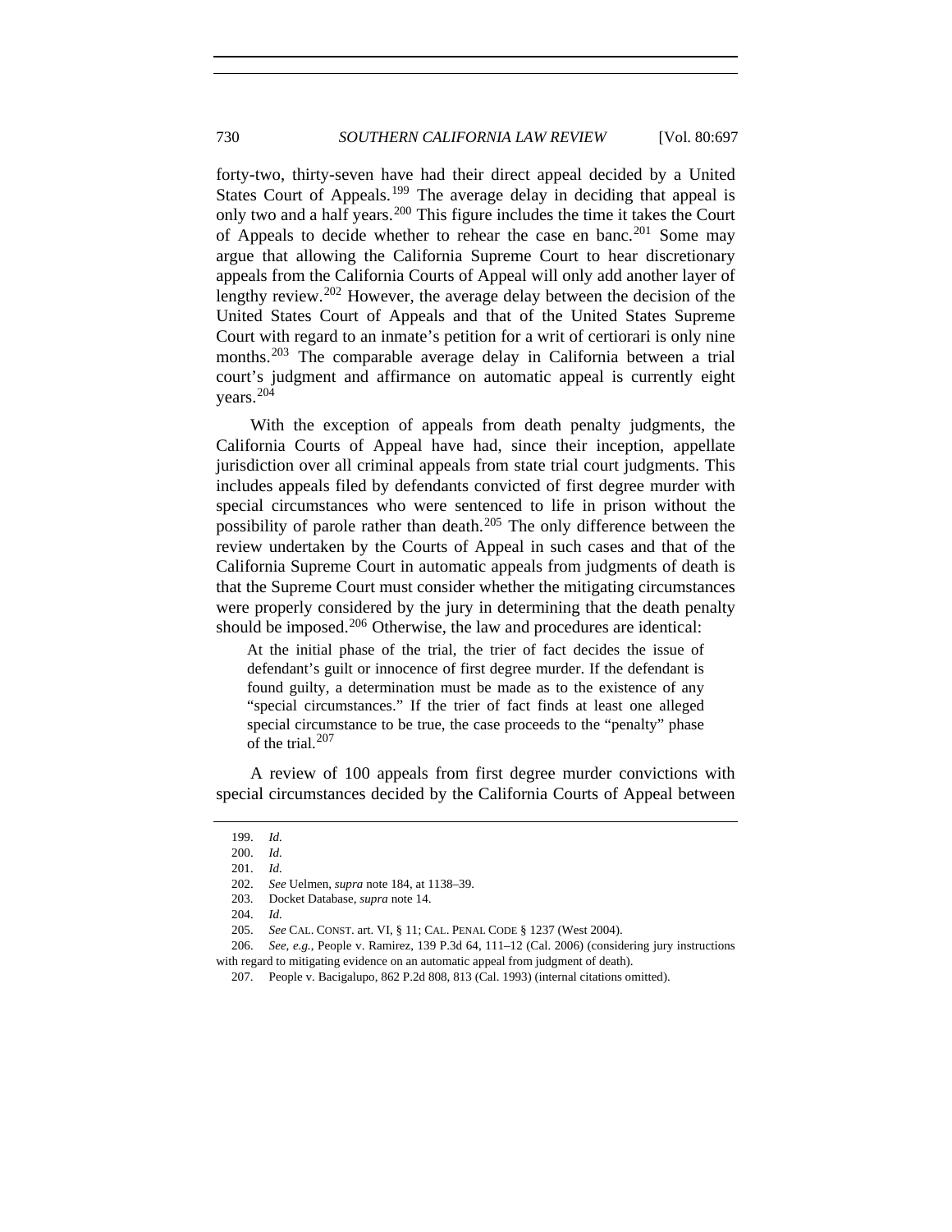forty-two, thirty-seven have had their direct appeal decided by a United States Court of Appeals.[199] The average delay in deciding that appeal is only two and a half years.[200] This figure includes the time it takes the Court of Appeals to decide whether to rehear the case en banc.[201] Some may argue that allowing the California Supreme Court to hear discretionary appeals from the California Courts of Appeal will only add another layer of lengthy review.[202] However, the average delay between the decision of the United States Court of Appeals and that of the United States Supreme Court with regard to an inmate's petition for a writ of certiorari is only nine months.[203] The comparable average delay in California between a trial court's judgment and affirmance on automatic appeal is currently eight years.[204]

With the exception of appeals from death penalty judgments, the California Courts of Appeal have had, since their inception, appellate jurisdiction over all criminal appeals from state trial court judgments. This includes appeals filed by defendants convicted of first degree murder with special circumstances who were sentenced to life in prison without the possibility of parole rather than death.[205] The only difference between the review undertaken by the Courts of Appeal in such cases and that of the California Supreme Court in automatic appeals from judgments of death is that the Supreme Court must consider whether the mitigating circumstances were properly considered by the jury in determining that the death penalty should be imposed.[206] Otherwise, the law and procedures are identical:

> At the initial phase of the trial, the trier of fact decides the issue of defendant's guilt or innocence of first degree murder. If the defendant is found guilty, a determination must be made as to the existence of any "special circumstances." If the trier of fact finds at least one alleged special circumstance to be true, the case proceeds to the "penalty" phase of the trial.[207]

A review of 100 appeals from first degree murder convictions with special circumstances decided by the California Courts of Appeal between

---

199. *Id.*

200. *Id.*

201. *Id.*

202. *See* Uelmen, *supra* note 184, at 1138–39.

203. Docket Database, *supra* note 14.

204. *Id.*

205. *See* CAL. CONST. art. VI, § 11; CAL. PENAL CODE § 1237 (West 2004).

206. *See, e.g.*, People v. Ramirez, 139 P.3d 64, 111–12 (Cal. 2006) (considering jury instructions with regard to mitigating evidence on an automatic appeal from judgment of death).

207. People v. Bacigalupo, 862 P.2d 808, 813 (Cal. 1993) (internal citations omitted).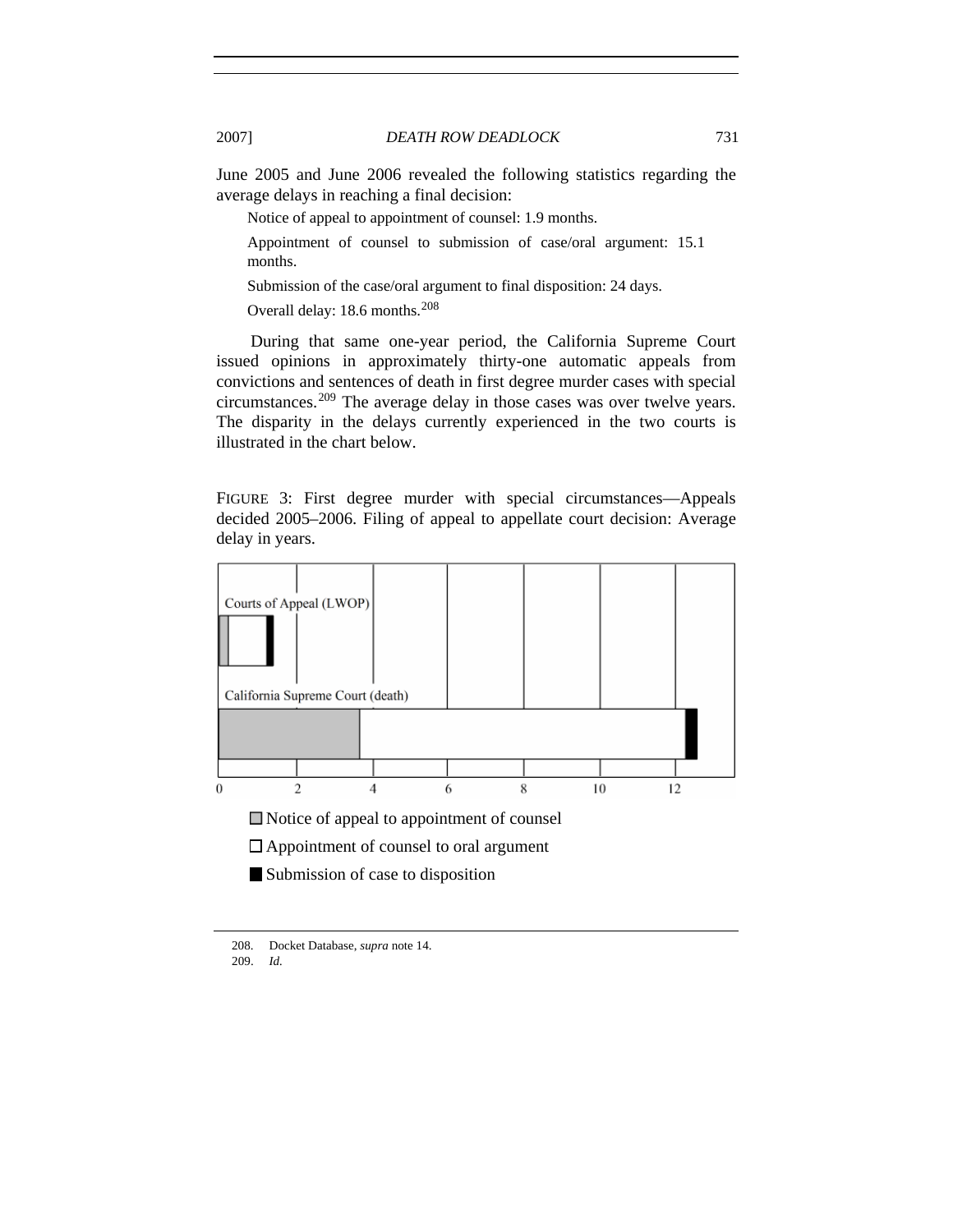June 2005 and June 2006 revealed the following statistics regarding the average delays in reaching a final decision:

> Notice of appeal to appointment of counsel: 1.9 months.
>
> Appointment of counsel to submission of case/oral argument: 15.1 months.
>
> Submission of the case/oral argument to final disposition: 24 days.
>
> Overall delay: 18.6 months.[208]

During that same one-year period, the California Supreme Court issued opinions in approximately thirty-one automatic appeals from convictions and sentences of death in first degree murder cases with special circumstances.[209] The average delay in those cases was over twelve years. The disparity in the delays currently experienced in the two courts is illustrated in the chart below.

FIGURE 3: First degree murder with special circumstances—Appeals decided 2005–2006. Filing of appeal to appellate court decision: Average delay in years.

Courts of Appeal (LWOP)

California Supreme Court (death)

0 2 4 6 8 10 12

- Notice of appeal to appointment of counsel
- Appointment of counsel to oral argument
- Submission of case to disposition

---

208. Docket Database, *supra* note 14.

209. *Id.*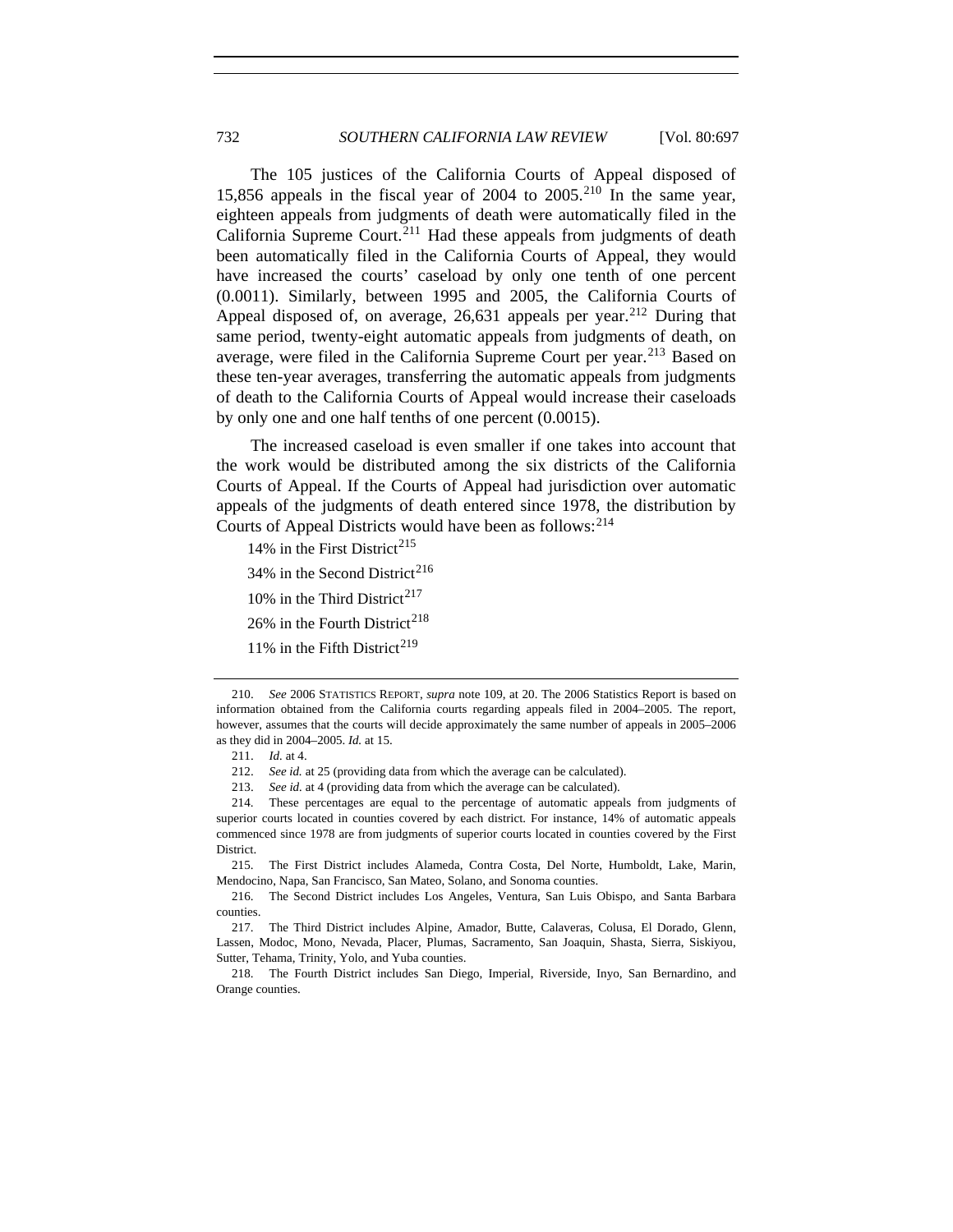The 105 justices of the California Courts of Appeal disposed of 15,856 appeals in the fiscal year of 2004 to 2005.[210] In the same year, eighteen appeals from judgments of death were automatically filed in the California Supreme Court.[211] Had these appeals from judgments of death been automatically filed in the California Courts of Appeal, they would have increased the courts' caseload by only one tenth of one percent (0.0011). Similarly, between 1995 and 2005, the California Courts of Appeal disposed of, on average, 26,631 appeals per year.[212] During that same period, twenty-eight automatic appeals from judgments of death, on average, were filed in the California Supreme Court per year.[213] Based on these ten-year averages, transferring the automatic appeals from judgments of death to the California Courts of Appeal would increase their caseloads by only one and one half tenths of one percent (0.0015).

The increased caseload is even smaller if one takes into account that the work would be distributed among the six districts of the California Courts of Appeal. If the Courts of Appeal had jurisdiction over automatic appeals of the judgments of death entered since 1978, the distribution by Courts of Appeal Districts would have been as follows:[214]

14% in the First District[215]

34% in the Second District[216]

10% in the Third District[217]

26% in the Fourth District[218]

11% in the Fifth District[219]

---

210. *See* 2006 STATISTICS REPORT, *supra* note 109, at 20. The 2006 Statistics Report is based on information obtained from the California courts regarding appeals filed in 2004–2005. The report, however, assumes that the courts will decide approximately the same number of appeals in 2005–2006 as they did in 2004–2005. *Id.* at 15.

211. *Id.* at 4.

212. *See id.* at 25 (providing data from which the average can be calculated).

213. *See id.* at 4 (providing data from which the average can be calculated).

214. These percentages are equal to the percentage of automatic appeals from judgments of superior courts located in counties covered by each district. For instance, 14% of automatic appeals commenced since 1978 are from judgments of superior courts located in counties covered by the First District.

215. The First District includes Alameda, Contra Costa, Del Norte, Humboldt, Lake, Marin, Mendocino, Napa, San Francisco, San Mateo, Solano, and Sonoma counties.

216. The Second District includes Los Angeles, Ventura, San Luis Obispo, and Santa Barbara counties.

217. The Third District includes Alpine, Amador, Butte, Calaveras, Colusa, El Dorado, Glenn, Lassen, Modoc, Mono, Nevada, Placer, Plumas, Sacramento, San Joaquin, Shasta, Sierra, Siskiyou, Sutter, Tehama, Trinity, Yolo, and Yuba counties.

218. The Fourth District includes San Diego, Imperial, Riverside, Inyo, San Bernardino, and Orange counties.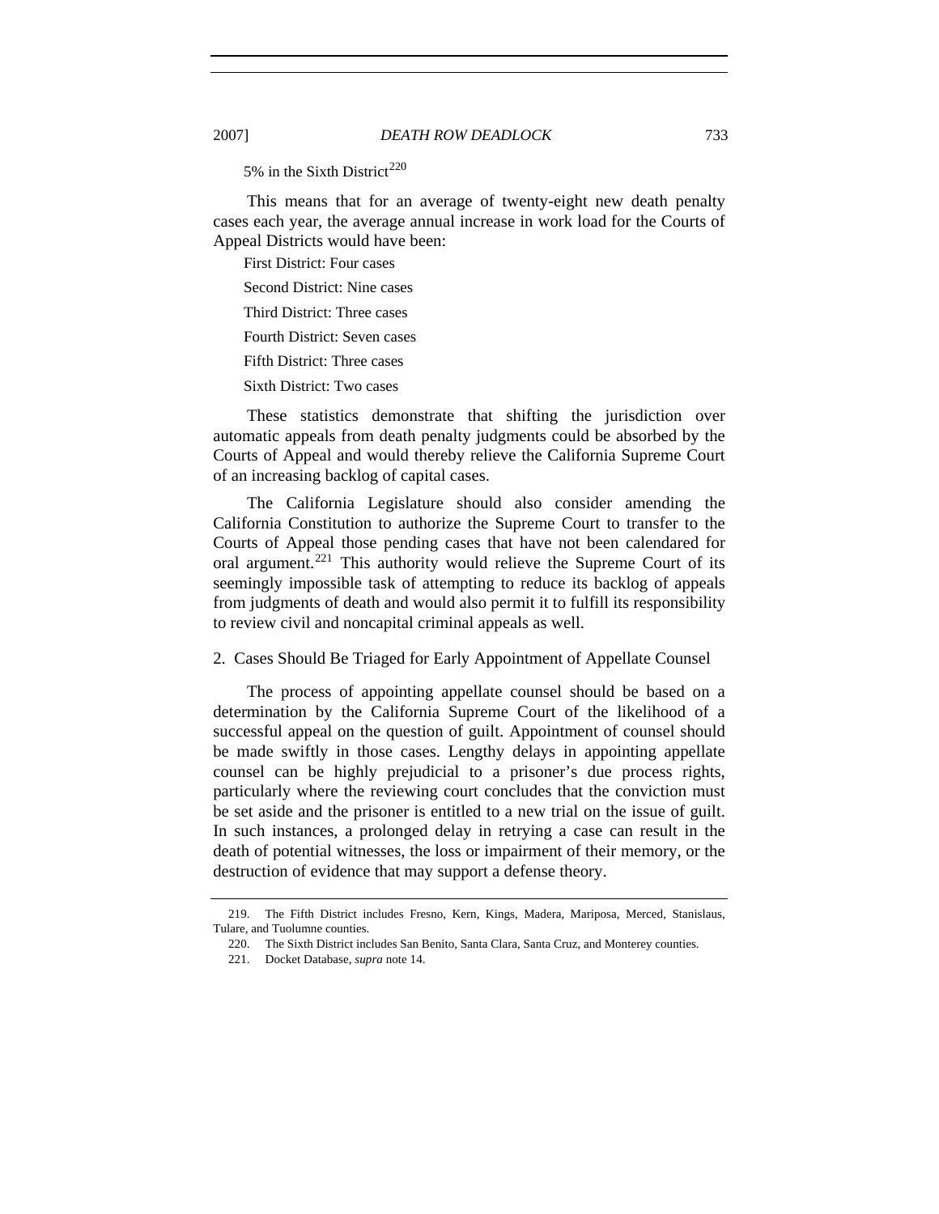5% in the Sixth District[220]

This means that for an average of twenty-eight new death penalty cases each year, the average annual increase in work load for the Courts of Appeal Districts would have been:

First District: Four cases

Second District: Nine cases

Third District: Three cases

Fourth District: Seven cases

Fifth District: Three cases

Sixth District: Two cases

These statistics demonstrate that shifting the jurisdiction over automatic appeals from death penalty judgments could be absorbed by the Courts of Appeal and would thereby relieve the California Supreme Court of an increasing backlog of capital cases.

The California Legislature should also consider amending the California Constitution to authorize the Supreme Court to transfer to the Courts of Appeal those pending cases that have not been calendared for oral argument.[221] This authority would relieve the Supreme Court of its seemingly impossible task of attempting to reduce its backlog of appeals from judgments of death and would also permit it to fulfill its responsibility to review civil and noncapital criminal appeals as well.

2. Cases Should Be Triaged for Early Appointment of Appellate Counsel

The process of appointing appellate counsel should be based on a determination by the California Supreme Court of the likelihood of a successful appeal on the question of guilt. Appointment of counsel should be made swiftly in those cases. Lengthy delays in appointing appellate counsel can be highly prejudicial to a prisoner's due process rights, particularly where the reviewing court concludes that the conviction must be set aside and the prisoner is entitled to a new trial on the issue of guilt. In such instances, a prolonged delay in retrying a case can result in the death of potential witnesses, the loss or impairment of their memory, or the destruction of evidence that may support a defense theory.

---

219. The Fifth District includes Fresno, Kern, Kings, Madera, Mariposa, Merced, Stanislaus, Tulare, and Tuolumne counties.

220. The Sixth District includes San Benito, Santa Clara, Santa Cruz, and Monterey counties.

221. Docket Database, *supra* note 14.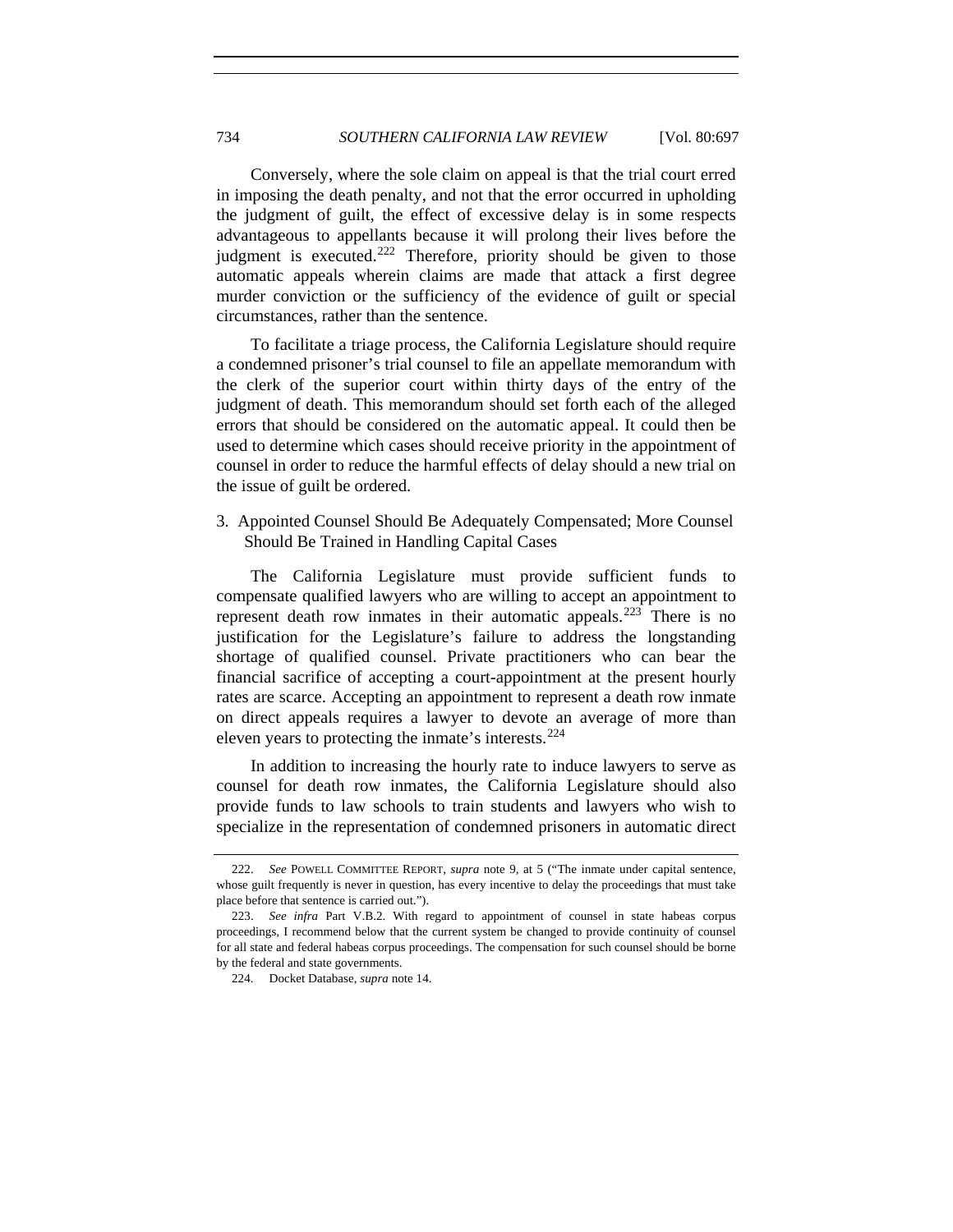Conversely, where the sole claim on appeal is that the trial court erred in imposing the death penalty, and not that the error occurred in upholding the judgment of guilt, the effect of excessive delay is in some respects advantageous to appellants because it will prolong their lives before the judgment is executed.[222] Therefore, priority should be given to those automatic appeals wherein claims are made that attack a first degree murder conviction or the sufficiency of the evidence of guilt or special circumstances, rather than the sentence.

To facilitate a triage process, the California Legislature should require a condemned prisoner's trial counsel to file an appellate memorandum with the clerk of the superior court within thirty days of the entry of the judgment of death. This memorandum should set forth each of the alleged errors that should be considered on the automatic appeal. It could then be used to determine which cases should receive priority in the appointment of counsel in order to reduce the harmful effects of delay should a new trial on the issue of guilt be ordered.

### 3. Appointed Counsel Should Be Adequately Compensated; More Counsel Should Be Trained in Handling Capital Cases

The California Legislature must provide sufficient funds to compensate qualified lawyers who are willing to accept an appointment to represent death row inmates in their automatic appeals.[223] There is no justification for the Legislature's failure to address the longstanding shortage of qualified counsel. Private practitioners who can bear the financial sacrifice of accepting a court-appointment at the present hourly rates are scarce. Accepting an appointment to represent a death row inmate on direct appeals requires a lawyer to devote an average of more than eleven years to protecting the inmate's interests.[224]

In addition to increasing the hourly rate to induce lawyers to serve as counsel for death row inmates, the California Legislature should also provide funds to law schools to train students and lawyers who wish to specialize in the representation of condemned prisoners in automatic direct

---

222. *See* POWELL COMMITTEE REPORT, *supra* note 9, at 5 ("The inmate under capital sentence, whose guilt frequently is never in question, has every incentive to delay the proceedings that must take place before that sentence is carried out.").

223. *See infra* Part V.B.2. With regard to appointment of counsel in state habeas corpus proceedings, I recommend below that the current system be changed to provide continuity of counsel for all state and federal habeas corpus proceedings. The compensation for such counsel should be borne by the federal and state governments.

224. Docket Database, *supra* note 14.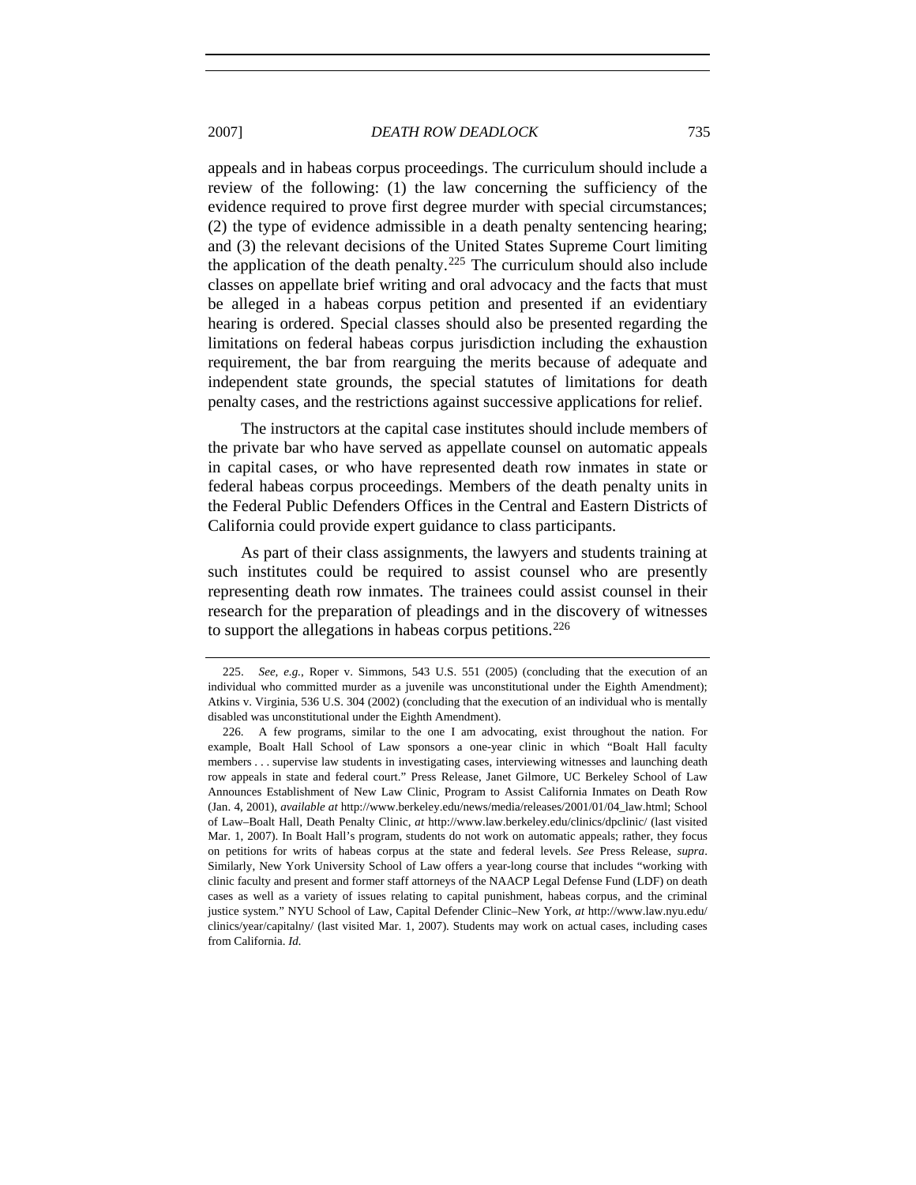appeals and in habeas corpus proceedings. The curriculum should include a review of the following: (1) the law concerning the sufficiency of the evidence required to prove first degree murder with special circumstances; (2) the type of evidence admissible in a death penalty sentencing hearing; and (3) the relevant decisions of the United States Supreme Court limiting the application of the death penalty.[225] The curriculum should also include classes on appellate brief writing and oral advocacy and the facts that must be alleged in a habeas corpus petition and presented if an evidentiary hearing is ordered. Special classes should also be presented regarding the limitations on federal habeas corpus jurisdiction including the exhaustion requirement, the bar from rearguing the merits because of adequate and independent state grounds, the special statutes of limitations for death penalty cases, and the restrictions against successive applications for relief.

The instructors at the capital case institutes should include members of the private bar who have served as appellate counsel on automatic appeals in capital cases, or who have represented death row inmates in state or federal habeas corpus proceedings. Members of the death penalty units in the Federal Public Defenders Offices in the Central and Eastern Districts of California could provide expert guidance to class participants.

As part of their class assignments, the lawyers and students training at such institutes could be required to assist counsel who are presently representing death row inmates. The trainees could assist counsel in their research for the preparation of pleadings and in the discovery of witnesses to support the allegations in habeas corpus petitions.[226]

---

225. *See, e.g.*, Roper v. Simmons, 543 U.S. 551 (2005) (concluding that the execution of an individual who committed murder as a juvenile was unconstitutional under the Eighth Amendment); Atkins v. Virginia, 536 U.S. 304 (2002) (concluding that the execution of an individual who is mentally disabled was unconstitutional under the Eighth Amendment).

226. A few programs, similar to the one I am advocating, exist throughout the nation. For example, Boalt Hall School of Law sponsors a one-year clinic in which "Boalt Hall faculty members . . . supervise law students in investigating cases, interviewing witnesses and launching death row appeals in state and federal court." Press Release, Janet Gilmore, UC Berkeley School of Law Announces Establishment of New Law Clinic, Program to Assist California Inmates on Death Row (Jan. 4, 2001), *available at* http://www.berkeley.edu/news/media/releases/2001/01/04_law.html; School of Law–Boalt Hall, Death Penalty Clinic, *at* http://www.law.berkeley.edu/clinics/dpclinic/ (last visited Mar. 1, 2007). In Boalt Hall's program, students do not work on automatic appeals; rather, they focus on petitions for writs of habeas corpus at the state and federal levels. *See* Press Release, *supra*. Similarly, New York University School of Law offers a year-long course that includes "working with clinic faculty and present and former staff attorneys of the NAACP Legal Defense Fund (LDF) on death cases as well as a variety of issues relating to capital punishment, habeas corpus, and the criminal justice system." NYU School of Law, Capital Defender Clinic–New York, *at* http://www.law.nyu.edu/clinics/year/capitalny/ (last visited Mar. 1, 2007). Students may work on actual cases, including cases from California. *Id.*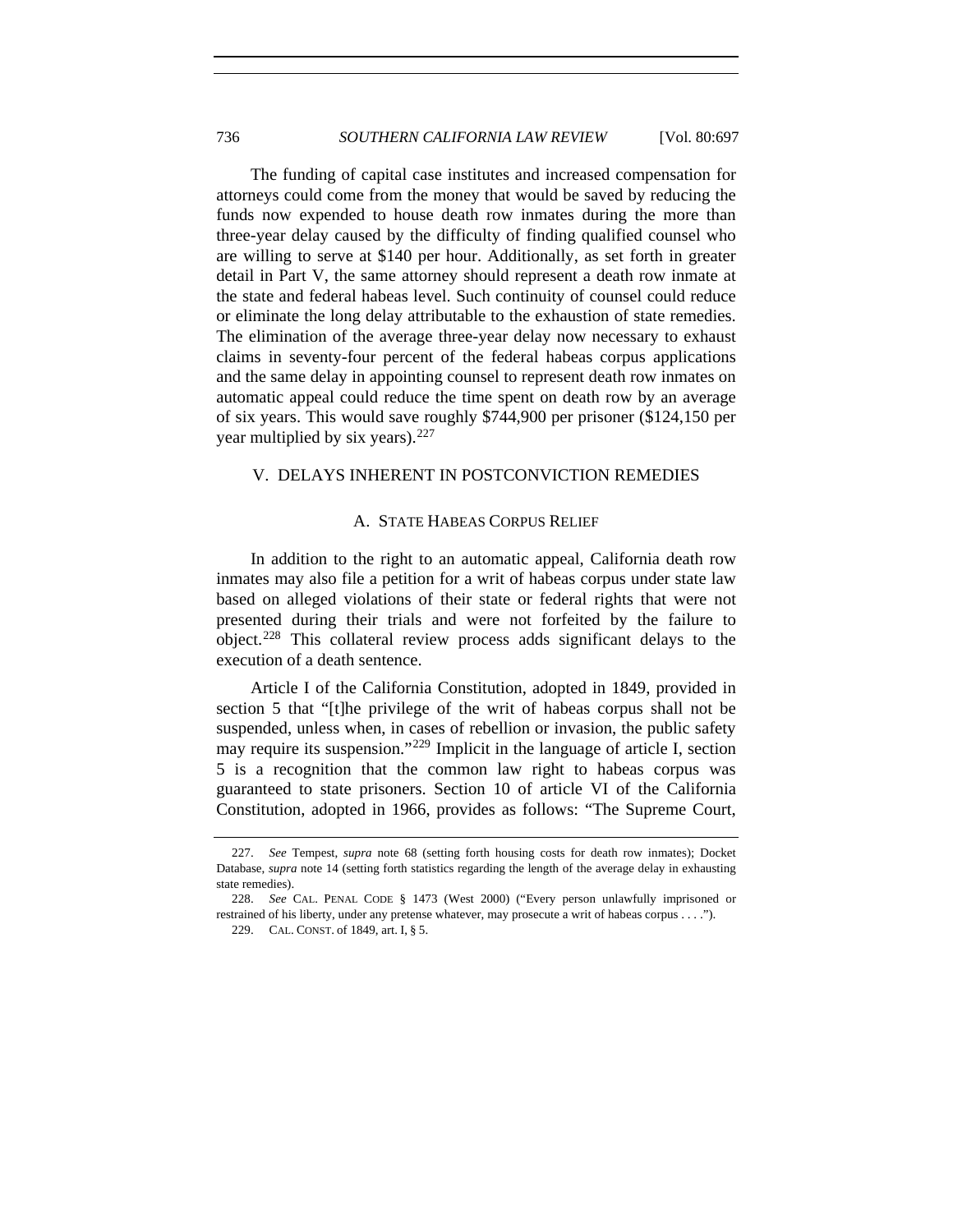The funding of capital case institutes and increased compensation for attorneys could come from the money that would be saved by reducing the funds now expended to house death row inmates during the more than three-year delay caused by the difficulty of finding qualified counsel who are willing to serve at $140 per hour. Additionally, as set forth in greater detail in Part V, the same attorney should represent a death row inmate at the state and federal habeas level. Such continuity of counsel could reduce or eliminate the long delay attributable to the exhaustion of state remedies. The elimination of the average three-year delay now necessary to exhaust claims in seventy-four percent of the federal habeas corpus applications and the same delay in appointing counsel to represent death row inmates on automatic appeal could reduce the time spent on death row by an average of six years. This would save roughly $744,900 per prisoner ($124,150 per year multiplied by six years).[227]

## V. DELAYS INHERENT IN POSTCONVICTION REMEDIES

### A. STATE HABEAS CORPUS RELIEF

In addition to the right to an automatic appeal, California death row inmates may also file a petition for a writ of habeas corpus under state law based on alleged violations of their state or federal rights that were not presented during their trials and were not forfeited by the failure to object.[228] This collateral review process adds significant delays to the execution of a death sentence.

Article I of the California Constitution, adopted in 1849, provided in section 5 that "[t]he privilege of the writ of habeas corpus shall not be suspended, unless when, in cases of rebellion or invasion, the public safety may require its suspension."[229] Implicit in the language of article I, section 5 is a recognition that the common law right to habeas corpus was guaranteed to state prisoners. Section 10 of article VI of the California Constitution, adopted in 1966, provides as follows: "The Supreme Court,

---

227. *See* Tempest, *supra* note 68 (setting forth housing costs for death row inmates); Docket Database, *supra* note 14 (setting forth statistics regarding the length of the average delay in exhausting state remedies).

228. *See* CAL. PENAL CODE § 1473 (West 2000) ("Every person unlawfully imprisoned or restrained of his liberty, under any pretense whatever, may prosecute a writ of habeas corpus . . . .").

229. CAL. CONST. of 1849, art. I, § 5.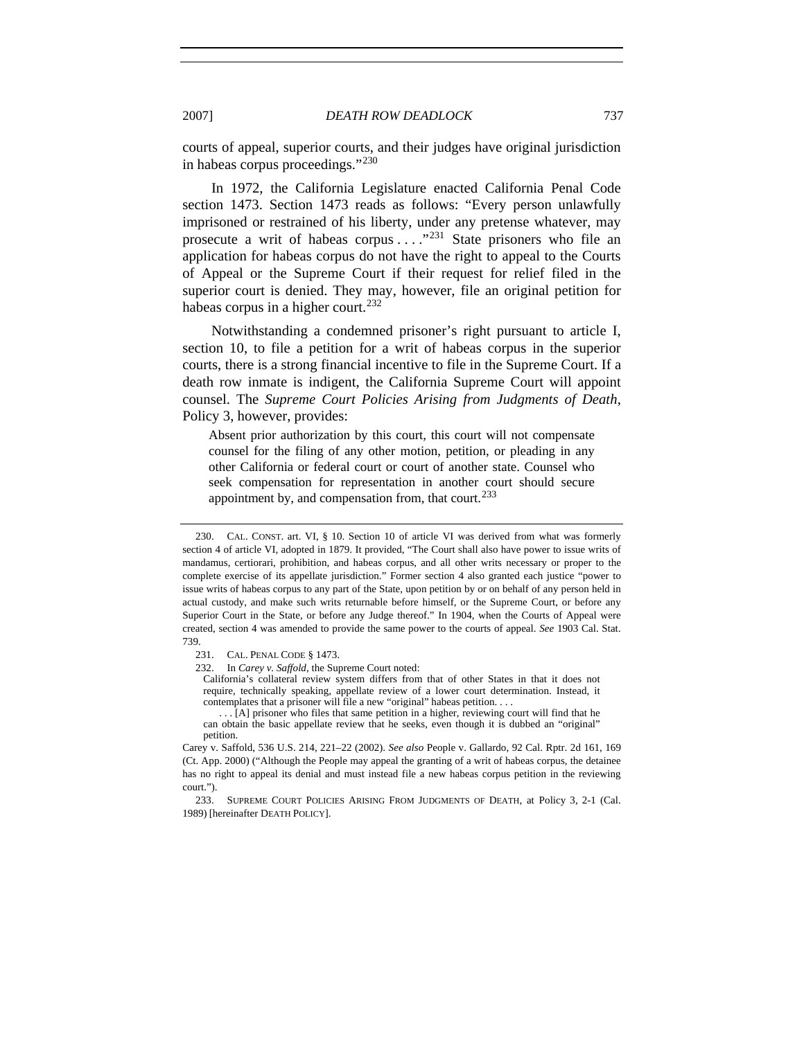courts of appeal, superior courts, and their judges have original jurisdiction in habeas corpus proceedings."[230]

In 1972, the California Legislature enacted California Penal Code section 1473. Section 1473 reads as follows: "Every person unlawfully imprisoned or restrained of his liberty, under any pretense whatever, may prosecute a writ of habeas corpus . . . ."[231] State prisoners who file an application for habeas corpus do not have the right to appeal to the Courts of Appeal or the Supreme Court if their request for relief filed in the superior court is denied. They may, however, file an original petition for habeas corpus in a higher court.[232]

Notwithstanding a condemned prisoner's right pursuant to article I, section 10, to file a petition for a writ of habeas corpus in the superior courts, there is a strong financial incentive to file in the Supreme Court. If a death row inmate is indigent, the California Supreme Court will appoint counsel. The *Supreme Court Policies Arising from Judgments of Death*, Policy 3, however, provides:

> Absent prior authorization by this court, this court will not compensate counsel for the filing of any other motion, petition, or pleading in any other California or federal court or court of another state. Counsel who seek compensation for representation in another court should secure appointment by, and compensation from, that court.[233]

---

230. CAL. CONST. art. VI, § 10. Section 10 of article VI was derived from what was formerly section 4 of article VI, adopted in 1879. It provided, "The Court shall also have power to issue writs of mandamus, certiorari, prohibition, and habeas corpus, and all other writs necessary or proper to the complete exercise of its appellate jurisdiction." Former section 4 also granted each justice "power to issue writs of habeas corpus to any part of the State, upon petition by or on behalf of any person held in actual custody, and make such writs returnable before himself, or the Supreme Court, or before any Superior Court in the State, or before any Judge thereof." In 1904, when the Courts of Appeal were created, section 4 was amended to provide the same power to the courts of appeal. *See* 1903 Cal. Stat. 739.

231. CAL. PENAL CODE § 1473.

232. In *Carey v. Saffold*, the Supreme Court noted:

> California's collateral review system differs from that of other States in that it does not require, technically speaking, appellate review of a lower court determination. Instead, it contemplates that a prisoner will file a new "original" habeas petition. . . .
>
> . . . [A] prisoner who files that same petition in a higher, reviewing court will find that he can obtain the basic appellate review that he seeks, even though it is dubbed an "original" petition.

Carey v. Saffold, 536 U.S. 214, 221–22 (2002). *See also* People v. Gallardo, 92 Cal. Rptr. 2d 161, 169 (Ct. App. 2000) ("Although the People may appeal the granting of a writ of habeas corpus, the detainee has no right to appeal its denial and must instead file a new habeas corpus petition in the reviewing court.").

233. SUPREME COURT POLICIES ARISING FROM JUDGMENTS OF DEATH, at Policy 3, 2-1 (Cal. 1989) [hereinafter DEATH POLICY].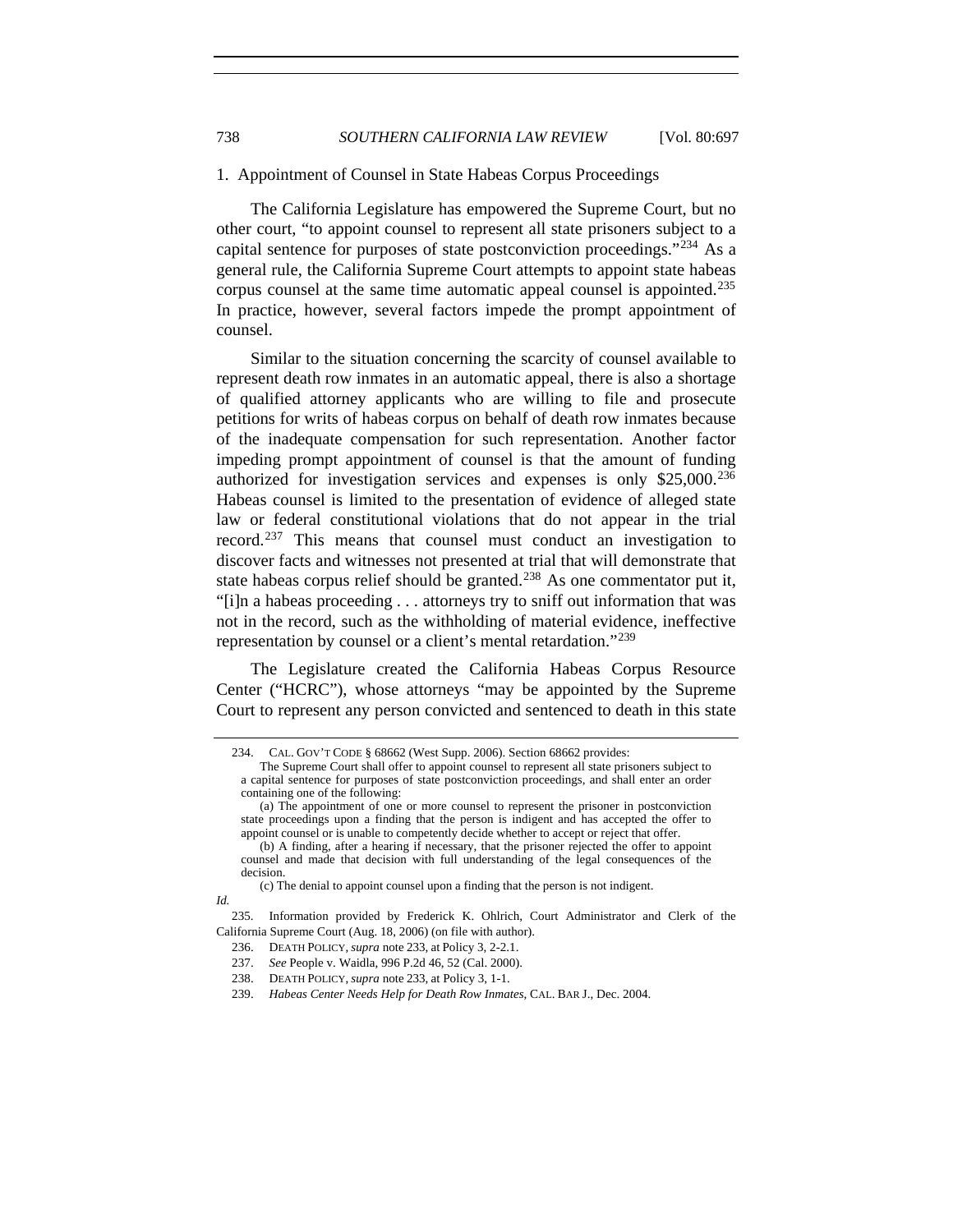### 1. Appointment of Counsel in State Habeas Corpus Proceedings

The California Legislature has empowered the Supreme Court, but no other court, "to appoint counsel to represent all state prisoners subject to a capital sentence for purposes of state postconviction proceedings."[234] As a general rule, the California Supreme Court attempts to appoint state habeas corpus counsel at the same time automatic appeal counsel is appointed.[235] In practice, however, several factors impede the prompt appointment of counsel.

Similar to the situation concerning the scarcity of counsel available to represent death row inmates in an automatic appeal, there is also a shortage of qualified attorney applicants who are willing to file and prosecute petitions for writs of habeas corpus on behalf of death row inmates because of the inadequate compensation for such representation. Another factor impeding prompt appointment of counsel is that the amount of funding authorized for investigation services and expenses is only $25,000.[236] Habeas counsel is limited to the presentation of evidence of alleged state law or federal constitutional violations that do not appear in the trial record.[237] This means that counsel must conduct an investigation to discover facts and witnesses not presented at trial that will demonstrate that state habeas corpus relief should be granted.[238] As one commentator put it, "[i]n a habeas proceeding . . . attorneys try to sniff out information that was not in the record, such as the withholding of material evidence, ineffective representation by counsel or a client's mental retardation."[239]

The Legislature created the California Habeas Corpus Resource Center ("HCRC"), whose attorneys "may be appointed by the Supreme Court to represent any person convicted and sentenced to death in this state

---

234. CAL. GOV'T CODE § 68662 (West Supp. 2006). Section 68662 provides:

> The Supreme Court shall offer to appoint counsel to represent all state prisoners subject to a capital sentence for purposes of state postconviction proceedings, and shall enter an order containing one of the following:
>
> (a) The appointment of one or more counsel to represent the prisoner in postconviction state proceedings upon a finding that the person is indigent and has accepted the offer to appoint counsel or is unable to competently decide whether to accept or reject that offer.
>
> (b) A finding, after a hearing if necessary, that the prisoner rejected the offer to appoint counsel and made that decision with full understanding of the legal consequences of the decision.
>
> (c) The denial to appoint counsel upon a finding that the person is not indigent.

*Id.*

235. Information provided by Frederick K. Ohlrich, Court Administrator and Clerk of the California Supreme Court (Aug. 18, 2006) (on file with author).

236. DEATH POLICY, *supra* note 233, at Policy 3, 2-2.1.

237. *See* People v. Waidla, 996 P.2d 46, 52 (Cal. 2000).

238. DEATH POLICY, *supra* note 233, at Policy 3, 1-1.

239. *Habeas Center Needs Help for Death Row Inmates*, CAL. BAR J., Dec. 2004.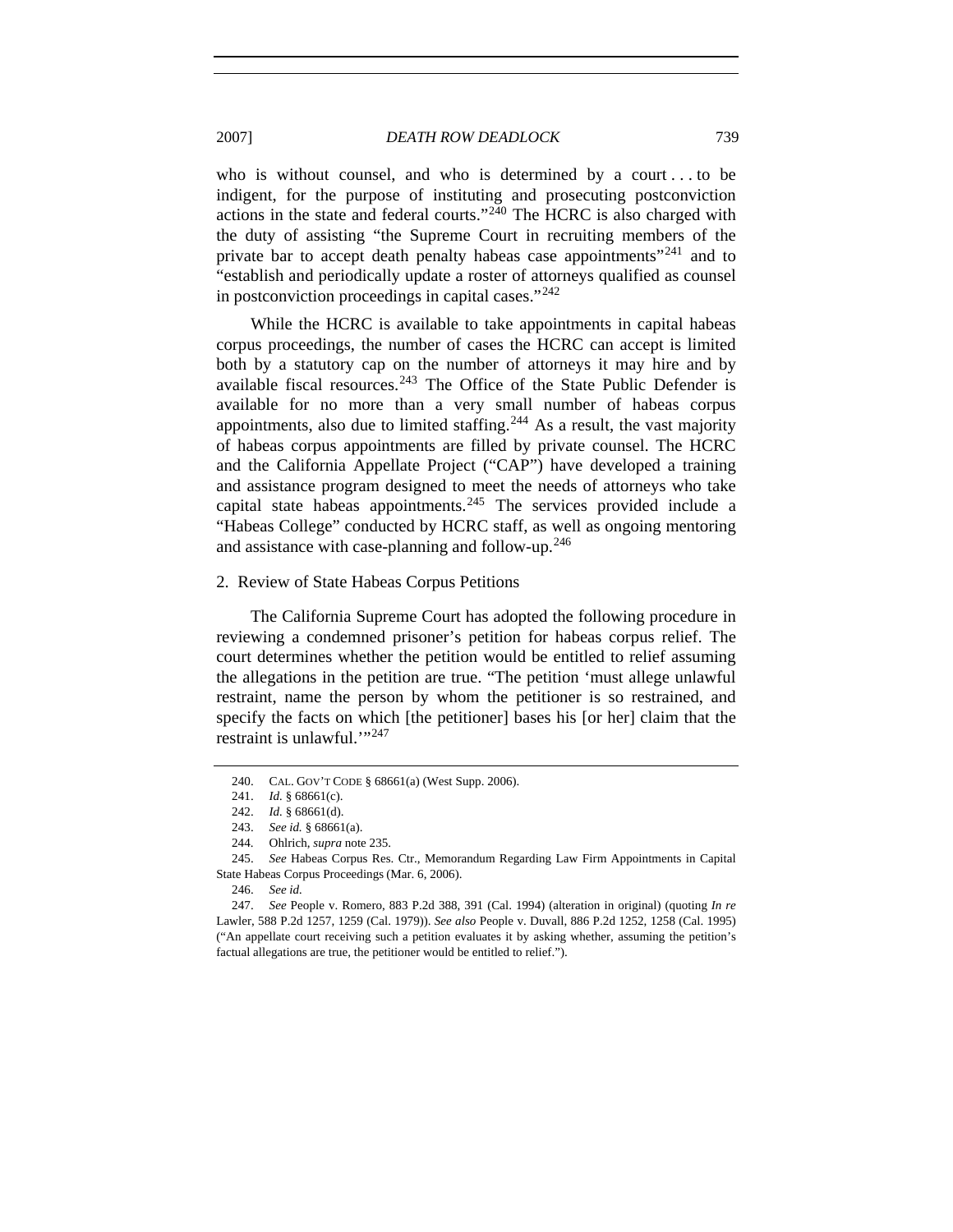who is without counsel, and who is determined by a court . . . to be indigent, for the purpose of instituting and prosecuting postconviction actions in the state and federal courts."[240] The HCRC is also charged with the duty of assisting "the Supreme Court in recruiting members of the private bar to accept death penalty habeas case appointments"[241] and to "establish and periodically update a roster of attorneys qualified as counsel in postconviction proceedings in capital cases."[242]

While the HCRC is available to take appointments in capital habeas corpus proceedings, the number of cases the HCRC can accept is limited both by a statutory cap on the number of attorneys it may hire and by available fiscal resources.[243] The Office of the State Public Defender is available for no more than a very small number of habeas corpus appointments, also due to limited staffing.[244] As a result, the vast majority of habeas corpus appointments are filled by private counsel. The HCRC and the California Appellate Project ("CAP") have developed a training and assistance program designed to meet the needs of attorneys who take capital state habeas appointments.[245] The services provided include a "Habeas College" conducted by HCRC staff, as well as ongoing mentoring and assistance with case-planning and follow-up.[246]

2. Review of State Habeas Corpus Petitions

The California Supreme Court has adopted the following procedure in reviewing a condemned prisoner's petition for habeas corpus relief. The court determines whether the petition would be entitled to relief assuming the allegations in the petition are true. "The petition 'must allege unlawful restraint, name the person by whom the petitioner is so restrained, and specify the facts on which [the petitioner] bases his [or her] claim that the restraint is unlawful.'"[247]

---

240. CAL. GOV'T CODE § 68661(a) (West Supp. 2006).

241. *Id.* § 68661(c).

242. *Id.* § 68661(d).

243. *See id.* § 68661(a).

244. Ohlrich, *supra* note 235.

245. *See* Habeas Corpus Res. Ctr., Memorandum Regarding Law Firm Appointments in Capital State Habeas Corpus Proceedings (Mar. 6, 2006).

246. *See id.*

247. *See* People v. Romero, 883 P.2d 388, 391 (Cal. 1994) (alteration in original) (quoting *In re* Lawler, 588 P.2d 1257, 1259 (Cal. 1979)). *See also* People v. Duvall, 886 P.2d 1252, 1258 (Cal. 1995) ("An appellate court receiving such a petition evaluates it by asking whether, assuming the petition's factual allegations are true, the petitioner would be entitled to relief.").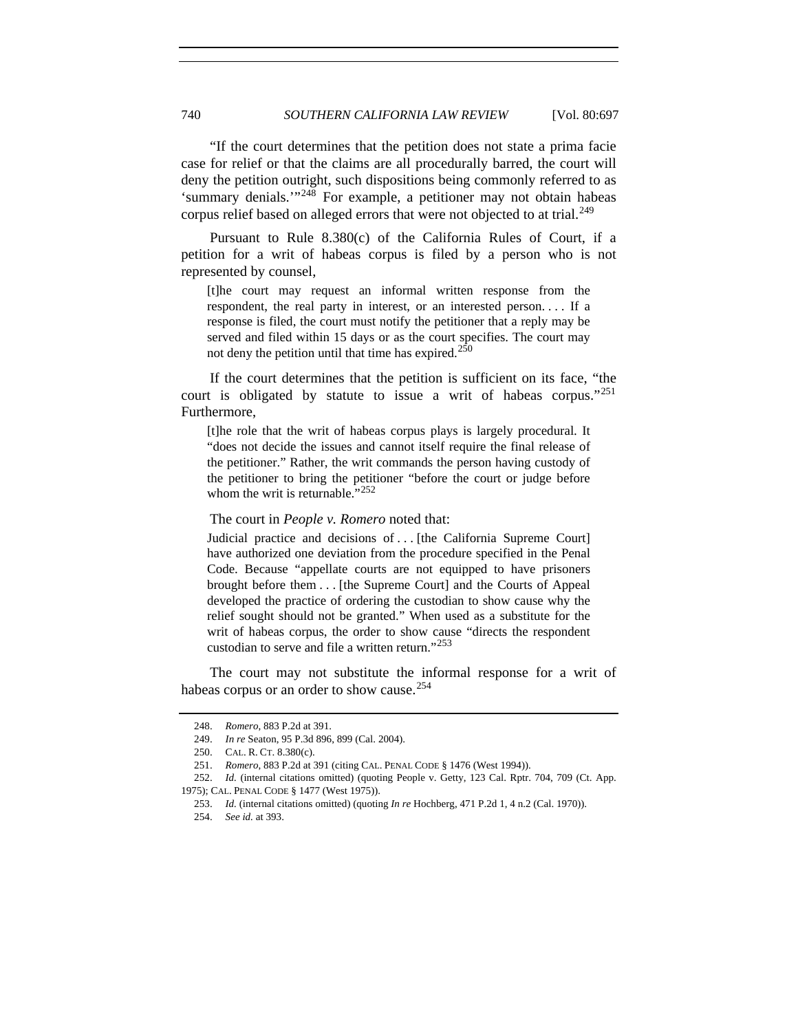"If the court determines that the petition does not state a prima facie case for relief or that the claims are all procedurally barred, the court will deny the petition outright, such dispositions being commonly referred to as 'summary denials.'"[248] For example, a petitioner may not obtain habeas corpus relief based on alleged errors that were not objected to at trial.[249]

Pursuant to Rule 8.380(c) of the California Rules of Court, if a petition for a writ of habeas corpus is filed by a person who is not represented by counsel,

> [t]he court may request an informal written response from the respondent, the real party in interest, or an interested person. . . . If a response is filed, the court must notify the petitioner that a reply may be served and filed within 15 days or as the court specifies. The court may not deny the petition until that time has expired.[250]

If the court determines that the petition is sufficient on its face, "the court is obligated by statute to issue a writ of habeas corpus."[251] Furthermore,

> [t]he role that the writ of habeas corpus plays is largely procedural. It "does not decide the issues and cannot itself require the final release of the petitioner." Rather, the writ commands the person having custody of the petitioner to bring the petitioner "before the court or judge before whom the writ is returnable."[252]

The court in *People v. Romero* noted that:

> Judicial practice and decisions of . . . [the California Supreme Court] have authorized one deviation from the procedure specified in the Penal Code. Because "appellate courts are not equipped to have prisoners brought before them . . . [the Supreme Court] and the Courts of Appeal developed the practice of ordering the custodian to show cause why the relief sought should not be granted." When used as a substitute for the writ of habeas corpus, the order to show cause "directs the respondent custodian to serve and file a written return."[253]

The court may not substitute the informal response for a writ of habeas corpus or an order to show cause.[254]

---

248. *Romero*, 883 P.2d at 391.

249. *In re* Seaton, 95 P.3d 896, 899 (Cal. 2004).

250. CAL. R. CT. 8.380(c).

251. *Romero*, 883 P.2d at 391 (citing CAL. PENAL CODE § 1476 (West 1994)).

252. *Id.* (internal citations omitted) (quoting People v. Getty, 123 Cal. Rptr. 704, 709 (Ct. App. 1975); CAL. PENAL CODE § 1477 (West 1975)).

253. *Id.* (internal citations omitted) (quoting *In re* Hochberg, 471 P.2d 1, 4 n.2 (Cal. 1970)).

254. *See id.* at 393.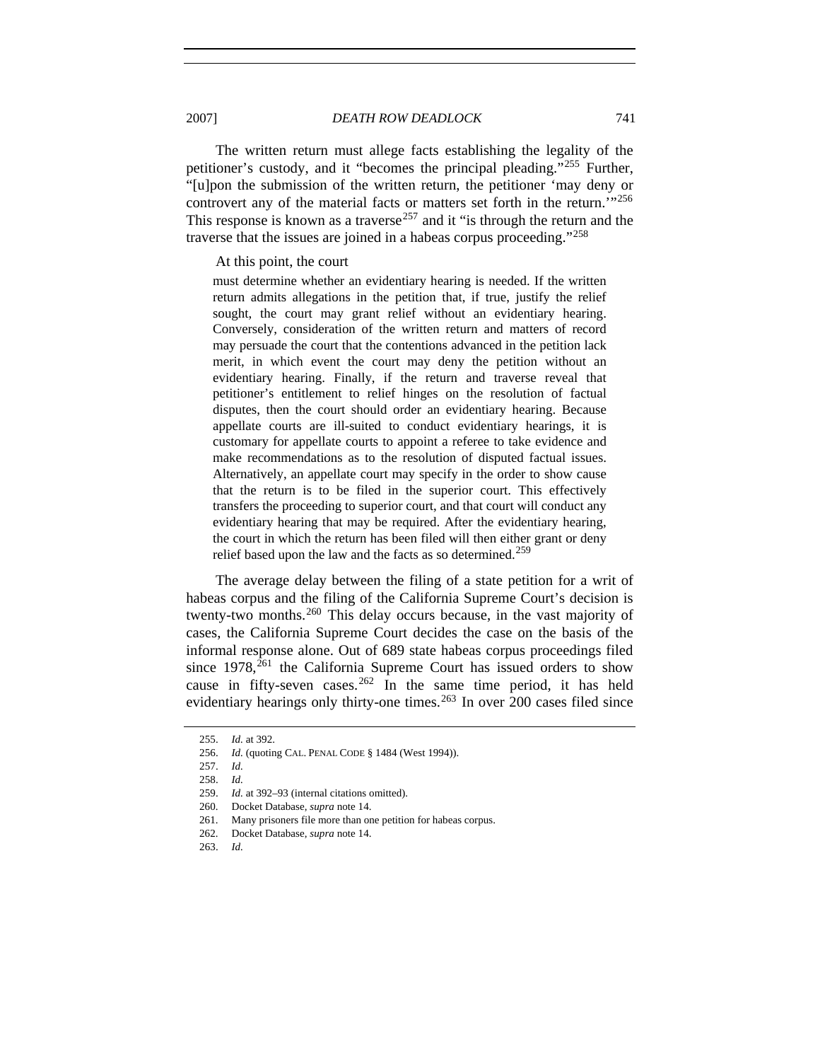The written return must allege facts establishing the legality of the petitioner's custody, and it "becomes the principal pleading."[255] Further, "[u]pon the submission of the written return, the petitioner 'may deny or controvert any of the material facts or matters set forth in the return.'"[256] This response is known as a traverse[257] and it "is through the return and the traverse that the issues are joined in a habeas corpus proceeding."[258]

At this point, the court

> must determine whether an evidentiary hearing is needed. If the written return admits allegations in the petition that, if true, justify the relief sought, the court may grant relief without an evidentiary hearing. Conversely, consideration of the written return and matters of record may persuade the court that the contentions advanced in the petition lack merit, in which event the court may deny the petition without an evidentiary hearing. Finally, if the return and traverse reveal that petitioner's entitlement to relief hinges on the resolution of factual disputes, then the court should order an evidentiary hearing. Because appellate courts are ill-suited to conduct evidentiary hearings, it is customary for appellate courts to appoint a referee to take evidence and make recommendations as to the resolution of disputed factual issues. Alternatively, an appellate court may specify in the order to show cause that the return is to be filed in the superior court. This effectively transfers the proceeding to superior court, and that court will conduct any evidentiary hearing that may be required. After the evidentiary hearing, the court in which the return has been filed will then either grant or deny relief based upon the law and the facts as so determined.[259]

The average delay between the filing of a state petition for a writ of habeas corpus and the filing of the California Supreme Court's decision is twenty-two months.[260] This delay occurs because, in the vast majority of cases, the California Supreme Court decides the case on the basis of the informal response alone. Out of 689 state habeas corpus proceedings filed since 1978,[261] the California Supreme Court has issued orders to show cause in fifty-seven cases.[262] In the same time period, it has held evidentiary hearings only thirty-one times.[263] In over 200 cases filed since

---

255. *Id.* at 392.

256. *Id.* (quoting CAL. PENAL CODE § 1484 (West 1994)).

257. *Id.*

258. *Id.*

259. *Id.* at 392–93 (internal citations omitted).

260. Docket Database, *supra* note 14.

261. Many prisoners file more than one petition for habeas corpus.

262. Docket Database, *supra* note 14.

263. *Id.*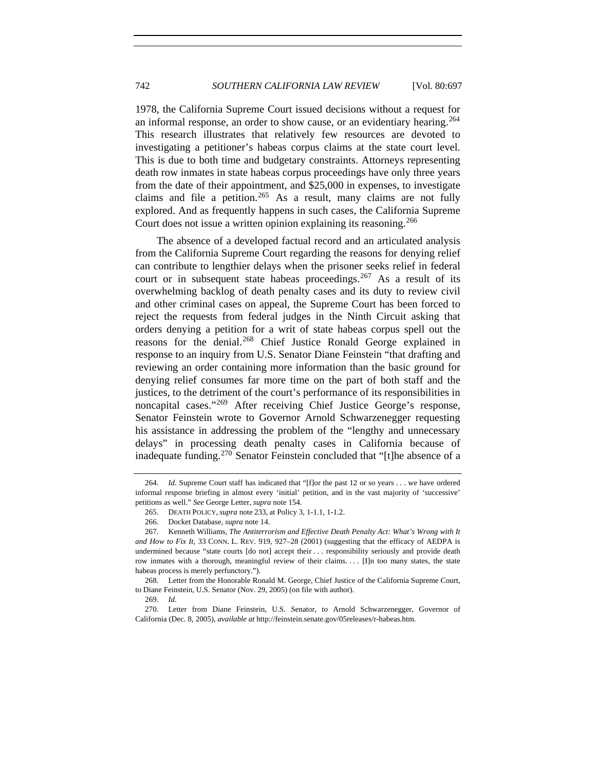1978, the California Supreme Court issued decisions without a request for an informal response, an order to show cause, or an evidentiary hearing.[264] This research illustrates that relatively few resources are devoted to investigating a petitioner's habeas corpus claims at the state court level. This is due to both time and budgetary constraints. Attorneys representing death row inmates in state habeas corpus proceedings have only three years from the date of their appointment, and $25,000 in expenses, to investigate claims and file a petition.[265] As a result, many claims are not fully explored. And as frequently happens in such cases, the California Supreme Court does not issue a written opinion explaining its reasoning.[266]

The absence of a developed factual record and an articulated analysis from the California Supreme Court regarding the reasons for denying relief can contribute to lengthier delays when the prisoner seeks relief in federal court or in subsequent state habeas proceedings.[267] As a result of its overwhelming backlog of death penalty cases and its duty to review civil and other criminal cases on appeal, the Supreme Court has been forced to reject the requests from federal judges in the Ninth Circuit asking that orders denying a petition for a writ of state habeas corpus spell out the reasons for the denial.[268] Chief Justice Ronald George explained in response to an inquiry from U.S. Senator Diane Feinstein "that drafting and reviewing an order containing more information than the basic ground for denying relief consumes far more time on the part of both staff and the justices, to the detriment of the court's performance of its responsibilities in noncapital cases."[269] After receiving Chief Justice George's response, Senator Feinstein wrote to Governor Arnold Schwarzenegger requesting his assistance in addressing the problem of the "lengthy and unnecessary delays" in processing death penalty cases in California because of inadequate funding.[270] Senator Feinstein concluded that "[t]he absence of a

---

264. *Id.* Supreme Court staff has indicated that "[f]or the past 12 or so years . . . we have ordered informal response briefing in almost every 'initial' petition, and in the vast majority of 'successive' petitions as well." *See* George Letter, *supra* note 154.

265. DEATH POLICY, *supra* note 233, at Policy 3, 1-1.1, 1-1.2.

266. Docket Database, *supra* note 14.

267. Kenneth Williams, *The Antiterrorism and Effective Death Penalty Act: What's Wrong with It and How to Fix It*, 33 CONN. L. REV. 919, 927–28 (2001) (suggesting that the efficacy of AEDPA is undermined because "state courts [do not] accept their . . . responsibility seriously and provide death row inmates with a thorough, meaningful review of their claims. . . . [I]n too many states, the state habeas process is merely perfunctory.").

268. Letter from the Honorable Ronald M. George, Chief Justice of the California Supreme Court, to Diane Feinstein, U.S. Senator (Nov. 29, 2005) (on file with author).

269. *Id.*

270. Letter from Diane Feinstein, U.S. Senator, to Arnold Schwarzenegger, Governor of California (Dec. 8, 2005), *available at* http://feinstein.senate.gov/05releases/r-habeas.htm.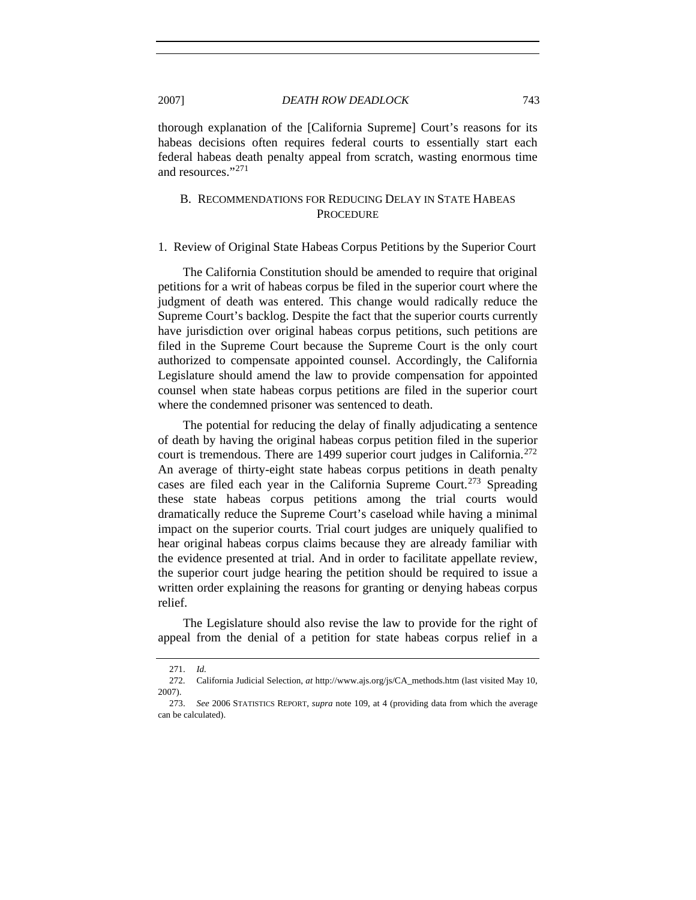thorough explanation of the [California Supreme] Court's reasons for its habeas decisions often requires federal courts to essentially start each federal habeas death penalty appeal from scratch, wasting enormous time and resources."[271]

## B. Recommendations for Reducing Delay in State Habeas Procedure

### 1. Review of Original State Habeas Corpus Petitions by the Superior Court

The California Constitution should be amended to require that original petitions for a writ of habeas corpus be filed in the superior court where the judgment of death was entered. This change would radically reduce the Supreme Court's backlog. Despite the fact that the superior courts currently have jurisdiction over original habeas corpus petitions, such petitions are filed in the Supreme Court because the Supreme Court is the only court authorized to compensate appointed counsel. Accordingly, the California Legislature should amend the law to provide compensation for appointed counsel when state habeas corpus petitions are filed in the superior court where the condemned prisoner was sentenced to death.

The potential for reducing the delay of finally adjudicating a sentence of death by having the original habeas corpus petition filed in the superior court is tremendous. There are 1499 superior court judges in California.[272] An average of thirty-eight state habeas corpus petitions in death penalty cases are filed each year in the California Supreme Court.[273] Spreading these state habeas corpus petitions among the trial courts would dramatically reduce the Supreme Court's caseload while having a minimal impact on the superior courts. Trial court judges are uniquely qualified to hear original habeas corpus claims because they are already familiar with the evidence presented at trial. And in order to facilitate appellate review, the superior court judge hearing the petition should be required to issue a written order explaining the reasons for granting or denying habeas corpus relief.

The Legislature should also revise the law to provide for the right of appeal from the denial of a petition for state habeas corpus relief in a

---

271. *Id.*

272. California Judicial Selection, *at* http://www.ajs.org/js/CA_methods.htm (last visited May 10, 2007).

273. *See* 2006 Statistics Report, *supra* note 109, at 4 (providing data from which the average can be calculated).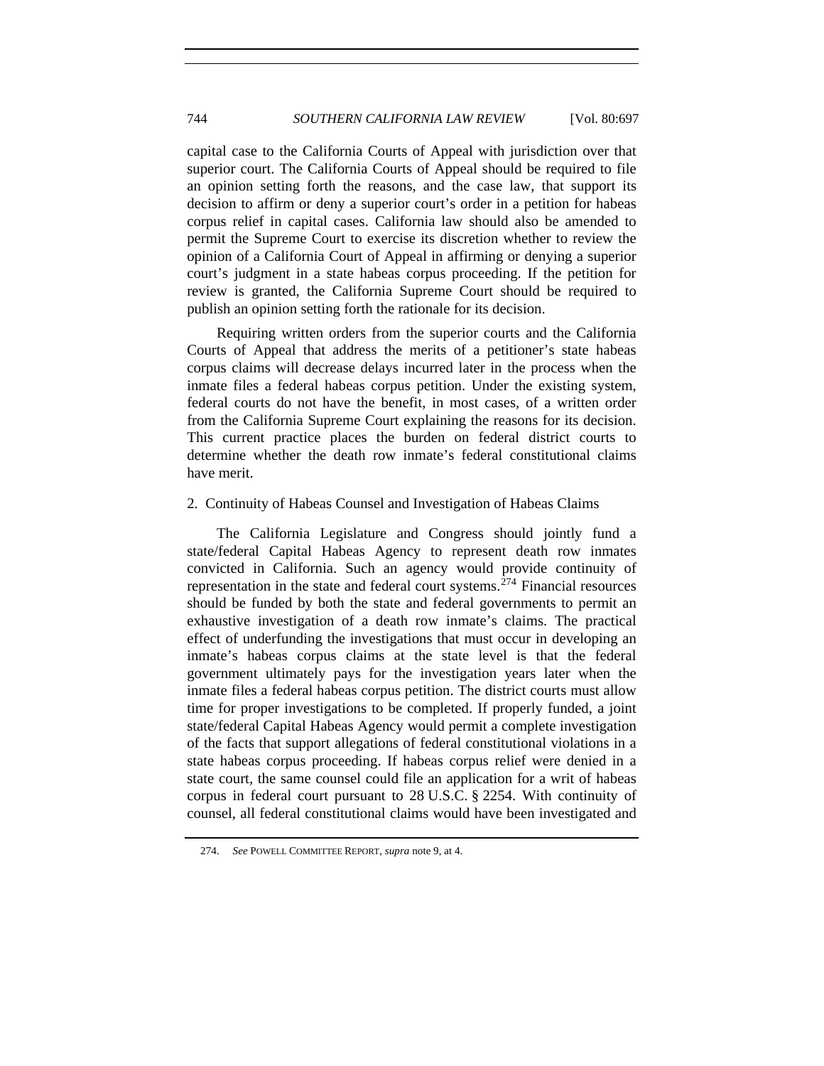capital case to the California Courts of Appeal with jurisdiction over that superior court. The California Courts of Appeal should be required to file an opinion setting forth the reasons, and the case law, that support its decision to affirm or deny a superior court's order in a petition for habeas corpus relief in capital cases. California law should also be amended to permit the Supreme Court to exercise its discretion whether to review the opinion of a California Court of Appeal in affirming or denying a superior court's judgment in a state habeas corpus proceeding. If the petition for review is granted, the California Supreme Court should be required to publish an opinion setting forth the rationale for its decision.

Requiring written orders from the superior courts and the California Courts of Appeal that address the merits of a petitioner's state habeas corpus claims will decrease delays incurred later in the process when the inmate files a federal habeas corpus petition. Under the existing system, federal courts do not have the benefit, in most cases, of a written order from the California Supreme Court explaining the reasons for its decision. This current practice places the burden on federal district courts to determine whether the death row inmate's federal constitutional claims have merit.

### 2. Continuity of Habeas Counsel and Investigation of Habeas Claims

The California Legislature and Congress should jointly fund a state/federal Capital Habeas Agency to represent death row inmates convicted in California. Such an agency would provide continuity of representation in the state and federal court systems.[274] Financial resources should be funded by both the state and federal governments to permit an exhaustive investigation of a death row inmate's claims. The practical effect of underfunding the investigations that must occur in developing an inmate's habeas corpus claims at the state level is that the federal government ultimately pays for the investigation years later when the inmate files a federal habeas corpus petition. The district courts must allow time for proper investigations to be completed. If properly funded, a joint state/federal Capital Habeas Agency would permit a complete investigation of the facts that support allegations of federal constitutional violations in a state habeas corpus proceeding. If habeas corpus relief were denied in a state court, the same counsel could file an application for a writ of habeas corpus in federal court pursuant to 28 U.S.C. § 2254. With continuity of counsel, all federal constitutional claims would have been investigated and

274. *See* POWELL COMMITTEE REPORT, *supra* note 9, at 4.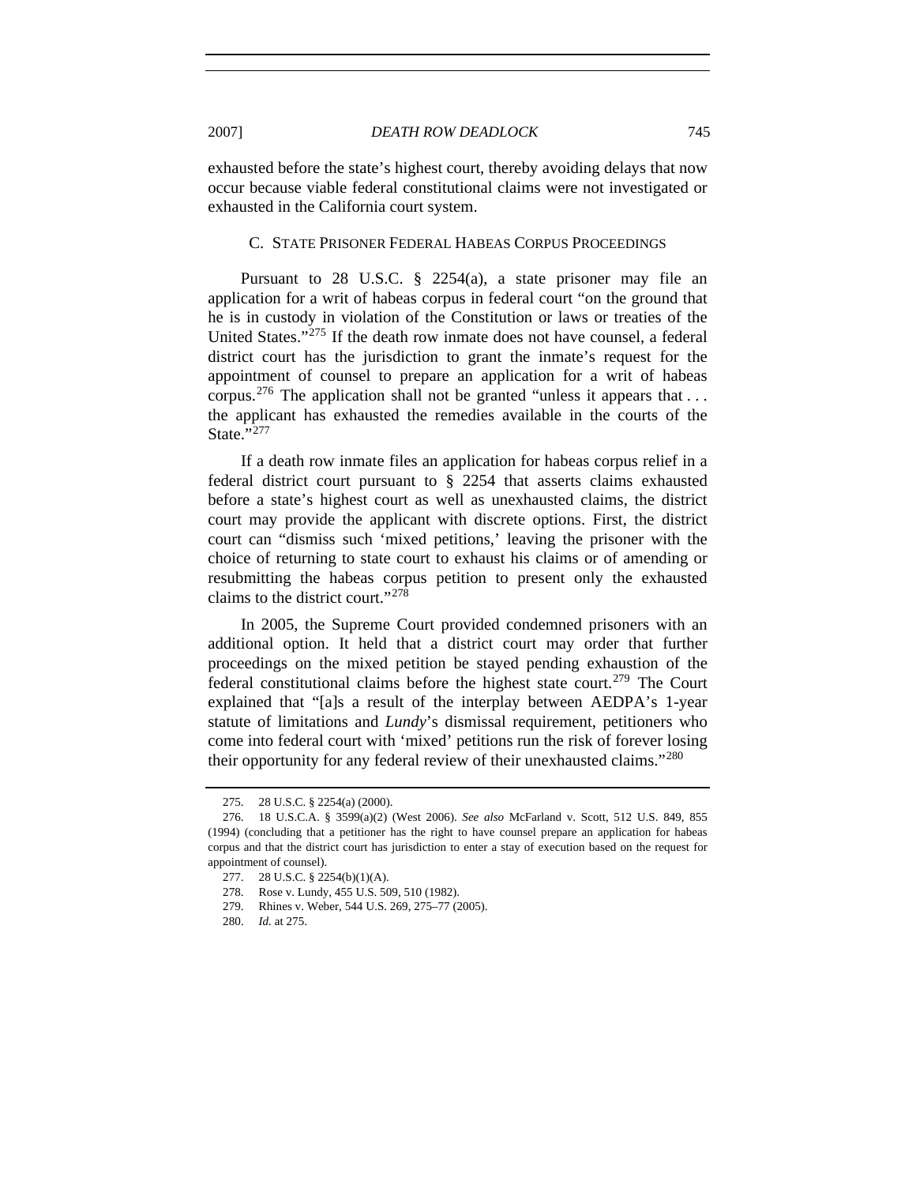exhausted before the state's highest court, thereby avoiding delays that now occur because viable federal constitutional claims were not investigated or exhausted in the California court system.

### C. STATE PRISONER FEDERAL HABEAS CORPUS PROCEEDINGS

Pursuant to 28 U.S.C. § 2254(a), a state prisoner may file an application for a writ of habeas corpus in federal court "on the ground that he is in custody in violation of the Constitution or laws or treaties of the United States."[275] If the death row inmate does not have counsel, a federal district court has the jurisdiction to grant the inmate's request for the appointment of counsel to prepare an application for a writ of habeas corpus.[276] The application shall not be granted "unless it appears that . . . the applicant has exhausted the remedies available in the courts of the State."[277]

If a death row inmate files an application for habeas corpus relief in a federal district court pursuant to § 2254 that asserts claims exhausted before a state's highest court as well as unexhausted claims, the district court may provide the applicant with discrete options. First, the district court can "dismiss such 'mixed petitions,' leaving the prisoner with the choice of returning to state court to exhaust his claims or of amending or resubmitting the habeas corpus petition to present only the exhausted claims to the district court."[278]

In 2005, the Supreme Court provided condemned prisoners with an additional option. It held that a district court may order that further proceedings on the mixed petition be stayed pending exhaustion of the federal constitutional claims before the highest state court.[279] The Court explained that "[a]s a result of the interplay between AEDPA's 1-year statute of limitations and *Lundy*'s dismissal requirement, petitioners who come into federal court with 'mixed' petitions run the risk of forever losing their opportunity for any federal review of their unexhausted claims."[280]

---

275. 28 U.S.C. § 2254(a) (2000).

276. 18 U.S.C.A. § 3599(a)(2) (West 2006). *See also* McFarland v. Scott, 512 U.S. 849, 855 (1994) (concluding that a petitioner has the right to have counsel prepare an application for habeas corpus and that the district court has jurisdiction to enter a stay of execution based on the request for appointment of counsel).

277. 28 U.S.C. § 2254(b)(1)(A).

278. Rose v. Lundy, 455 U.S. 509, 510 (1982).

279. Rhines v. Weber, 544 U.S. 269, 275–77 (2005).

280. *Id.* at 275.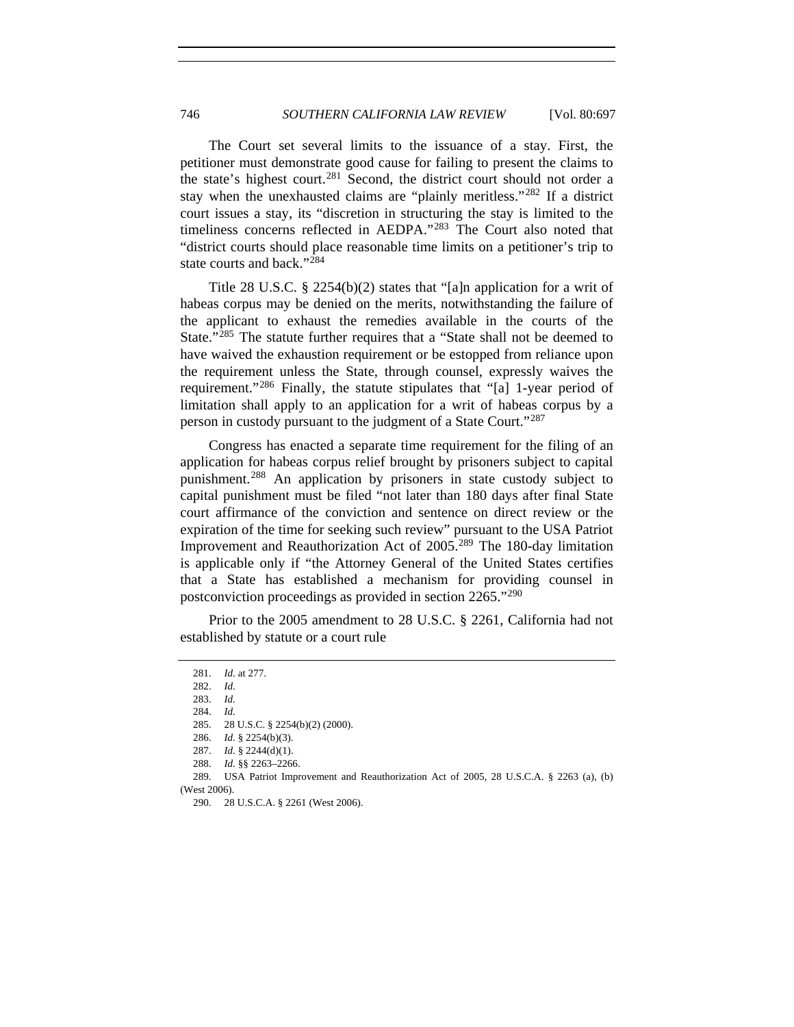The Court set several limits to the issuance of a stay. First, the petitioner must demonstrate good cause for failing to present the claims to the state's highest court.[281] Second, the district court should not order a stay when the unexhausted claims are "plainly meritless."[282] If a district court issues a stay, its "discretion in structuring the stay is limited to the timeliness concerns reflected in AEDPA."[283] The Court also noted that "district courts should place reasonable time limits on a petitioner's trip to state courts and back."[284]

Title 28 U.S.C. § 2254(b)(2) states that "[a]n application for a writ of habeas corpus may be denied on the merits, notwithstanding the failure of the applicant to exhaust the remedies available in the courts of the State."[285] The statute further requires that a "State shall not be deemed to have waived the exhaustion requirement or be estopped from reliance upon the requirement unless the State, through counsel, expressly waives the requirement."[286] Finally, the statute stipulates that "[a] 1-year period of limitation shall apply to an application for a writ of habeas corpus by a person in custody pursuant to the judgment of a State Court."[287]

Congress has enacted a separate time requirement for the filing of an application for habeas corpus relief brought by prisoners subject to capital punishment.[288] An application by prisoners in state custody subject to capital punishment must be filed "not later than 180 days after final State court affirmance of the conviction and sentence on direct review or the expiration of the time for seeking such review" pursuant to the USA Patriot Improvement and Reauthorization Act of 2005.[289] The 180-day limitation is applicable only if "the Attorney General of the United States certifies that a State has established a mechanism for providing counsel in postconviction proceedings as provided in section 2265."[290]

Prior to the 2005 amendment to 28 U.S.C. § 2261, California had not established by statute or a court rule

---

281. *Id.* at 277.
282. *Id.*
283. *Id.*
284. *Id.*
285. 28 U.S.C. § 2254(b)(2) (2000).
286. *Id.* § 2254(b)(3).
287. *Id.* § 2244(d)(1).
288. *Id.* §§ 2263–2266.
289. USA Patriot Improvement and Reauthorization Act of 2005, 28 U.S.C.A. § 2263 (a), (b) (West 2006).
290. 28 U.S.C.A. § 2261 (West 2006).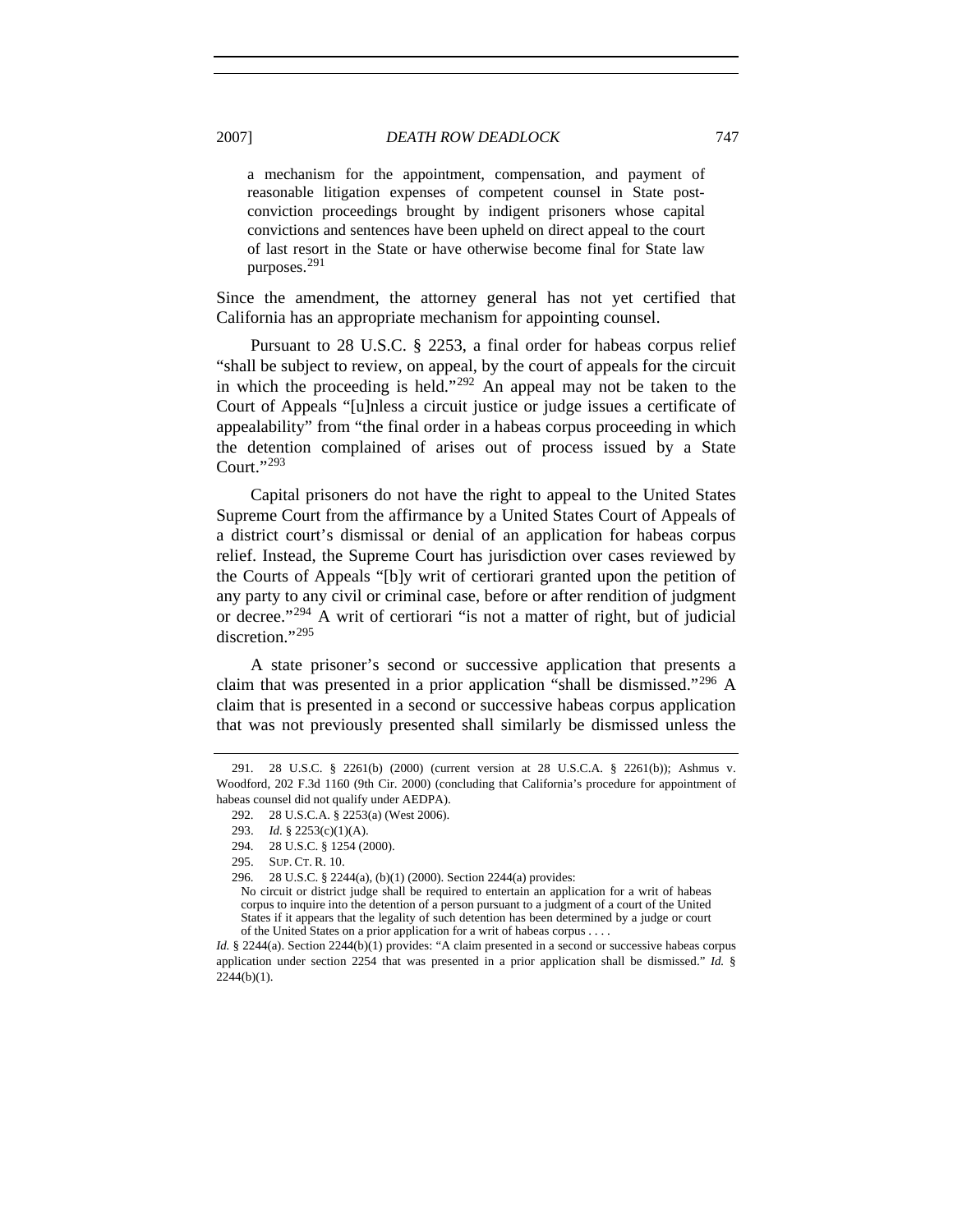> a mechanism for the appointment, compensation, and payment of reasonable litigation expenses of competent counsel in State post-conviction proceedings brought by indigent prisoners whose capital convictions and sentences have been upheld on direct appeal to the court of last resort in the State or have otherwise become final for State law purposes.[291]

Since the amendment, the attorney general has not yet certified that California has an appropriate mechanism for appointing counsel.

Pursuant to 28 U.S.C. § 2253, a final order for habeas corpus relief "shall be subject to review, on appeal, by the court of appeals for the circuit in which the proceeding is held."[292] An appeal may not be taken to the Court of Appeals "[u]nless a circuit justice or judge issues a certificate of appealability" from "the final order in a habeas corpus proceeding in which the detention complained of arises out of process issued by a State Court."[293]

Capital prisoners do not have the right to appeal to the United States Supreme Court from the affirmance by a United States Court of Appeals of a district court's dismissal or denial of an application for habeas corpus relief. Instead, the Supreme Court has jurisdiction over cases reviewed by the Courts of Appeals "[b]y writ of certiorari granted upon the petition of any party to any civil or criminal case, before or after rendition of judgment or decree."[294] A writ of certiorari "is not a matter of right, but of judicial discretion."[295]

A state prisoner's second or successive application that presents a claim that was presented in a prior application "shall be dismissed."[296] A claim that is presented in a second or successive habeas corpus application that was not previously presented shall similarly be dismissed unless the

---

291. 28 U.S.C. § 2261(b) (2000) (current version at 28 U.S.C.A. § 2261(b)); Ashmus v. Woodford, 202 F.3d 1160 (9th Cir. 2000) (concluding that California's procedure for appointment of habeas counsel did not qualify under AEDPA).

292. 28 U.S.C.A. § 2253(a) (West 2006).

293. *Id.* § 2253(c)(1)(A).

294. 28 U.S.C. § 1254 (2000).

295. SUP. CT. R. 10.

296. 28 U.S.C. § 2244(a), (b)(1) (2000). Section 2244(a) provides:

> No circuit or district judge shall be required to entertain an application for a writ of habeas corpus to inquire into the detention of a person pursuant to a judgment of a court of the United States if it appears that the legality of such detention has been determined by a judge or court of the United States on a prior application for a writ of habeas corpus . . . .

*Id.* § 2244(a). Section 2244(b)(1) provides: "A claim presented in a second or successive habeas corpus application under section 2254 that was presented in a prior application shall be dismissed." *Id.* § 2244(b)(1).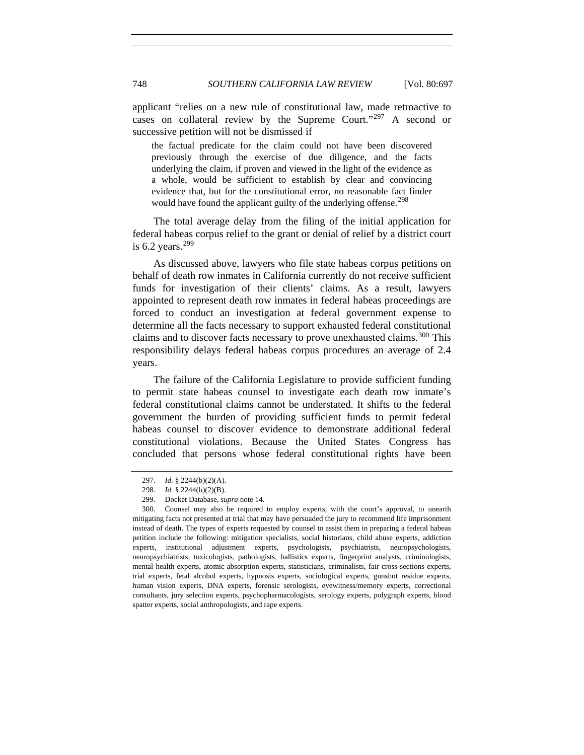applicant "relies on a new rule of constitutional law, made retroactive to cases on collateral review by the Supreme Court."[297] A second or successive petition will not be dismissed if

> the factual predicate for the claim could not have been discovered previously through the exercise of due diligence, and the facts underlying the claim, if proven and viewed in the light of the evidence as a whole, would be sufficient to establish by clear and convincing evidence that, but for the constitutional error, no reasonable fact finder would have found the applicant guilty of the underlying offense.[298]

The total average delay from the filing of the initial application for federal habeas corpus relief to the grant or denial of relief by a district court is 6.2 years.[299]

As discussed above, lawyers who file state habeas corpus petitions on behalf of death row inmates in California currently do not receive sufficient funds for investigation of their clients' claims. As a result, lawyers appointed to represent death row inmates in federal habeas proceedings are forced to conduct an investigation at federal government expense to determine all the facts necessary to support exhausted federal constitutional claims and to discover facts necessary to prove unexhausted claims.[300] This responsibility delays federal habeas corpus procedures an average of 2.4 years.

The failure of the California Legislature to provide sufficient funding to permit state habeas counsel to investigate each death row inmate's federal constitutional claims cannot be understated. It shifts to the federal government the burden of providing sufficient funds to permit federal habeas counsel to discover evidence to demonstrate additional federal constitutional violations. Because the United States Congress has concluded that persons whose federal constitutional rights have been

---

297. *Id.* § 2244(b)(2)(A).

298. *Id.* § 2244(b)(2)(B).

299. Docket Database, *supra* note 14.

300. Counsel may also be required to employ experts, with the court's approval, to unearth mitigating facts not presented at trial that may have persuaded the jury to recommend life imprisonment instead of death. The types of experts requested by counsel to assist them in preparing a federal habeas petition include the following: mitigation specialists, social historians, child abuse experts, addiction experts, institutional adjustment experts, psychologists, psychiatrists, neuropsychologists, neuropsychiatrists, toxicologists, pathologists, ballistics experts, fingerprint analysts, criminologists, mental health experts, atomic absorption experts, statisticians, criminalists, fair cross-sections experts, trial experts, fetal alcohol experts, hypnosis experts, sociological experts, gunshot residue experts, human vision experts, DNA experts, forensic serologists, eyewitness/memory experts, correctional consultants, jury selection experts, psychopharmacologists, serology experts, polygraph experts, blood spatter experts, social anthropologists, and rape experts.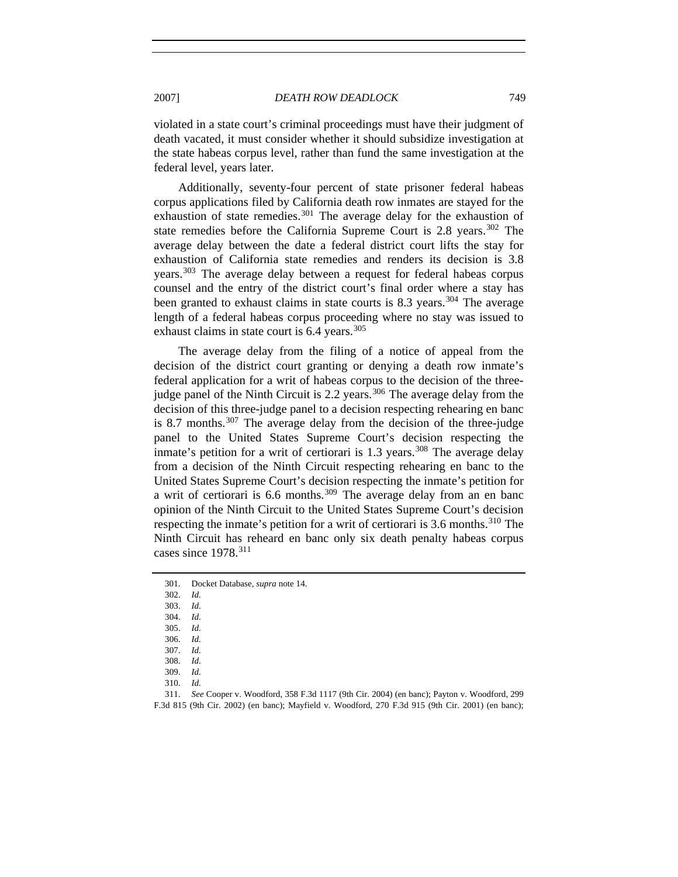violated in a state court's criminal proceedings must have their judgment of death vacated, it must consider whether it should subsidize investigation at the state habeas corpus level, rather than fund the same investigation at the federal level, years later.

Additionally, seventy-four percent of state prisoner federal habeas corpus applications filed by California death row inmates are stayed for the exhaustion of state remedies.[301] The average delay for the exhaustion of state remedies before the California Supreme Court is 2.8 years.[302] The average delay between the date a federal district court lifts the stay for exhaustion of California state remedies and renders its decision is 3.8 years.[303] The average delay between a request for federal habeas corpus counsel and the entry of the district court's final order where a stay has been granted to exhaust claims in state courts is 8.3 years.[304] The average length of a federal habeas corpus proceeding where no stay was issued to exhaust claims in state court is 6.4 years.[305]

The average delay from the filing of a notice of appeal from the decision of the district court granting or denying a death row inmate's federal application for a writ of habeas corpus to the decision of the three-judge panel of the Ninth Circuit is 2.2 years.[306] The average delay from the decision of this three-judge panel to a decision respecting rehearing en banc is 8.7 months.[307] The average delay from the decision of the three-judge panel to the United States Supreme Court's decision respecting the inmate's petition for a writ of certiorari is 1.3 years.[308] The average delay from a decision of the Ninth Circuit respecting rehearing en banc to the United States Supreme Court's decision respecting the inmate's petition for a writ of certiorari is 6.6 months.[309] The average delay from an en banc opinion of the Ninth Circuit to the United States Supreme Court's decision respecting the inmate's petition for a writ of certiorari is 3.6 months.[310] The Ninth Circuit has reheard en banc only six death penalty habeas corpus cases since 1978.[311]

---

301. Docket Database, *supra* note 14.

302. *Id.*

303. *Id.*

304. *Id.*

305. *Id.*

306. *Id.*

307. *Id.*

308. *Id.*

309. *Id.*

310. *Id.*

311. *See* Cooper v. Woodford, 358 F.3d 1117 (9th Cir. 2004) (en banc); Payton v. Woodford, 299 F.3d 815 (9th Cir. 2002) (en banc); Mayfield v. Woodford, 270 F.3d 915 (9th Cir. 2001) (en banc);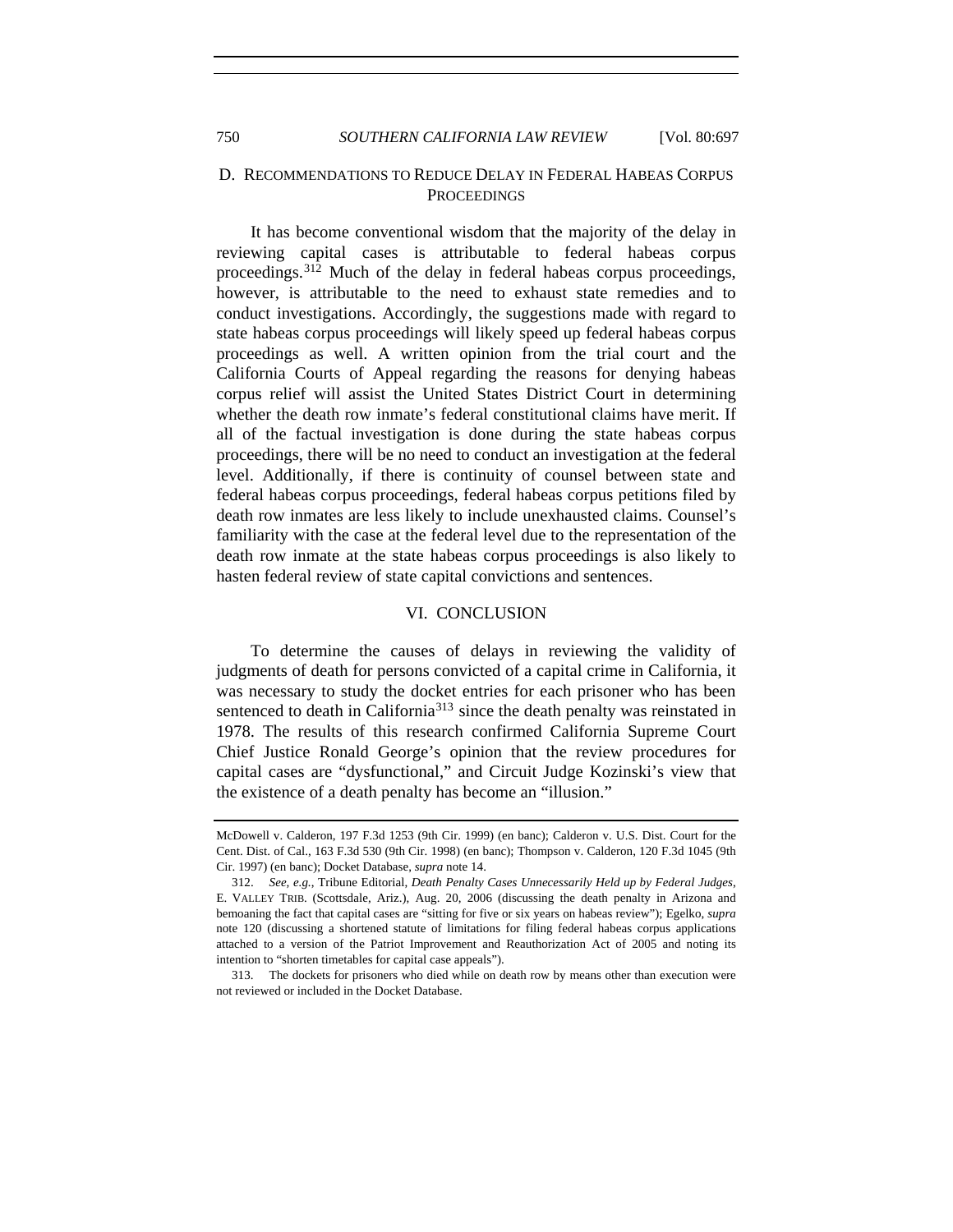### D. RECOMMENDATIONS TO REDUCE DELAY IN FEDERAL HABEAS CORPUS PROCEEDINGS

It has become conventional wisdom that the majority of the delay in reviewing capital cases is attributable to federal habeas corpus proceedings.[312] Much of the delay in federal habeas corpus proceedings, however, is attributable to the need to exhaust state remedies and to conduct investigations. Accordingly, the suggestions made with regard to state habeas corpus proceedings will likely speed up federal habeas corpus proceedings as well. A written opinion from the trial court and the California Courts of Appeal regarding the reasons for denying habeas corpus relief will assist the United States District Court in determining whether the death row inmate's federal constitutional claims have merit. If all of the factual investigation is done during the state habeas corpus proceedings, there will be no need to conduct an investigation at the federal level. Additionally, if there is continuity of counsel between state and federal habeas corpus proceedings, federal habeas corpus petitions filed by death row inmates are less likely to include unexhausted claims. Counsel's familiarity with the case at the federal level due to the representation of the death row inmate at the state habeas corpus proceedings is also likely to hasten federal review of state capital convictions and sentences.

## VI. CONCLUSION

To determine the causes of delays in reviewing the validity of judgments of death for persons convicted of a capital crime in California, it was necessary to study the docket entries for each prisoner who has been sentenced to death in California[313] since the death penalty was reinstated in 1978. The results of this research confirmed California Supreme Court Chief Justice Ronald George's opinion that the review procedures for capital cases are "dysfunctional," and Circuit Judge Kozinski's view that the existence of a death penalty has become an "illusion."

---

McDowell v. Calderon, 197 F.3d 1253 (9th Cir. 1999) (en banc); Calderon v. U.S. Dist. Court for the Cent. Dist. of Cal., 163 F.3d 530 (9th Cir. 1998) (en banc); Thompson v. Calderon, 120 F.3d 1045 (9th Cir. 1997) (en banc); Docket Database, *supra* note 14.

312. *See, e.g.*, Tribune Editorial, *Death Penalty Cases Unnecessarily Held up by Federal Judges*, E. VALLEY TRIB. (Scottsdale, Ariz.), Aug. 20, 2006 (discussing the death penalty in Arizona and bemoaning the fact that capital cases are "sitting for five or six years on habeas review"); Egelko, *supra* note 120 (discussing a shortened statute of limitations for filing federal habeas corpus applications attached to a version of the Patriot Improvement and Reauthorization Act of 2005 and noting its intention to "shorten timetables for capital case appeals").

313. The dockets for prisoners who died while on death row by means other than execution were not reviewed or included in the Docket Database.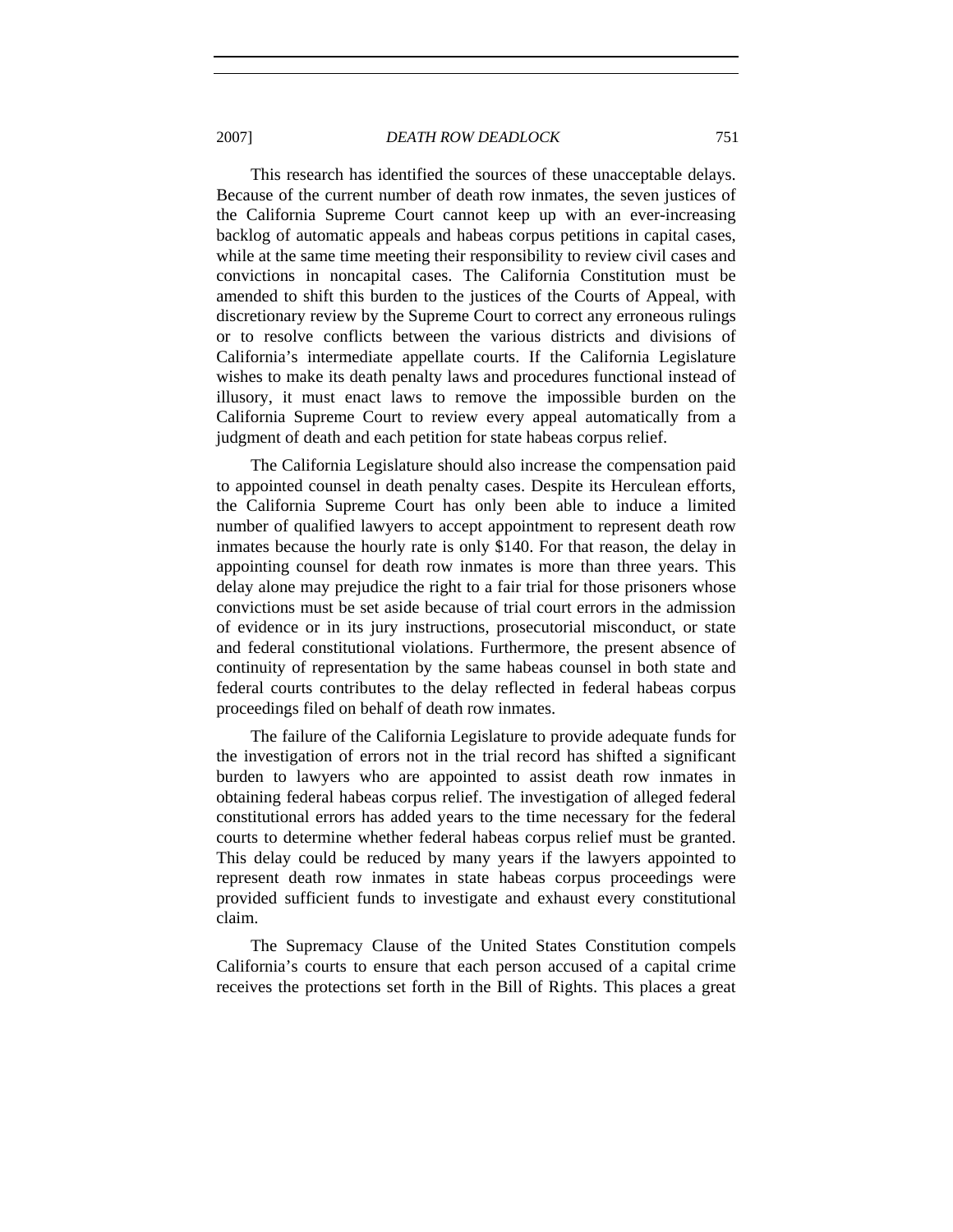This research has identified the sources of these unacceptable delays. Because of the current number of death row inmates, the seven justices of the California Supreme Court cannot keep up with an ever-increasing backlog of automatic appeals and habeas corpus petitions in capital cases, while at the same time meeting their responsibility to review civil cases and convictions in noncapital cases. The California Constitution must be amended to shift this burden to the justices of the Courts of Appeal, with discretionary review by the Supreme Court to correct any erroneous rulings or to resolve conflicts between the various districts and divisions of California's intermediate appellate courts. If the California Legislature wishes to make its death penalty laws and procedures functional instead of illusory, it must enact laws to remove the impossible burden on the California Supreme Court to review every appeal automatically from a judgment of death and each petition for state habeas corpus relief.

The California Legislature should also increase the compensation paid to appointed counsel in death penalty cases. Despite its Herculean efforts, the California Supreme Court has only been able to induce a limited number of qualified lawyers to accept appointment to represent death row inmates because the hourly rate is only $140. For that reason, the delay in appointing counsel for death row inmates is more than three years. This delay alone may prejudice the right to a fair trial for those prisoners whose convictions must be set aside because of trial court errors in the admission of evidence or in its jury instructions, prosecutorial misconduct, or state and federal constitutional violations. Furthermore, the present absence of continuity of representation by the same habeas counsel in both state and federal courts contributes to the delay reflected in federal habeas corpus proceedings filed on behalf of death row inmates.

The failure of the California Legislature to provide adequate funds for the investigation of errors not in the trial record has shifted a significant burden to lawyers who are appointed to assist death row inmates in obtaining federal habeas corpus relief. The investigation of alleged federal constitutional errors has added years to the time necessary for the federal courts to determine whether federal habeas corpus relief must be granted. This delay could be reduced by many years if the lawyers appointed to represent death row inmates in state habeas corpus proceedings were provided sufficient funds to investigate and exhaust every constitutional claim.

The Supremacy Clause of the United States Constitution compels California's courts to ensure that each person accused of a capital crime receives the protections set forth in the Bill of Rights. This places a great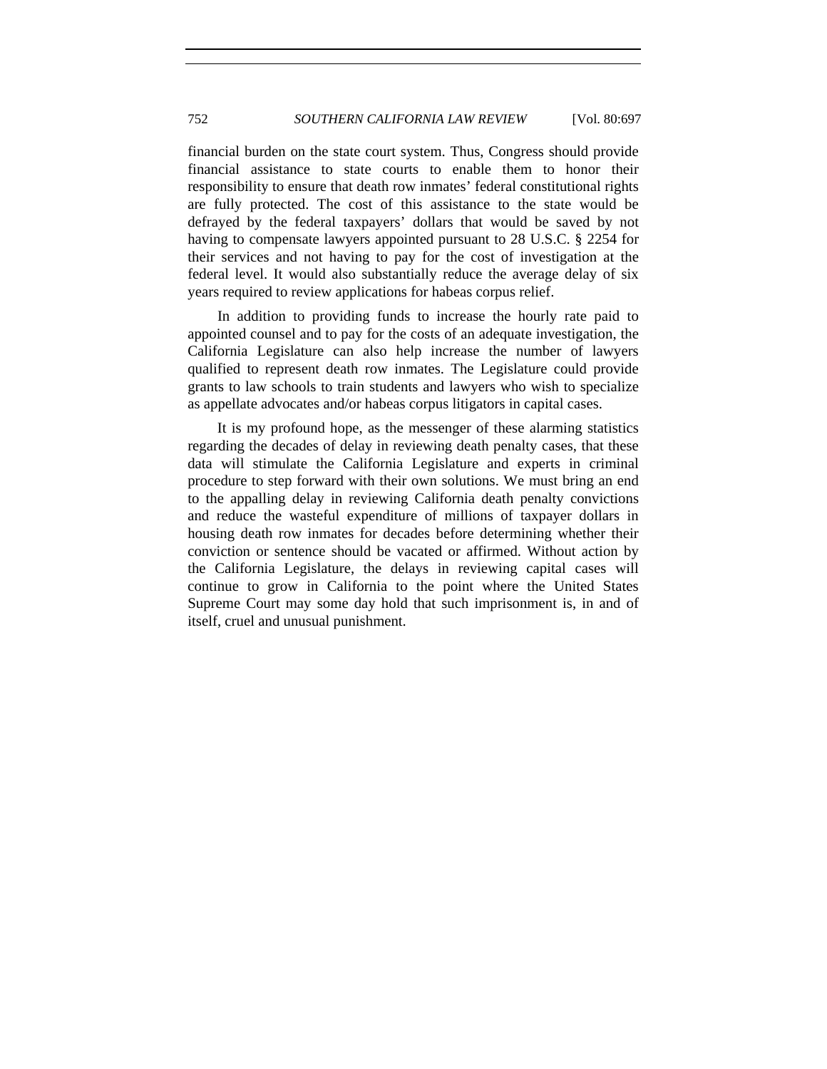financial burden on the state court system. Thus, Congress should provide financial assistance to state courts to enable them to honor their responsibility to ensure that death row inmates' federal constitutional rights are fully protected. The cost of this assistance to the state would be defrayed by the federal taxpayers' dollars that would be saved by not having to compensate lawyers appointed pursuant to 28 U.S.C. § 2254 for their services and not having to pay for the cost of investigation at the federal level. It would also substantially reduce the average delay of six years required to review applications for habeas corpus relief.

In addition to providing funds to increase the hourly rate paid to appointed counsel and to pay for the costs of an adequate investigation, the California Legislature can also help increase the number of lawyers qualified to represent death row inmates. The Legislature could provide grants to law schools to train students and lawyers who wish to specialize as appellate advocates and/or habeas corpus litigators in capital cases.

It is my profound hope, as the messenger of these alarming statistics regarding the decades of delay in reviewing death penalty cases, that these data will stimulate the California Legislature and experts in criminal procedure to step forward with their own solutions. We must bring an end to the appalling delay in reviewing California death penalty convictions and reduce the wasteful expenditure of millions of taxpayer dollars in housing death row inmates for decades before determining whether their conviction or sentence should be vacated or affirmed. Without action by the California Legislature, the delays in reviewing capital cases will continue to grow in California to the point where the United States Supreme Court may some day hold that such imprisonment is, in and of itself, cruel and unusual punishment.